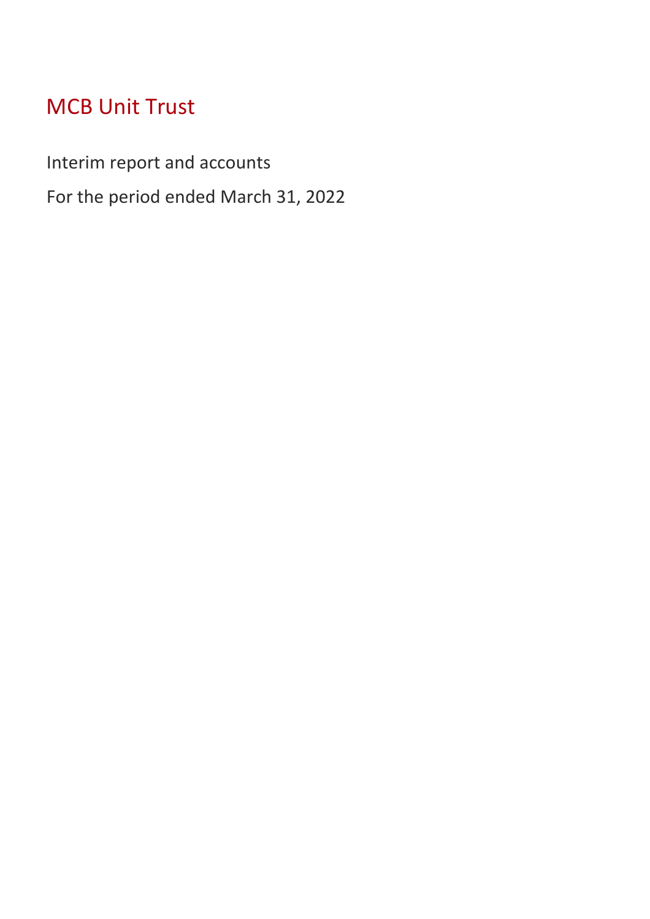# MCB Unit Trust

Interim report and accounts

For the period ended March 31, 2022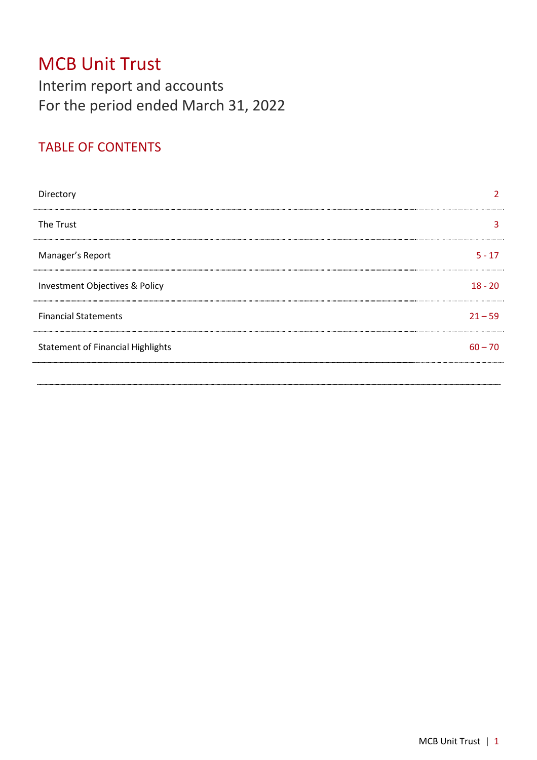# MCB Unit Trust

Interim report and accounts
For the period ended March 31, 2022

## TABLE OF CONTENTS

| | |
|---|---|
| Directory | 2 |
| The Trust | 3 |
| Manager's Report | 5 - 17 |
| Investment Objectives & Policy | 18 - 20 |
| Financial Statements | 21 – 59 |
| Statement of Financial Highlights | 60 – 70 |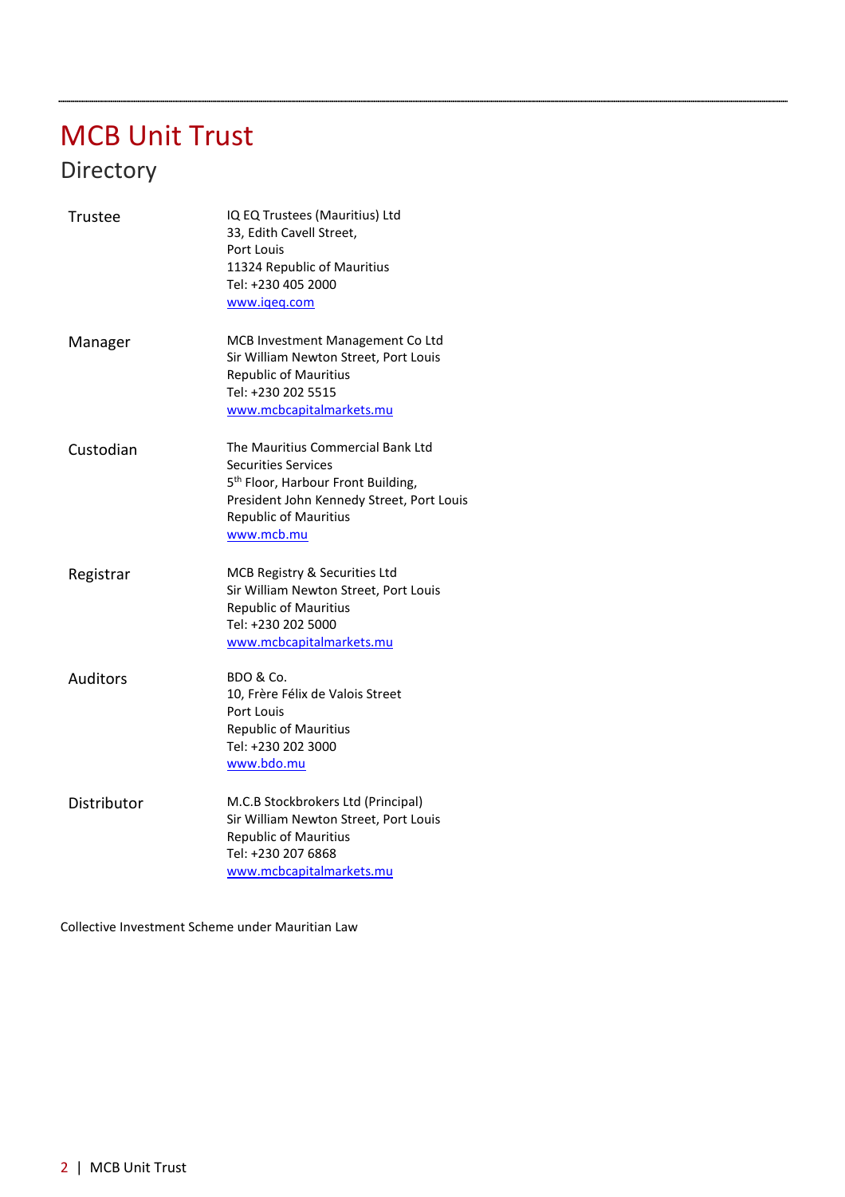# MCB Unit Trust

## Directory

| | |
|---|---|
| Trustee | IQ EQ Trustees (Mauritius) Ltd<br>33, Edith Cavell Street,<br>Port Louis<br>11324 Republic of Mauritius<br>Tel: +230 405 2000<br>www.iqeq.com |
| Manager | MCB Investment Management Co Ltd<br>Sir William Newton Street, Port Louis<br>Republic of Mauritius<br>Tel: +230 202 5515<br>www.mcbcapitalmarkets.mu |
| Custodian | The Mauritius Commercial Bank Ltd<br>Securities Services<br>5th Floor, Harbour Front Building,<br>President John Kennedy Street, Port Louis<br>Republic of Mauritius<br>www.mcb.mu |
| Registrar | MCB Registry & Securities Ltd<br>Sir William Newton Street, Port Louis<br>Republic of Mauritius<br>Tel: +230 202 5000<br>www.mcbcapitalmarkets.mu |
| Auditors | BDO & Co.<br>10, Frère Félix de Valois Street<br>Port Louis<br>Republic of Mauritius<br>Tel: +230 202 3000<br>www.bdo.mu |
| Distributor | M.C.B Stockbrokers Ltd (Principal)<br>Sir William Newton Street, Port Louis<br>Republic of Mauritius<br>Tel: +230 207 6868<br>www.mcbcapitalmarkets.mu |

Collective Investment Scheme under Mauritian Law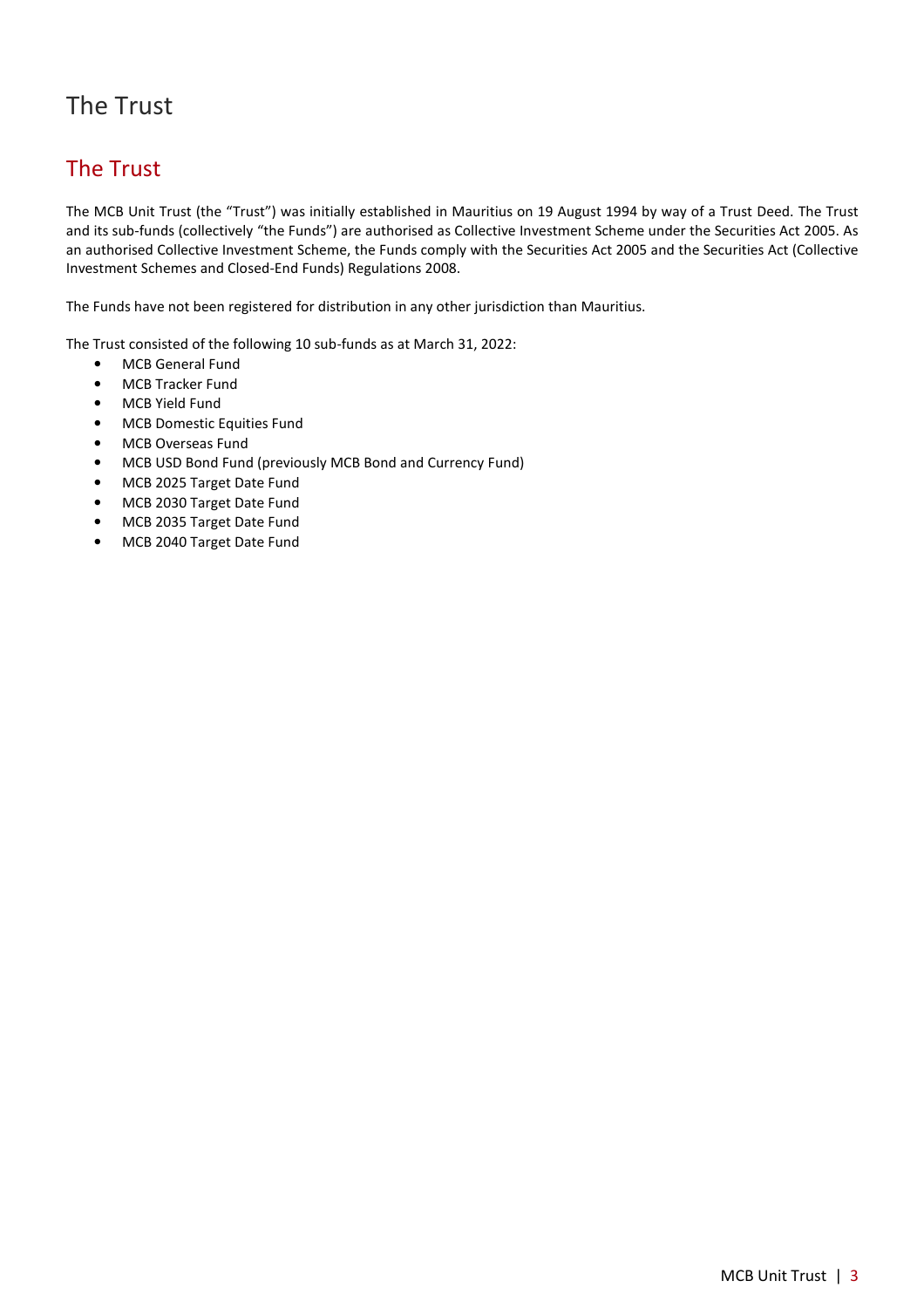# The Trust

## The Trust

The MCB Unit Trust (the "Trust") was initially established in Mauritius on 19 August 1994 by way of a Trust Deed. The Trust and its sub-funds (collectively "the Funds") are authorised as Collective Investment Scheme under the Securities Act 2005. As an authorised Collective Investment Scheme, the Funds comply with the Securities Act 2005 and the Securities Act (Collective Investment Schemes and Closed-End Funds) Regulations 2008.

The Funds have not been registered for distribution in any other jurisdiction than Mauritius.

The Trust consisted of the following 10 sub-funds as at March 31, 2022:

- MCB General Fund
- MCB Tracker Fund
- MCB Yield Fund
- MCB Domestic Equities Fund
- MCB Overseas Fund
- MCB USD Bond Fund (previously MCB Bond and Currency Fund)
- MCB 2025 Target Date Fund
- MCB 2030 Target Date Fund
- MCB 2035 Target Date Fund
- MCB 2040 Target Date Fund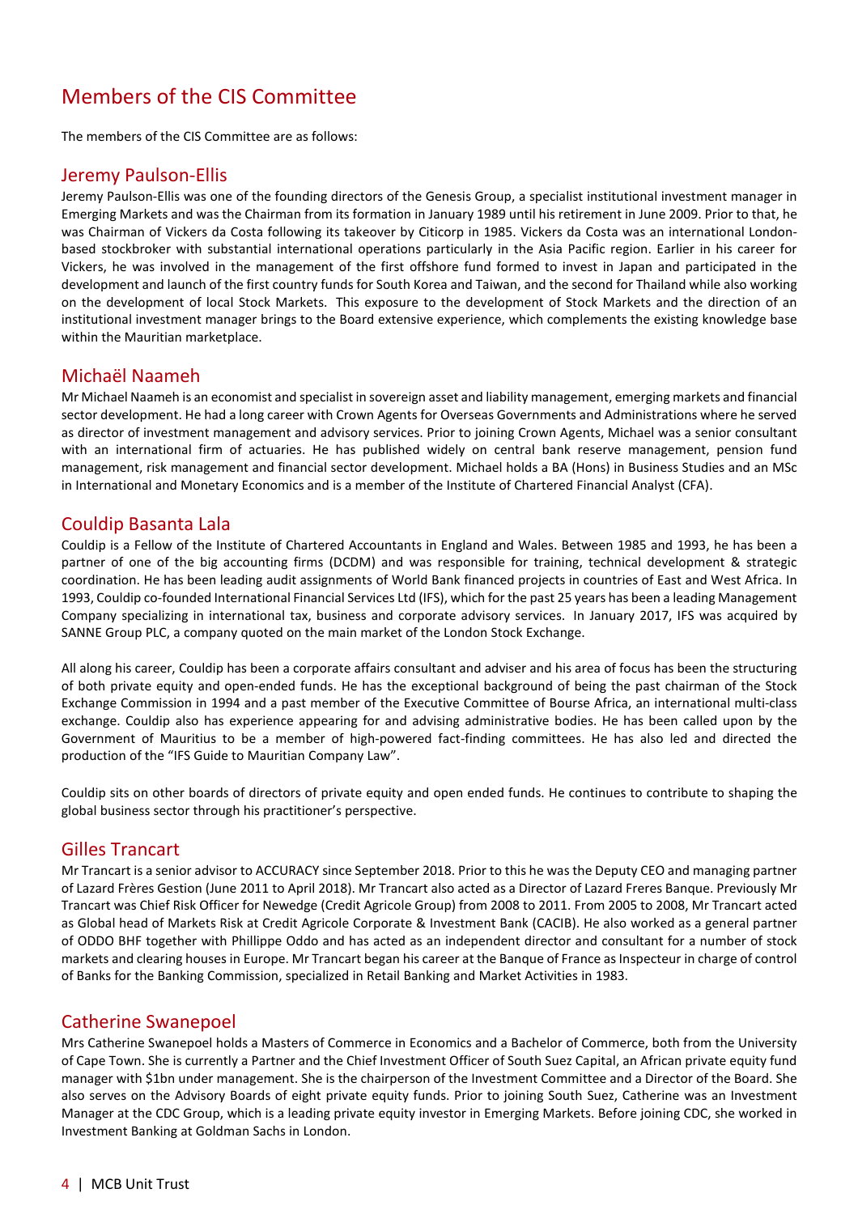# Members of the CIS Committee

The members of the CIS Committee are as follows:

## Jeremy Paulson-Ellis

Jeremy Paulson-Ellis was one of the founding directors of the Genesis Group, a specialist institutional investment manager in Emerging Markets and was the Chairman from its formation in January 1989 until his retirement in June 2009. Prior to that, he was Chairman of Vickers da Costa following its takeover by Citicorp in 1985. Vickers da Costa was an international London-based stockbroker with substantial international operations particularly in the Asia Pacific region. Earlier in his career for Vickers, he was involved in the management of the first offshore fund formed to invest in Japan and participated in the development and launch of the first country funds for South Korea and Taiwan, and the second for Thailand while also working on the development of local Stock Markets. This exposure to the development of Stock Markets and the direction of an institutional investment manager brings to the Board extensive experience, which complements the existing knowledge base within the Mauritian marketplace.

## Michaël Naameh

Mr Michael Naameh is an economist and specialist in sovereign asset and liability management, emerging markets and financial sector development. He had a long career with Crown Agents for Overseas Governments and Administrations where he served as director of investment management and advisory services. Prior to joining Crown Agents, Michael was a senior consultant with an international firm of actuaries. He has published widely on central bank reserve management, pension fund management, risk management and financial sector development. Michael holds a BA (Hons) in Business Studies and an MSc in International and Monetary Economics and is a member of the Institute of Chartered Financial Analyst (CFA).

## Couldip Basanta Lala

Couldip is a Fellow of the Institute of Chartered Accountants in England and Wales. Between 1985 and 1993, he has been a partner of one of the big accounting firms (DCDM) and was responsible for training, technical development & strategic coordination. He has been leading audit assignments of World Bank financed projects in countries of East and West Africa. In 1993, Couldip co-founded International Financial Services Ltd (IFS), which for the past 25 years has been a leading Management Company specializing in international tax, business and corporate advisory services. In January 2017, IFS was acquired by SANNE Group PLC, a company quoted on the main market of the London Stock Exchange.

All along his career, Couldip has been a corporate affairs consultant and adviser and his area of focus has been the structuring of both private equity and open-ended funds. He has the exceptional background of being the past chairman of the Stock Exchange Commission in 1994 and a past member of the Executive Committee of Bourse Africa, an international multi-class exchange. Couldip also has experience appearing for and advising administrative bodies. He has been called upon by the Government of Mauritius to be a member of high-powered fact-finding committees. He has also led and directed the production of the "IFS Guide to Mauritian Company Law".

Couldip sits on other boards of directors of private equity and open ended funds. He continues to contribute to shaping the global business sector through his practitioner's perspective.

## Gilles Trancart

Mr Trancart is a senior advisor to ACCURACY since September 2018. Prior to this he was the Deputy CEO and managing partner of Lazard Frères Gestion (June 2011 to April 2018). Mr Trancart also acted as a Director of Lazard Freres Banque. Previously Mr Trancart was Chief Risk Officer for Newedge (Credit Agricole Group) from 2008 to 2011. From 2005 to 2008, Mr Trancart acted as Global head of Markets Risk at Credit Agricole Corporate & Investment Bank (CACIB). He also worked as a general partner of ODDO BHF together with Phillippe Oddo and has acted as an independent director and consultant for a number of stock markets and clearing houses in Europe. Mr Trancart began his career at the Banque of France as Inspecteur in charge of control of Banks for the Banking Commission, specialized in Retail Banking and Market Activities in 1983.

## Catherine Swanepoel

Mrs Catherine Swanepoel holds a Masters of Commerce in Economics and a Bachelor of Commerce, both from the University of Cape Town. She is currently a Partner and the Chief Investment Officer of South Suez Capital, an African private equity fund manager with $1bn under management. She is the chairperson of the Investment Committee and a Director of the Board. She also serves on the Advisory Boards of eight private equity funds. Prior to joining South Suez, Catherine was an Investment Manager at the CDC Group, which is a leading private equity investor in Emerging Markets. Before joining CDC, she worked in Investment Banking at Goldman Sachs in London.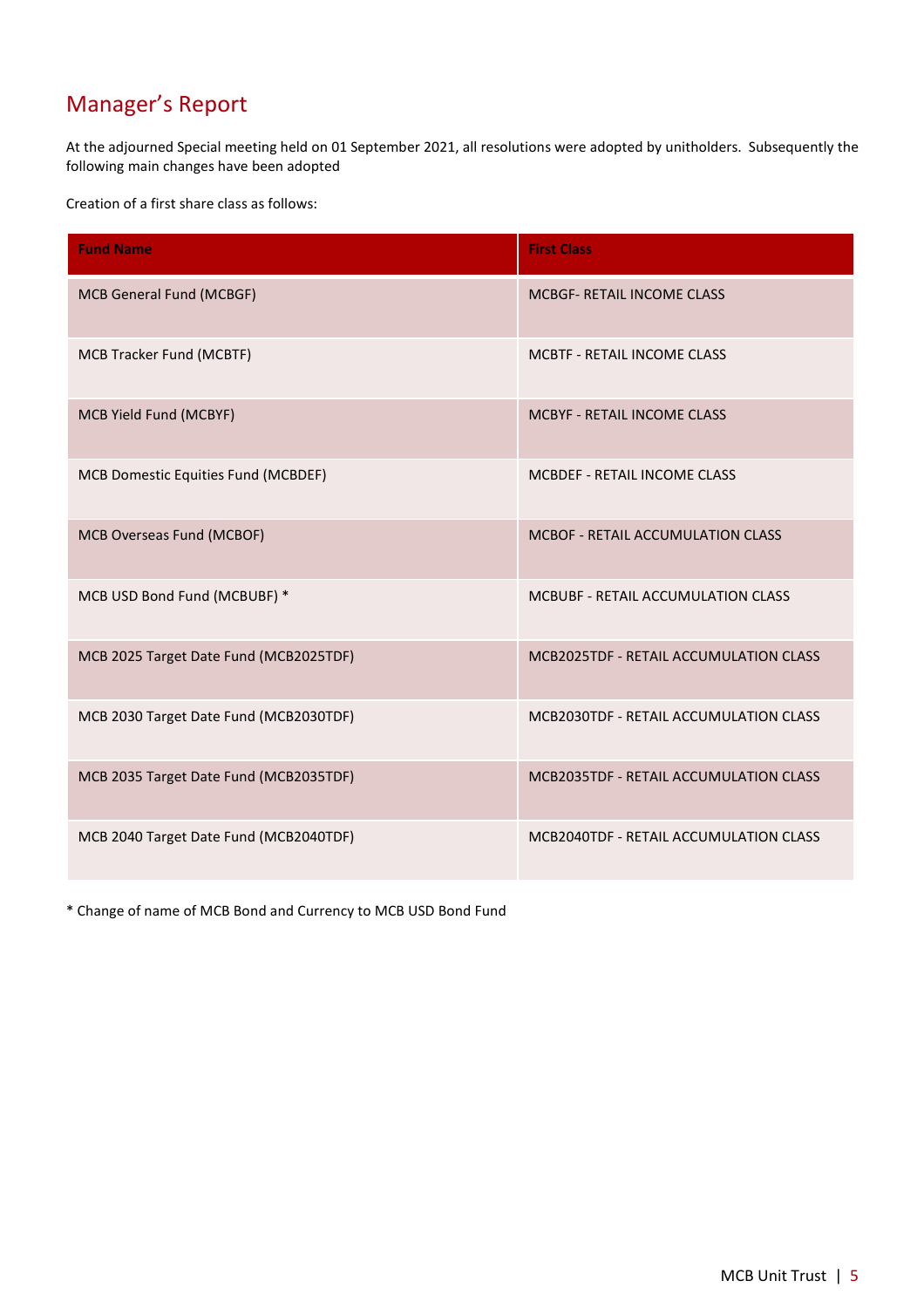# Manager's Report

At the adjourned Special meeting held on 01 September 2021, all resolutions were adopted by unitholders. Subsequently the following main changes have been adopted

Creation of a first share class as follows:

| Fund Name | First Class |
|---|---|
| MCB General Fund (MCBGF) | MCBGF- RETAIL INCOME CLASS |
| MCB Tracker Fund (MCBTF) | MCBTF - RETAIL INCOME CLASS |
| MCB Yield Fund (MCBYF) | MCBYF - RETAIL INCOME CLASS |
| MCB Domestic Equities Fund (MCBDEF) | MCBDEF - RETAIL INCOME CLASS |
| MCB Overseas Fund (MCBOF) | MCBOF - RETAIL ACCUMULATION CLASS |
| MCB USD Bond Fund (MCBUBF) * | MCBUBF - RETAIL ACCUMULATION CLASS |
| MCB 2025 Target Date Fund (MCB2025TDF) | MCB2025TDF - RETAIL ACCUMULATION CLASS |
| MCB 2030 Target Date Fund (MCB2030TDF) | MCB2030TDF - RETAIL ACCUMULATION CLASS |
| MCB 2035 Target Date Fund (MCB2035TDF) | MCB2035TDF - RETAIL ACCUMULATION CLASS |
| MCB 2040 Target Date Fund (MCB2040TDF) | MCB2040TDF - RETAIL ACCUMULATION CLASS |

* Change of name of MCB Bond and Currency to MCB USD Bond Fund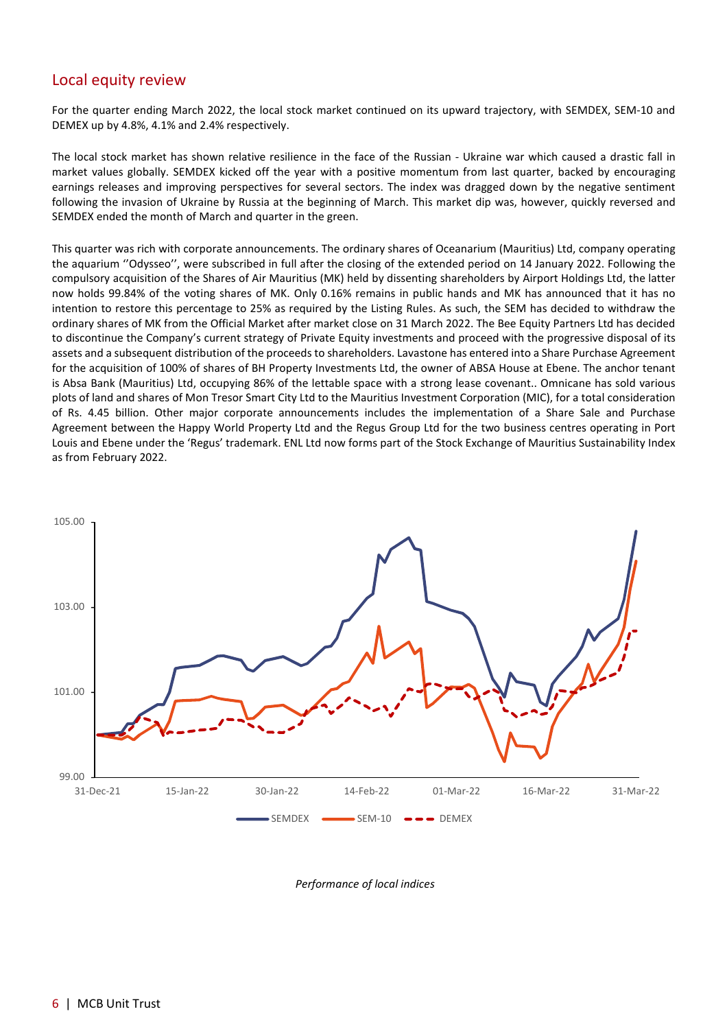## Local equity review

For the quarter ending March 2022, the local stock market continued on its upward trajectory, with SEMDEX, SEM-10 and DEMEX up by 4.8%, 4.1% and 2.4% respectively.

The local stock market has shown relative resilience in the face of the Russian - Ukraine war which caused a drastic fall in market values globally. SEMDEX kicked off the year with a positive momentum from last quarter, backed by encouraging earnings releases and improving perspectives for several sectors. The index was dragged down by the negative sentiment following the invasion of Ukraine by Russia at the beginning of March. This market dip was, however, quickly reversed and SEMDEX ended the month of March and quarter in the green.

This quarter was rich with corporate announcements. The ordinary shares of Oceanarium (Mauritius) Ltd, company operating the aquarium ''Odysseo'', were subscribed in full after the closing of the extended period on 14 January 2022. Following the compulsory acquisition of the Shares of Air Mauritius (MK) held by dissenting shareholders by Airport Holdings Ltd, the latter now holds 99.84% of the voting shares of MK. Only 0.16% remains in public hands and MK has announced that it has no intention to restore this percentage to 25% as required by the Listing Rules. As such, the SEM has decided to withdraw the ordinary shares of MK from the Official Market after market close on 31 March 2022. The Bee Equity Partners Ltd has decided to discontinue the Company's current strategy of Private Equity investments and proceed with the progressive disposal of its assets and a subsequent distribution of the proceeds to shareholders. Lavastone has entered into a Share Purchase Agreement for the acquisition of 100% of shares of BH Property Investments Ltd, the owner of ABSA House at Ebene. The anchor tenant is Absa Bank (Mauritius) Ltd, occupying 86% of the lettable space with a strong lease covenant.. Omnicane has sold various plots of land and shares of Mon Tresor Smart City Ltd to the Mauritius Investment Corporation (MIC), for a total consideration of Rs. 4.45 billion. Other major corporate announcements includes the implementation of a Share Sale and Purchase Agreement between the Happy World Property Ltd and the Regus Group Ltd for the two business centres operating in Port Louis and Ebene under the 'Regus' trademark. ENL Ltd now forms part of the Stock Exchange of Mauritius Sustainability Index as from February 2022.

*Performance of local indices*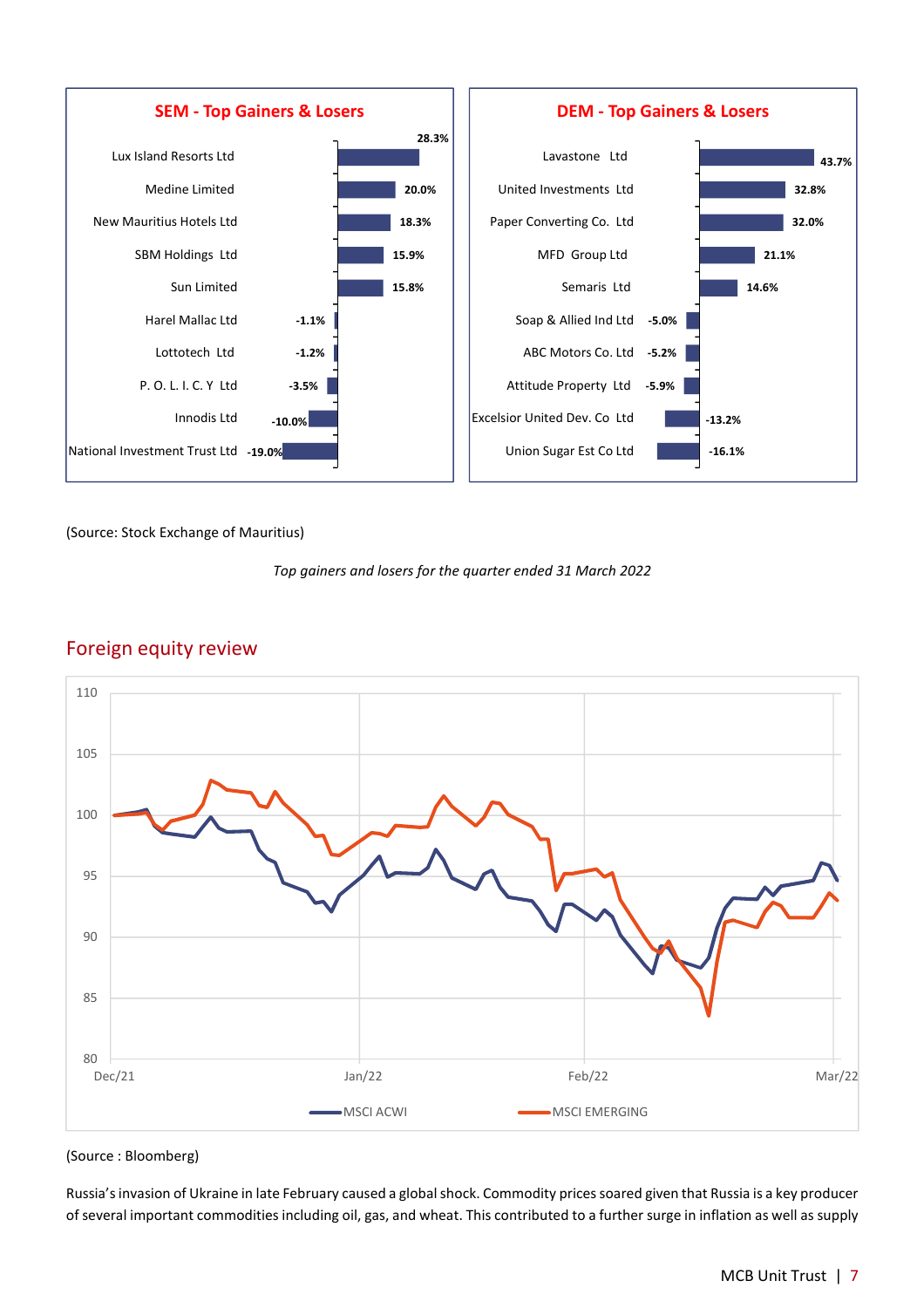**SEM - Top Gainers & Losers**

| Company | Change |
|---|---|
| Lux Island Resorts Ltd | 28.3% |
| Medine Limited | 20.0% |
| New Mauritius Hotels Ltd | 18.3% |
| SBM Holdings Ltd | 15.9% |
| Sun Limited | 15.8% |
| Harel Mallac Ltd | -1.1% |
| Lottotech Ltd | -1.2% |
| P. O. L. I. C. Y Ltd | -3.5% |
| Innodis Ltd | -10.0% |
| National Investment Trust Ltd | -19.0% |

**DEM - Top Gainers & Losers**

| Company | Change |
|---|---|
| Lavastone Ltd | 43.7% |
| United Investments Ltd | 32.8% |
| Paper Converting Co. Ltd | 32.0% |
| MFD Group Ltd | 21.1% |
| Semaris Ltd | 14.6% |
| Soap & Allied Ind Ltd | -5.0% |
| ABC Motors Co. Ltd | -5.2% |
| Attitude Property Ltd | -5.9% |
| Excelsior United Dev. Co Ltd | -13.2% |
| Union Sugar Est Co Ltd | -16.1% |

(Source: Stock Exchange of Mauritius)

*Top gainers and losers for the quarter ended 31 March 2022*

## Foreign equity review

(Source : Bloomberg)

Russia's invasion of Ukraine in late February caused a global shock. Commodity prices soared given that Russia is a key producer of several important commodities including oil, gas, and wheat. This contributed to a further surge in inflation as well as supply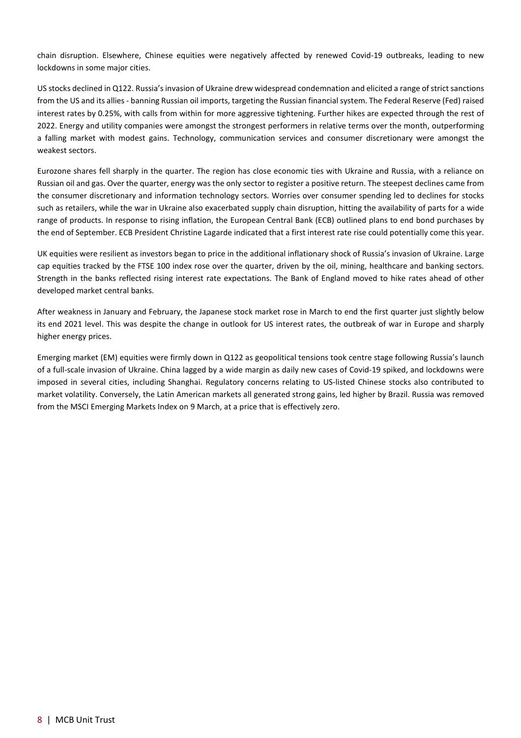chain disruption. Elsewhere, Chinese equities were negatively affected by renewed Covid-19 outbreaks, leading to new lockdowns in some major cities.

US stocks declined in Q122. Russia's invasion of Ukraine drew widespread condemnation and elicited a range of strict sanctions from the US and its allies - banning Russian oil imports, targeting the Russian financial system. The Federal Reserve (Fed) raised interest rates by 0.25%, with calls from within for more aggressive tightening. Further hikes are expected through the rest of 2022. Energy and utility companies were amongst the strongest performers in relative terms over the month, outperforming a falling market with modest gains. Technology, communication services and consumer discretionary were amongst the weakest sectors.

Eurozone shares fell sharply in the quarter. The region has close economic ties with Ukraine and Russia, with a reliance on Russian oil and gas. Over the quarter, energy was the only sector to register a positive return. The steepest declines came from the consumer discretionary and information technology sectors. Worries over consumer spending led to declines for stocks such as retailers, while the war in Ukraine also exacerbated supply chain disruption, hitting the availability of parts for a wide range of products. In response to rising inflation, the European Central Bank (ECB) outlined plans to end bond purchases by the end of September. ECB President Christine Lagarde indicated that a first interest rate rise could potentially come this year.

UK equities were resilient as investors began to price in the additional inflationary shock of Russia's invasion of Ukraine. Large cap equities tracked by the FTSE 100 index rose over the quarter, driven by the oil, mining, healthcare and banking sectors. Strength in the banks reflected rising interest rate expectations. The Bank of England moved to hike rates ahead of other developed market central banks.

After weakness in January and February, the Japanese stock market rose in March to end the first quarter just slightly below its end 2021 level. This was despite the change in outlook for US interest rates, the outbreak of war in Europe and sharply higher energy prices.

Emerging market (EM) equities were firmly down in Q122 as geopolitical tensions took centre stage following Russia's launch of a full-scale invasion of Ukraine. China lagged by a wide margin as daily new cases of Covid-19 spiked, and lockdowns were imposed in several cities, including Shanghai. Regulatory concerns relating to US-listed Chinese stocks also contributed to market volatility. Conversely, the Latin American markets all generated strong gains, led higher by Brazil. Russia was removed from the MSCI Emerging Markets Index on 9 March, at a price that is effectively zero.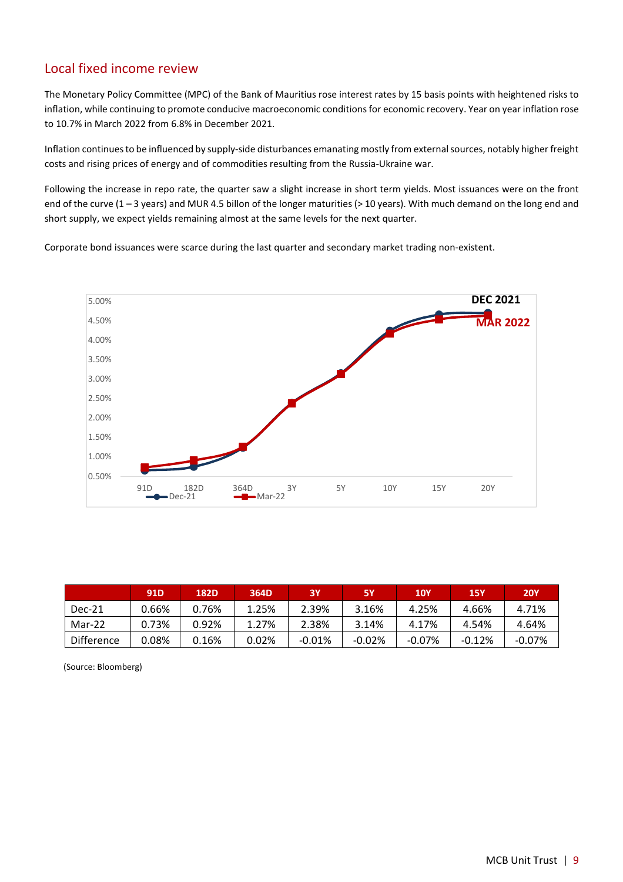## Local fixed income review

The Monetary Policy Committee (MPC) of the Bank of Mauritius rose interest rates by 15 basis points with heightened risks to inflation, while continuing to promote conducive macroeconomic conditions for economic recovery. Year on year inflation rose to 10.7% in March 2022 from 6.8% in December 2021.

Inflation continues to be influenced by supply-side disturbances emanating mostly from external sources, notably higher freight costs and rising prices of energy and of commodities resulting from the Russia-Ukraine war.

Following the increase in repo rate, the quarter saw a slight increase in short term yields. Most issuances were on the front end of the curve (1 – 3 years) and MUR 4.5 billon of the longer maturities (> 10 years). With much demand on the long end and short supply, we expect yields remaining almost at the same levels for the next quarter.

Corporate bond issuances were scarce during the last quarter and secondary market trading non-existent.

| | 91D | 182D | 364D | 3Y | 5Y | 10Y | 15Y | 20Y |
|---|---|---|---|---|---|---|---|---|
| Dec-21 | 0.66% | 0.76% | 1.25% | 2.39% | 3.16% | 4.25% | 4.66% | 4.71% |
| Mar-22 | 0.73% | 0.92% | 1.27% | 2.38% | 3.14% | 4.17% | 4.54% | 4.64% |
| Difference | 0.08% | 0.16% | 0.02% | -0.01% | -0.02% | -0.07% | -0.12% | -0.07% |

(Source: Bloomberg)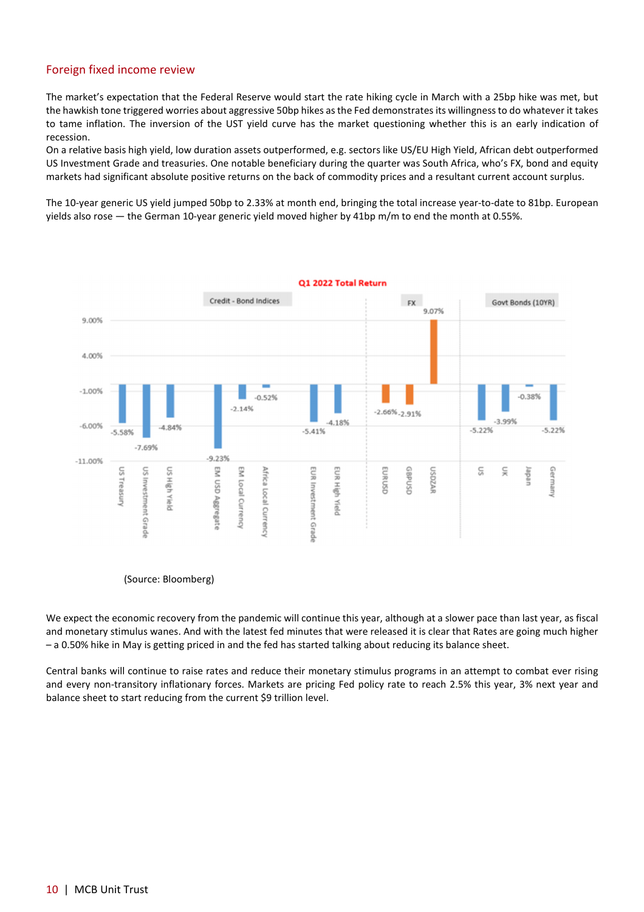## Foreign fixed income review

The market's expectation that the Federal Reserve would start the rate hiking cycle in March with a 25bp hike was met, but the hawkish tone triggered worries about aggressive 50bp hikes as the Fed demonstrates its willingness to do whatever it takes to tame inflation. The inversion of the UST yield curve has the market questioning whether this is an early indication of recession.

On a relative basis high yield, low duration assets outperformed, e.g. sectors like US/EU High Yield, African debt outperformed US Investment Grade and treasuries. One notable beneficiary during the quarter was South Africa, who's FX, bond and equity markets had significant absolute positive returns on the back of commodity prices and a resultant current account surplus.

The 10-year generic US yield jumped 50bp to 2.33% at month end, bringing the total increase year-to-date to 81bp. European yields also rose — the German 10-year generic yield moved higher by 41bp m/m to end the month at 0.55%.

**Q1 2022 Total Return**

| Category | Asset | Total Return |
|---|---|---|
| Credit - Bond Indices | US Treasury | -5.58% |
| | US Investment Grade | -7.69% |
| | US High Yield | -4.84% |
| | EM USD Aggregate | -9.23% |
| | EM Local Currency | -2.14% |
| | Africa Local Currency | -0.52% |
| | EUR Investment Grade | -5.41% |
| | EUR High Yield | -4.18% |
| FX | EURUSD | -2.66% |
| | GBPUSD | -2.91% |
| | USDZAR | 9.07% |
| Govt Bonds (10YR) | US | -5.22% |
| | UK | -3.99% |
| | Japan | -0.38% |
| | Germany | -5.22% |

(Source: Bloomberg)

We expect the economic recovery from the pandemic will continue this year, although at a slower pace than last year, as fiscal and monetary stimulus wanes. And with the latest fed minutes that were released it is clear that Rates are going much higher – a 0.50% hike in May is getting priced in and the fed has started talking about reducing its balance sheet.

Central banks will continue to raise rates and reduce their monetary stimulus programs in an attempt to combat ever rising and every non-transitory inflationary forces. Markets are pricing Fed policy rate to reach 2.5% this year, 3% next year and balance sheet to start reducing from the current $9 trillion level.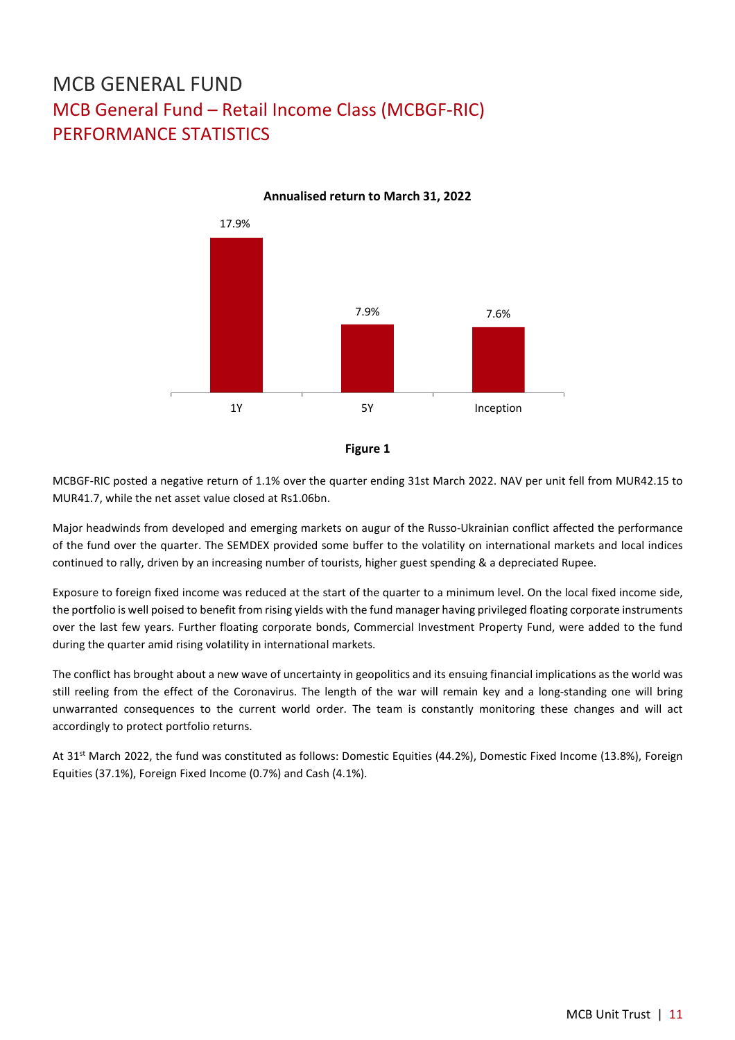# MCB GENERAL FUND

## MCB General Fund – Retail Income Class (MCBGF-RIC)

## PERFORMANCE STATISTICS

**Annualised return to March 31, 2022**

| | 1Y | 5Y | Inception |
|---|---|---|---|
| Annualised return | 17.9% | 7.9% | 7.6% |

**Figure 1**

MCBGF-RIC posted a negative return of 1.1% over the quarter ending 31st March 2022. NAV per unit fell from MUR42.15 to MUR41.7, while the net asset value closed at Rs1.06bn.

Major headwinds from developed and emerging markets on augur of the Russo-Ukrainian conflict affected the performance of the fund over the quarter. The SEMDEX provided some buffer to the volatility on international markets and local indices continued to rally, driven by an increasing number of tourists, higher guest spending & a depreciated Rupee.

Exposure to foreign fixed income was reduced at the start of the quarter to a minimum level. On the local fixed income side, the portfolio is well poised to benefit from rising yields with the fund manager having privileged floating corporate instruments over the last few years. Further floating corporate bonds, Commercial Investment Property Fund, were added to the fund during the quarter amid rising volatility in international markets.

The conflict has brought about a new wave of uncertainty in geopolitics and its ensuing financial implications as the world was still reeling from the effect of the Coronavirus. The length of the war will remain key and a long-standing one will bring unwarranted consequences to the current world order. The team is constantly monitoring these changes and will act accordingly to protect portfolio returns.

At 31st March 2022, the fund was constituted as follows: Domestic Equities (44.2%), Domestic Fixed Income (13.8%), Foreign Equities (37.1%), Foreign Fixed Income (0.7%) and Cash (4.1%).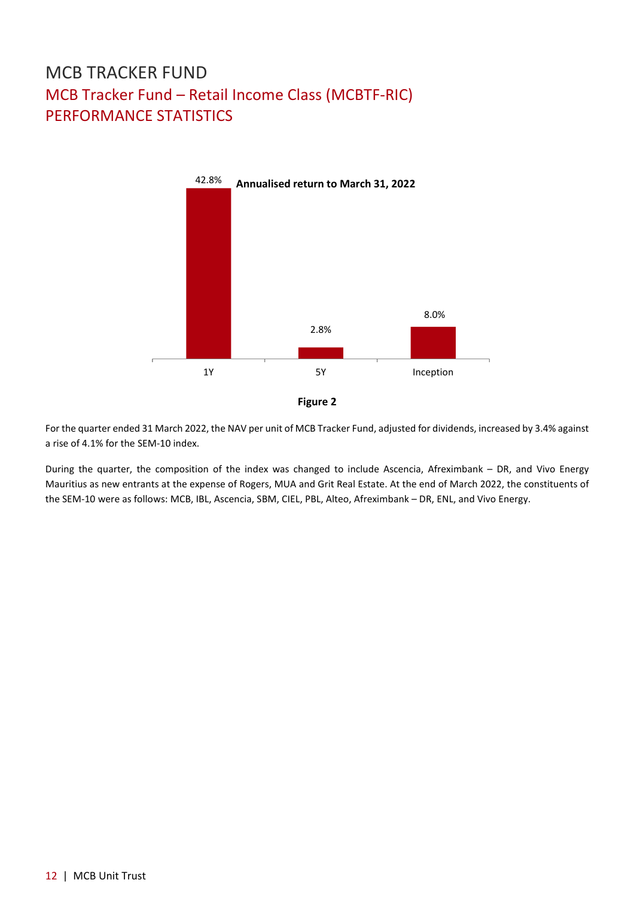# MCB TRACKER FUND

## MCB Tracker Fund – Retail Income Class (MCBTF-RIC)

## PERFORMANCE STATISTICS

**Annualised return to March 31, 2022**

| | 1Y | 5Y | Inception |
|---|---|---|---|
| Annualised return | 42.8% | 2.8% | 8.0% |

**Figure 2**

For the quarter ended 31 March 2022, the NAV per unit of MCB Tracker Fund, adjusted for dividends, increased by 3.4% against a rise of 4.1% for the SEM-10 index.

During the quarter, the composition of the index was changed to include Ascencia, Afreximbank – DR, and Vivo Energy Mauritius as new entrants at the expense of Rogers, MUA and Grit Real Estate. At the end of March 2022, the constituents of the SEM-10 were as follows: MCB, IBL, Ascencia, SBM, CIEL, PBL, Alteo, Afreximbank – DR, ENL, and Vivo Energy.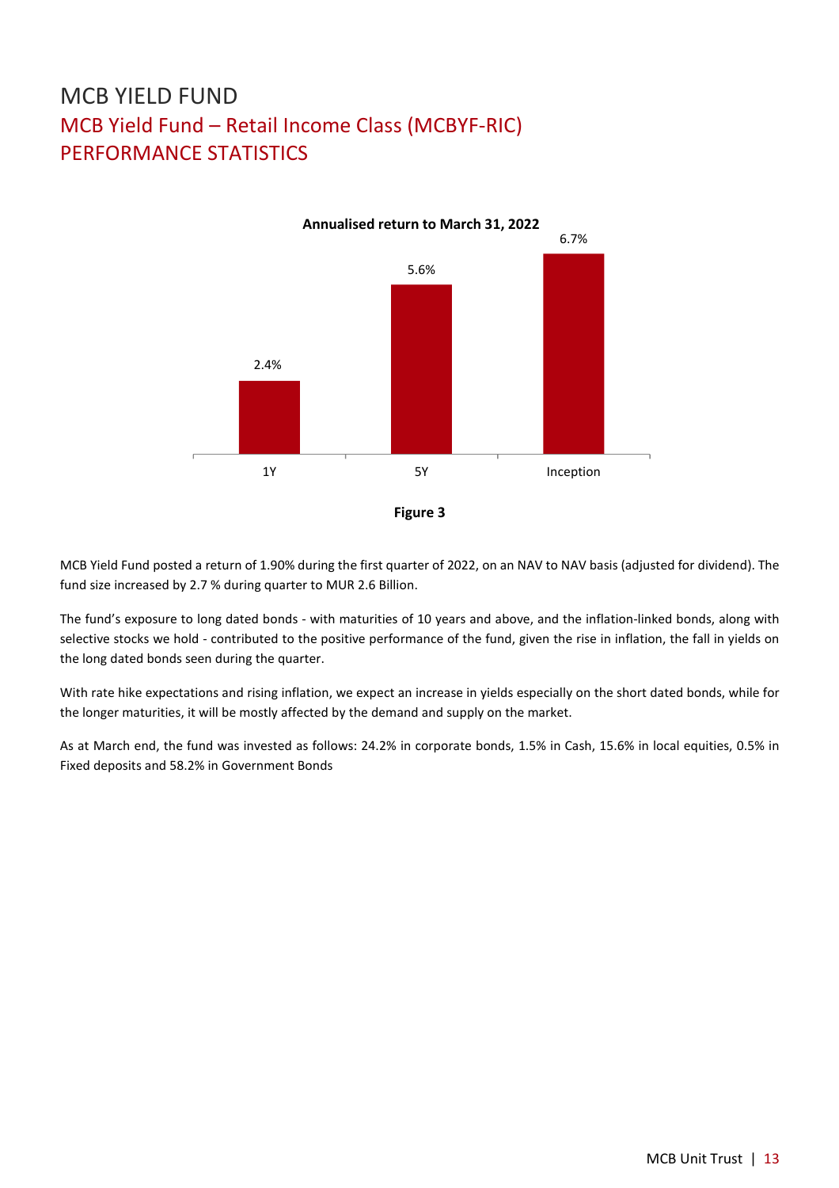# MCB YIELD FUND

## MCB Yield Fund – Retail Income Class (MCBYF-RIC)

## PERFORMANCE STATISTICS

**Annualised return to March 31, 2022**

| | 1Y | 5Y | Inception |
|---|---|---|---|
| Annualised return | 2.4% | 5.6% | 6.7% |

**Figure 3**

MCB Yield Fund posted a return of 1.90% during the first quarter of 2022, on an NAV to NAV basis (adjusted for dividend). The fund size increased by 2.7 % during quarter to MUR 2.6 Billion.

The fund's exposure to long dated bonds - with maturities of 10 years and above, and the inflation-linked bonds, along with selective stocks we hold - contributed to the positive performance of the fund, given the rise in inflation, the fall in yields on the long dated bonds seen during the quarter.

With rate hike expectations and rising inflation, we expect an increase in yields especially on the short dated bonds, while for the longer maturities, it will be mostly affected by the demand and supply on the market.

As at March end, the fund was invested as follows: 24.2% in corporate bonds, 1.5% in Cash, 15.6% in local equities, 0.5% in Fixed deposits and 58.2% in Government Bonds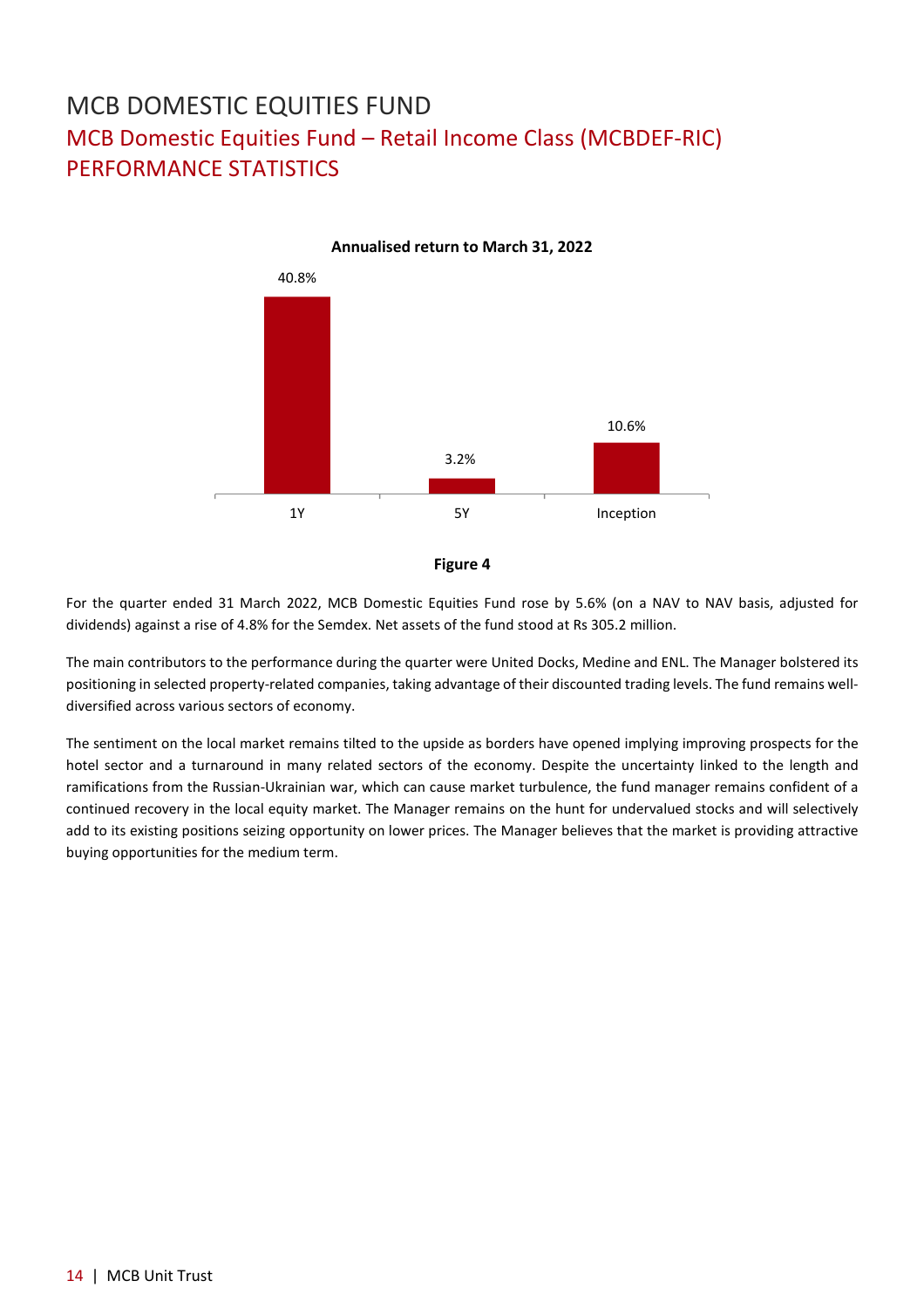# MCB DOMESTIC EQUITIES FUND

## MCB Domestic Equities Fund – Retail Income Class (MCBDEF-RIC)

## PERFORMANCE STATISTICS

**Annualised return to March 31, 2022**

| | 1Y | 5Y | Inception |
|---|---|---|---|
| Annualised return | 40.8% | 3.2% | 10.6% |

**Figure 4**

For the quarter ended 31 March 2022, MCB Domestic Equities Fund rose by 5.6% (on a NAV to NAV basis, adjusted for dividends) against a rise of 4.8% for the Semdex. Net assets of the fund stood at Rs 305.2 million.

The main contributors to the performance during the quarter were United Docks, Medine and ENL. The Manager bolstered its positioning in selected property-related companies, taking advantage of their discounted trading levels. The fund remains well-diversified across various sectors of economy.

The sentiment on the local market remains tilted to the upside as borders have opened implying improving prospects for the hotel sector and a turnaround in many related sectors of the economy. Despite the uncertainty linked to the length and ramifications from the Russian-Ukrainian war, which can cause market turbulence, the fund manager remains confident of a continued recovery in the local equity market. The Manager remains on the hunt for undervalued stocks and will selectively add to its existing positions seizing opportunity on lower prices. The Manager believes that the market is providing attractive buying opportunities for the medium term.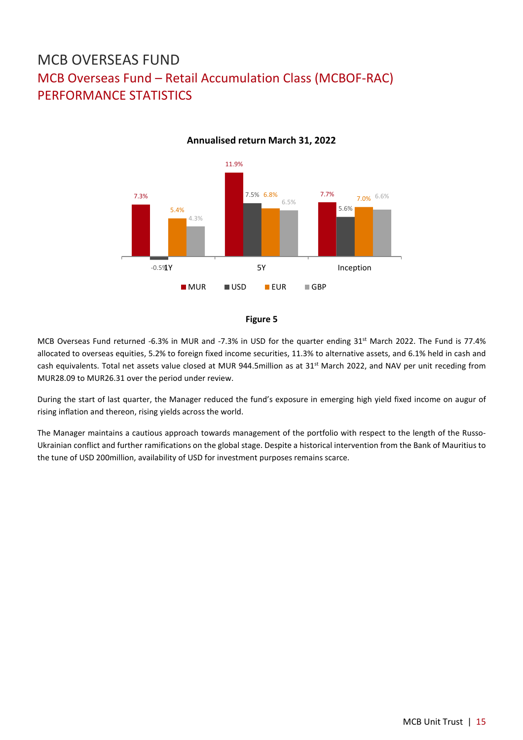# MCB OVERSEAS FUND

## MCB Overseas Fund – Retail Accumulation Class (MCBOF-RAC)

## PERFORMANCE STATISTICS

**Annualised return March 31, 2022**

| | MUR | USD | EUR | GBP |
|---|---|---|---|---|
| 1Y | 7.3% | -0.5% | 5.4% | 4.3% |
| 5Y | 11.9% | 7.5% | 6.8% | 6.5% |
| Inception | 7.7% | 5.6% | 7.0% | 6.6% |

**Figure 5**

MCB Overseas Fund returned -6.3% in MUR and -7.3% in USD for the quarter ending 31st March 2022. The Fund is 77.4% allocated to overseas equities, 5.2% to foreign fixed income securities, 11.3% to alternative assets, and 6.1% held in cash and cash equivalents. Total net assets value closed at MUR 944.5million as at 31st March 2022, and NAV per unit receding from MUR28.09 to MUR26.31 over the period under review.

During the start of last quarter, the Manager reduced the fund's exposure in emerging high yield fixed income on augur of rising inflation and thereon, rising yields across the world.

The Manager maintains a cautious approach towards management of the portfolio with respect to the length of the Russo-Ukrainian conflict and further ramifications on the global stage. Despite a historical intervention from the Bank of Mauritius to the tune of USD 200million, availability of USD for investment purposes remains scarce.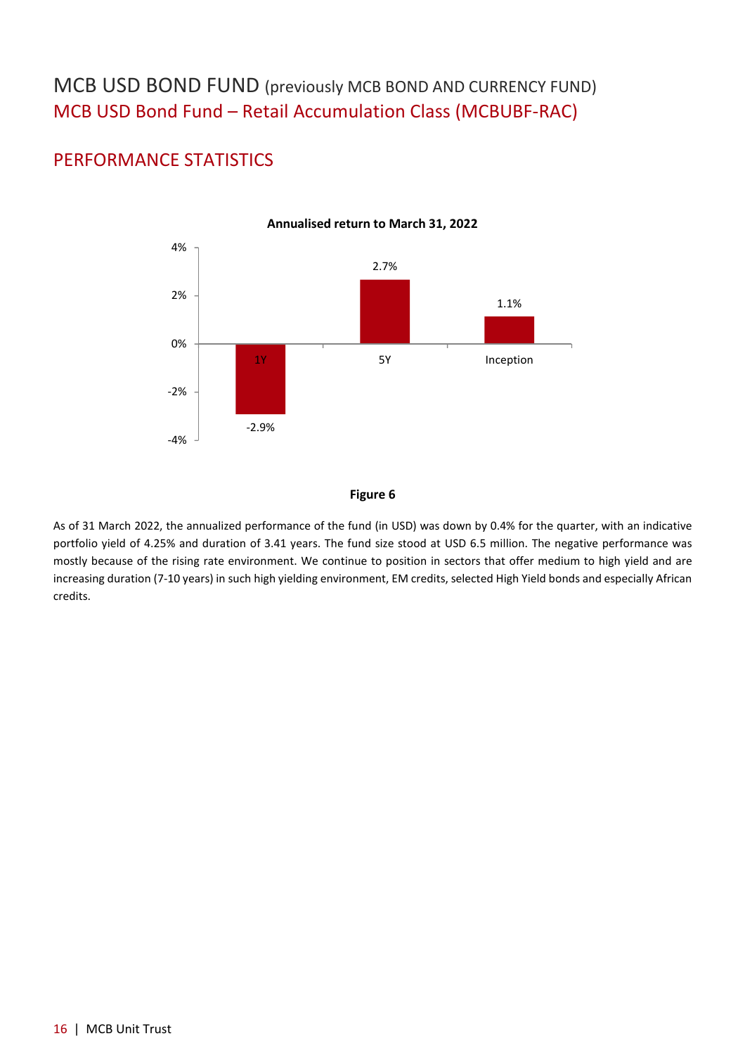# MCB USD BOND FUND (previously MCB BOND AND CURRENCY FUND)

## MCB USD Bond Fund – Retail Accumulation Class (MCBUBF-RAC)

## PERFORMANCE STATISTICS

**Annualised return to March 31, 2022**

| Period | Return |
|---|---|
| 1Y | -2.9% |
| 5Y | 2.7% |
| Inception | 1.1% |

**Figure 6**

As of 31 March 2022, the annualized performance of the fund (in USD) was down by 0.4% for the quarter, with an indicative portfolio yield of 4.25% and duration of 3.41 years. The fund size stood at USD 6.5 million. The negative performance was mostly because of the rising rate environment. We continue to position in sectors that offer medium to high yield and are increasing duration (7-10 years) in such high yielding environment, EM credits, selected High Yield bonds and especially African credits.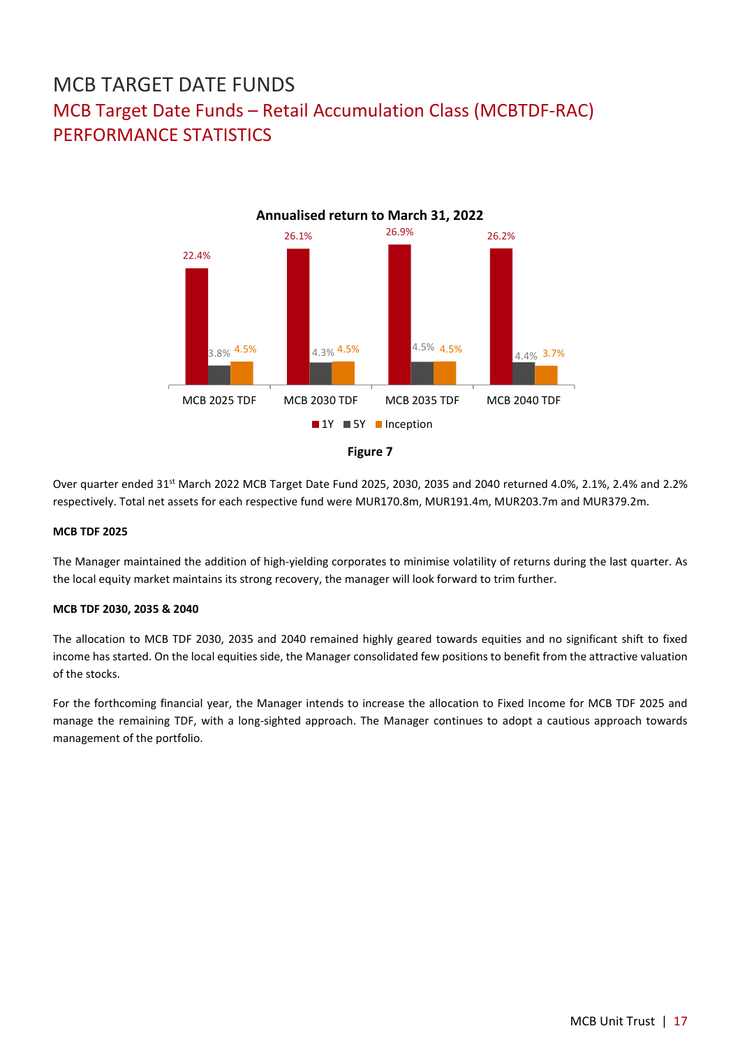# MCB TARGET DATE FUNDS

## MCB Target Date Funds – Retail Accumulation Class (MCBTDF-RAC) PERFORMANCE STATISTICS

**Annualised return to March 31, 2022**

| | 1Y | 5Y | Inception |
|---|---|---|---|
| MCB 2025 TDF | 22.4% | 3.8% | 4.5% |
| MCB 2030 TDF | 26.1% | 4.3% | 4.5% |
| MCB 2035 TDF | 26.9% | 4.5% | 4.5% |
| MCB 2040 TDF | 26.2% | 4.4% | 3.7% |

**Figure 7**

Over quarter ended 31st March 2022 MCB Target Date Fund 2025, 2030, 2035 and 2040 returned 4.0%, 2.1%, 2.4% and 2.2% respectively. Total net assets for each respective fund were MUR170.8m, MUR191.4m, MUR203.7m and MUR379.2m.

**MCB TDF 2025**

The Manager maintained the addition of high-yielding corporates to minimise volatility of returns during the last quarter. As the local equity market maintains its strong recovery, the manager will look forward to trim further.

**MCB TDF 2030, 2035 & 2040**

The allocation to MCB TDF 2030, 2035 and 2040 remained highly geared towards equities and no significant shift to fixed income has started. On the local equities side, the Manager consolidated few positions to benefit from the attractive valuation of the stocks.

For the forthcoming financial year, the Manager intends to increase the allocation to Fixed Income for MCB TDF 2025 and manage the remaining TDF, with a long-sighted approach. The Manager continues to adopt a cautious approach towards management of the portfolio.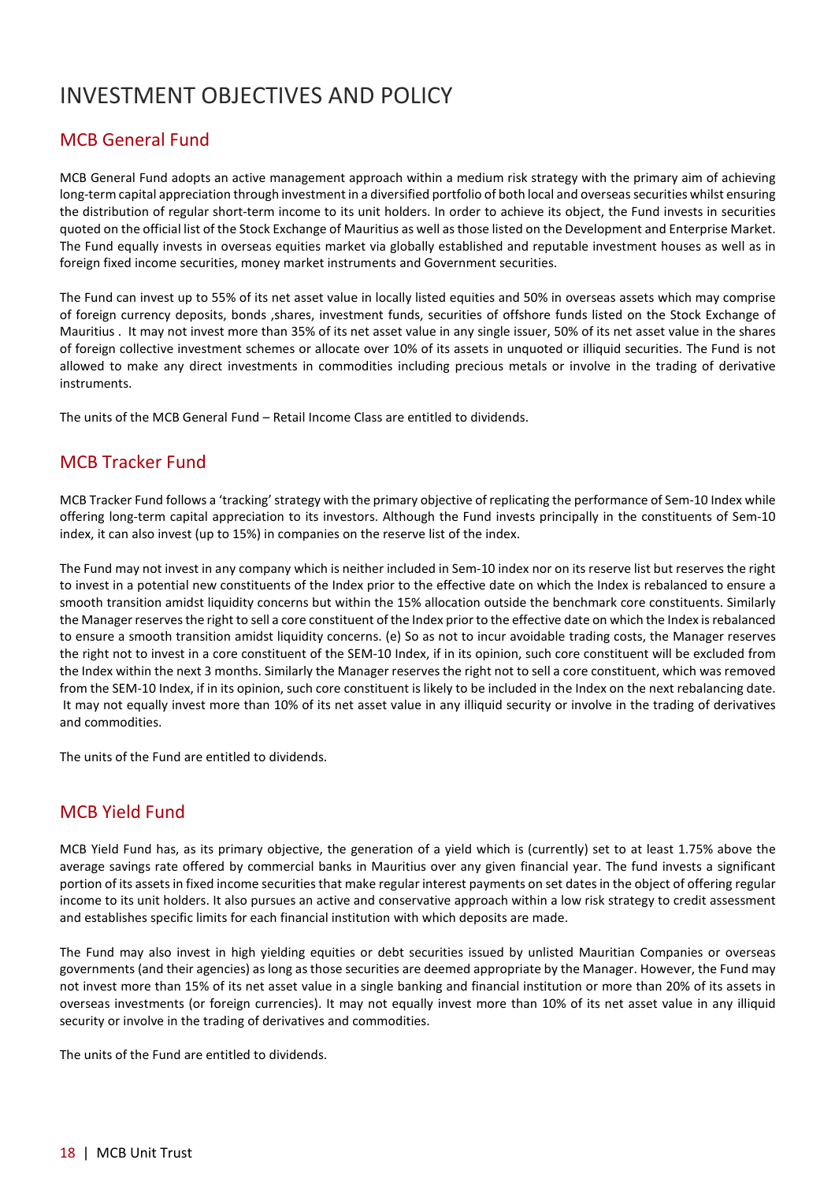# INVESTMENT OBJECTIVES AND POLICY

## MCB General Fund

MCB General Fund adopts an active management approach within a medium risk strategy with the primary aim of achieving long-term capital appreciation through investment in a diversified portfolio of both local and overseas securities whilst ensuring the distribution of regular short-term income to its unit holders. In order to achieve its object, the Fund invests in securities quoted on the official list of the Stock Exchange of Mauritius as well as those listed on the Development and Enterprise Market. The Fund equally invests in overseas equities market via globally established and reputable investment houses as well as in foreign fixed income securities, money market instruments and Government securities.

The Fund can invest up to 55% of its net asset value in locally listed equities and 50% in overseas assets which may comprise of foreign currency deposits, bonds ,shares, investment funds, securities of offshore funds listed on the Stock Exchange of Mauritius . It may not invest more than 35% of its net asset value in any single issuer, 50% of its net asset value in the shares of foreign collective investment schemes or allocate over 10% of its assets in unquoted or illiquid securities. The Fund is not allowed to make any direct investments in commodities including precious metals or involve in the trading of derivative instruments.

The units of the MCB General Fund – Retail Income Class are entitled to dividends.

## MCB Tracker Fund

MCB Tracker Fund follows a 'tracking' strategy with the primary objective of replicating the performance of Sem-10 Index while offering long-term capital appreciation to its investors. Although the Fund invests principally in the constituents of Sem-10 index, it can also invest (up to 15%) in companies on the reserve list of the index.

The Fund may not invest in any company which is neither included in Sem-10 index nor on its reserve list but reserves the right to invest in a potential new constituents of the Index prior to the effective date on which the Index is rebalanced to ensure a smooth transition amidst liquidity concerns but within the 15% allocation outside the benchmark core constituents. Similarly the Manager reserves the right to sell a core constituent of the Index prior to the effective date on which the Index is rebalanced to ensure a smooth transition amidst liquidity concerns. (e) So as not to incur avoidable trading costs, the Manager reserves the right not to invest in a core constituent of the SEM-10 Index, if in its opinion, such core constituent will be excluded from the Index within the next 3 months. Similarly the Manager reserves the right not to sell a core constituent, which was removed from the SEM-10 Index, if in its opinion, such core constituent is likely to be included in the Index on the next rebalancing date. It may not equally invest more than 10% of its net asset value in any illiquid security or involve in the trading of derivatives and commodities.

The units of the Fund are entitled to dividends.

## MCB Yield Fund

MCB Yield Fund has, as its primary objective, the generation of a yield which is (currently) set to at least 1.75% above the average savings rate offered by commercial banks in Mauritius over any given financial year. The fund invests a significant portion of its assets in fixed income securities that make regular interest payments on set dates in the object of offering regular income to its unit holders. It also pursues an active and conservative approach within a low risk strategy to credit assessment and establishes specific limits for each financial institution with which deposits are made.

The Fund may also invest in high yielding equities or debt securities issued by unlisted Mauritian Companies or overseas governments (and their agencies) as long as those securities are deemed appropriate by the Manager. However, the Fund may not invest more than 15% of its net asset value in a single banking and financial institution or more than 20% of its assets in overseas investments (or foreign currencies). It may not equally invest more than 10% of its net asset value in any illiquid security or involve in the trading of derivatives and commodities.

The units of the Fund are entitled to dividends.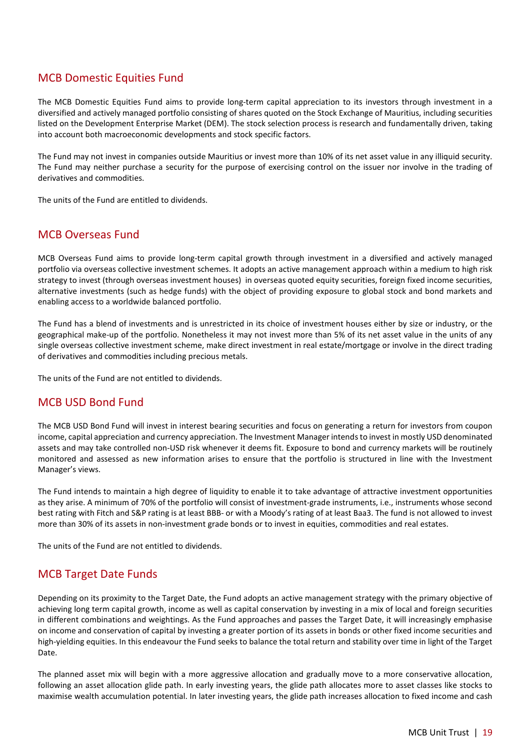## MCB Domestic Equities Fund

The MCB Domestic Equities Fund aims to provide long-term capital appreciation to its investors through investment in a diversified and actively managed portfolio consisting of shares quoted on the Stock Exchange of Mauritius, including securities listed on the Development Enterprise Market (DEM). The stock selection process is research and fundamentally driven, taking into account both macroeconomic developments and stock specific factors.

The Fund may not invest in companies outside Mauritius or invest more than 10% of its net asset value in any illiquid security. The Fund may neither purchase a security for the purpose of exercising control on the issuer nor involve in the trading of derivatives and commodities.

The units of the Fund are entitled to dividends.

## MCB Overseas Fund

MCB Overseas Fund aims to provide long-term capital growth through investment in a diversified and actively managed portfolio via overseas collective investment schemes. It adopts an active management approach within a medium to high risk strategy to invest (through overseas investment houses) in overseas quoted equity securities, foreign fixed income securities, alternative investments (such as hedge funds) with the object of providing exposure to global stock and bond markets and enabling access to a worldwide balanced portfolio.

The Fund has a blend of investments and is unrestricted in its choice of investment houses either by size or industry, or the geographical make-up of the portfolio. Nonetheless it may not invest more than 5% of its net asset value in the units of any single overseas collective investment scheme, make direct investment in real estate/mortgage or involve in the direct trading of derivatives and commodities including precious metals.

The units of the Fund are not entitled to dividends.

## MCB USD Bond Fund

The MCB USD Bond Fund will invest in interest bearing securities and focus on generating a return for investors from coupon income, capital appreciation and currency appreciation. The Investment Manager intends to invest in mostly USD denominated assets and may take controlled non-USD risk whenever it deems fit. Exposure to bond and currency markets will be routinely monitored and assessed as new information arises to ensure that the portfolio is structured in line with the Investment Manager's views.

The Fund intends to maintain a high degree of liquidity to enable it to take advantage of attractive investment opportunities as they arise. A minimum of 70% of the portfolio will consist of investment-grade instruments, i.e., instruments whose second best rating with Fitch and S&P rating is at least BBB- or with a Moody's rating of at least Baa3. The fund is not allowed to invest more than 30% of its assets in non-investment grade bonds or to invest in equities, commodities and real estates.

The units of the Fund are not entitled to dividends.

## MCB Target Date Funds

Depending on its proximity to the Target Date, the Fund adopts an active management strategy with the primary objective of achieving long term capital growth, income as well as capital conservation by investing in a mix of local and foreign securities in different combinations and weightings. As the Fund approaches and passes the Target Date, it will increasingly emphasise on income and conservation of capital by investing a greater portion of its assets in bonds or other fixed income securities and high-yielding equities. In this endeavour the Fund seeks to balance the total return and stability over time in light of the Target Date.

The planned asset mix will begin with a more aggressive allocation and gradually move to a more conservative allocation, following an asset allocation glide path. In early investing years, the glide path allocates more to asset classes like stocks to maximise wealth accumulation potential. In later investing years, the glide path increases allocation to fixed income and cash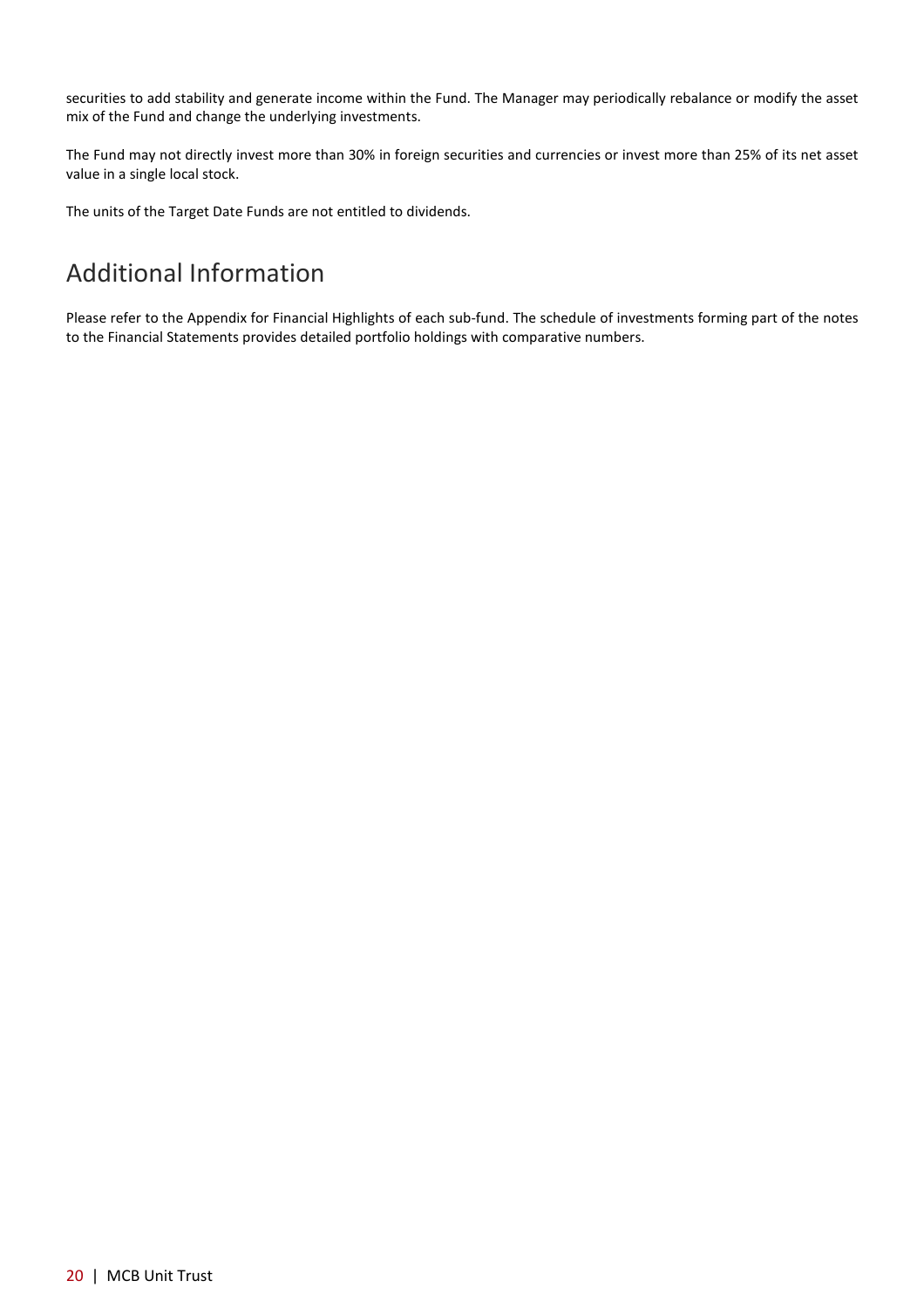securities to add stability and generate income within the Fund. The Manager may periodically rebalance or modify the asset mix of the Fund and change the underlying investments.

The Fund may not directly invest more than 30% in foreign securities and currencies or invest more than 25% of its net asset value in a single local stock.

The units of the Target Date Funds are not entitled to dividends.

## Additional Information

Please refer to the Appendix for Financial Highlights of each sub-fund. The schedule of investments forming part of the notes to the Financial Statements provides detailed portfolio holdings with comparative numbers.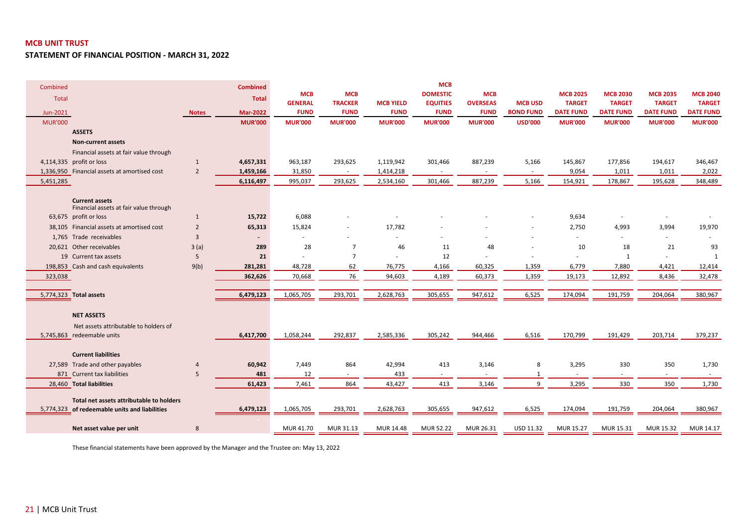# MCB UNIT TRUST

## STATEMENT OF FINANCIAL POSITION - MARCH 31, 2022

| Combined Total Jun-2021 | | Notes | Combined Total Mar-2022 | MCB GENERAL FUND | MCB TRACKER FUND | MCB YIELD FUND | MCB DOMESTIC EQUITIES FUND | MCB OVERSEAS FUND | MCB USD BOND FUND | MCB 2025 TARGET DATE FUND | MCB 2030 TARGET DATE FUND | MCB 2035 TARGET DATE FUND | MCB 2040 TARGET DATE FUND |
|---|---|---|---|---|---|---|---|---|---|---|---|---|---|
| MUR'000 | | | MUR'000 | MUR'000 | MUR'000 | MUR'000 | MUR'000 | MUR'000 | USD'000 | MUR'000 | MUR'000 | MUR'000 | MUR'000 |
| | **ASSETS** | | | | | | | | | | | | |
| | **Non-current assets** | | | | | | | | | | | | |
| 4,114,335 | Financial assets at fair value through profit or loss | 1 | 4,657,331 | 963,187 | 293,625 | 1,119,942 | 301,466 | 887,239 | 5,166 | 145,867 | 177,856 | 194,617 | 346,467 |
| 1,336,950 | Financial assets at amortised cost | 2 | 1,459,166 | 31,850 | - | 1,414,218 | - | - | - | 9,054 | 1,011 | 1,011 | 2,022 |
| 5,451,285 | | | 6,116,497 | 995,037 | 293,625 | 2,534,160 | 301,466 | 887,239 | 5,166 | 154,921 | 178,867 | 195,628 | 348,489 |
| | **Current assets** | | | | | | | | | | | | |
| 63,675 | Financial assets at fair value through profit or loss | 1 | 15,722 | 6,088 | - | - | - | - | - | 9,634 | - | - | - |
| 38,105 | Financial assets at amortised cost | 2 | 65,313 | 15,824 | - | 17,782 | - | - | - | 2,750 | 4,993 | 3,994 | 19,970 |
| 1,765 | Trade receivables | 3 | - | - | - | - | - | - | - | - | - | - | - |
| 20,621 | Other receivables | 3 (a) | 289 | 28 | 7 | 46 | 11 | 48 | - | 10 | 18 | 21 | 93 |
| 19 | Current tax assets | 5 | 21 | - | 7 | - | 12 | - | - | - | 1 | - | 1 |
| 198,853 | Cash and cash equivalents | 9(b) | 281,281 | 48,728 | 62 | 76,775 | 4,166 | 60,325 | 1,359 | 6,779 | 7,880 | 4,421 | 12,414 |
| 323,038 | | | 362,626 | 70,668 | 76 | 94,603 | 4,189 | 60,373 | 1,359 | 19,173 | 12,892 | 8,436 | 32,478 |
| 5,774,323 | **Total assets** | | 6,479,123 | 1,065,705 | 293,701 | 2,628,763 | 305,655 | 947,612 | 6,525 | 174,094 | 191,759 | 204,064 | 380,967 |
| | **NET ASSETS** | | | | | | | | | | | | |
| 5,745,863 | Net assets attributable to holders of redeemable units | | 6,417,700 | 1,058,244 | 292,837 | 2,585,336 | 305,242 | 944,466 | 6,516 | 170,799 | 191,429 | 203,714 | 379,237 |
| | **Current liabilities** | | | | | | | | | | | | |
| 27,589 | Trade and other payables | 4 | 60,942 | 7,449 | 864 | 42,994 | 413 | 3,146 | 8 | 3,295 | 330 | 350 | 1,730 |
| 871 | Current tax liabilities | 5 | 481 | 12 | - | 433 | - | - | 1 | - | - | - | - |
| 28,460 | **Total liabilities** | | 61,423 | 7,461 | 864 | 43,427 | 413 | 3,146 | 9 | 3,295 | 330 | 350 | 1,730 |
| 5,774,323 | **Total net assets attributable to holders of redeemable units and liabilities** | | 6,479,123 | 1,065,705 | 293,701 | 2,628,763 | 305,655 | 947,612 | 6,525 | 174,094 | 191,759 | 204,064 | 380,967 |
| | **Net asset value per unit** | 8 | | MUR 41.70 | MUR 31.13 | MUR 14.48 | MUR 52.22 | MUR 26.31 | USD 11.32 | MUR 15.27 | MUR 15.31 | MUR 15.32 | MUR 14.17 |

These financial statements have been approved by the Manager and the Trustee on: May 13, 2022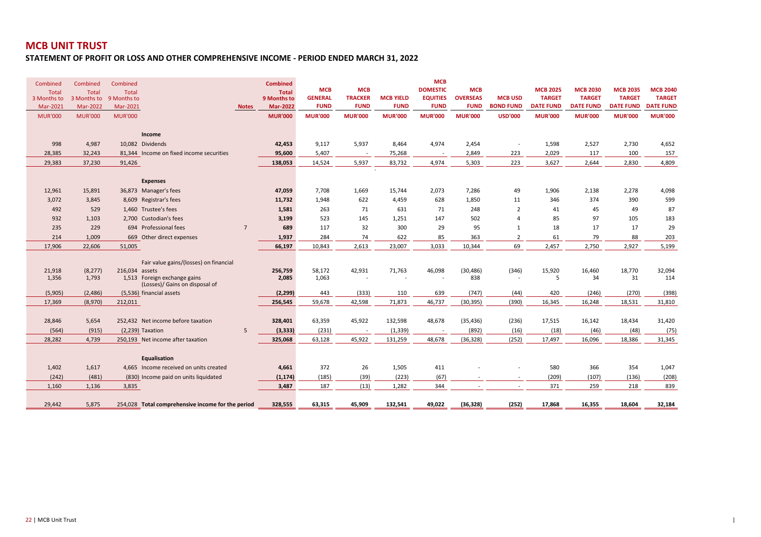# MCB UNIT TRUST

## STATEMENT OF PROFIT OR LOSS AND OTHER COMPREHENSIVE INCOME - PERIOD ENDED MARCH 31, 2022

| Combined Total 3 Months to Mar-2021 | Combined Total 3 Months to Mar-2022 | Combined Total 9 Months to Mar-2021 | | Notes | Combined Total 9 Months to Mar-2022 | MCB GENERAL FUND | MCB TRACKER FUND | MCB YIELD FUND | MCB DOMESTIC EQUITIES FUND | MCB OVERSEAS FUND | MCB USD BOND FUND | MCB 2025 TARGET DATE FUND | MCB 2030 TARGET DATE FUND | MCB 2035 TARGET DATE FUND | MCB 2040 TARGET DATE FUND |
|---|---|---|---|---|---|---|---|---|---|---|---|---|---|---|---|
| MUR'000 | MUR'000 | MUR'000 | | | MUR'000 | MUR'000 | MUR'000 | MUR'000 | MUR'000 | MUR'000 | USD'000 | MUR'000 | MUR'000 | MUR'000 | MUR'000 |
| | | | **Income** | | | | | | | | | | | | |
| 998 | 4,987 | 10,082 | Dividends | | **42,453** | 9,117 | 5,937 | 8,464 | 4,974 | 2,454 | - | 1,598 | 2,527 | 2,730 | 4,652 |
| 28,385 | 32,243 | 81,344 | Income on fixed income securities | | **95,600** | 5,407 | - | 75,268 | - | 2,849 | 223 | 2,029 | 117 | 100 | 157 |
| 29,383 | 37,230 | 91,426 | | | **138,053** | 14,524 | 5,937 | 83,732 | 4,974 | 5,303 | 223 | 3,627 | 2,644 | 2,830 | 4,809 |
| | | | **Expenses** | | | | | | | | | | | | |
| 12,961 | 15,891 | 36,873 | Manager's fees | | **47,059** | 7,708 | 1,669 | 15,744 | 2,073 | 7,286 | 49 | 1,906 | 2,138 | 2,278 | 4,098 |
| 3,072 | 3,845 | 8,609 | Registrar's fees | | **11,732** | 1,948 | 622 | 4,459 | 628 | 1,850 | 11 | 346 | 374 | 390 | 599 |
| 492 | 529 | 1,460 | Trustee's fees | | **1,581** | 263 | 71 | 631 | 71 | 248 | 2 | 41 | 45 | 49 | 87 |
| 932 | 1,103 | 2,700 | Custodian's fees | | **3,199** | 523 | 145 | 1,251 | 147 | 502 | 4 | 85 | 97 | 105 | 183 |
| 235 | 229 | 694 | Professional fees | 7 | **689** | 117 | 32 | 300 | 29 | 95 | 1 | 18 | 17 | 17 | 29 |
| 214 | 1,009 | 669 | Other direct expenses | | **1,937** | 284 | 74 | 622 | 85 | 363 | 2 | 61 | 79 | 88 | 203 |
| 17,906 | 22,606 | 51,005 | | | **66,197** | 10,843 | 2,613 | 23,007 | 3,033 | 10,344 | 69 | 2,457 | 2,750 | 2,927 | 5,199 |
| 21,918 | (8,277) | 216,034 | Fair value gains/(losses) on financial assets | | **256,759** | 58,172 | 42,931 | 71,763 | 46,098 | (30,486) | (346) | 15,920 | 16,460 | 18,770 | 32,094 |
| 1,356 | 1,793 | 1,513 | Foreign exchange gains | | **2,085** | 1,063 | - | - | - | 838 | - | 5 | 34 | 31 | 114 |
| (5,905) | (2,486) | (5,536) | (Losses)/ Gains on disposal of financial assets | | **(2,299)** | 443 | (333) | 110 | 639 | (747) | (44) | 420 | (246) | (270) | (398) |
| 17,369 | (8,970) | 212,011 | | | **256,545** | 59,678 | 42,598 | 71,873 | 46,737 | (30,395) | (390) | 16,345 | 16,248 | 18,531 | 31,810 |
| 28,846 | 5,654 | 252,432 | Net income before taxation | | **328,401** | 63,359 | 45,922 | 132,598 | 48,678 | (35,436) | (236) | 17,515 | 16,142 | 18,434 | 31,420 |
| (564) | (915) | (2,239) | Taxation | 5 | **(3,333)** | (231) | - | (1,339) | - | (892) | (16) | (18) | (46) | (48) | (75) |
| 28,282 | 4,739 | 250,193 | Net income after taxation | | **325,068** | 63,128 | 45,922 | 131,259 | 48,678 | (36,328) | (252) | 17,497 | 16,096 | 18,386 | 31,345 |
| | | | **Equalisation** | | | | | | | | | | | | |
| 1,402 | 1,617 | 4,665 | Income received on units created | | **4,661** | 372 | 26 | 1,505 | 411 | - | - | 580 | 366 | 354 | 1,047 |
| (242) | (481) | (830) | Income paid on units liquidated | | **(1,174)** | (185) | (39) | (223) | (67) | - | - | (209) | (107) | (136) | (208) |
| 1,160 | 1,136 | 3,835 | | | **3,487** | 187 | (13) | 1,282 | 344 | - | - | 371 | 259 | 218 | 839 |
| 29,442 | 5,875 | 254,028 | **Total comprehensive income for the period** | | **328,555** | **63,315** | **45,909** | **132,541** | **49,022** | **(36,328)** | **(252)** | **17,868** | **16,355** | **18,604** | **32,184** |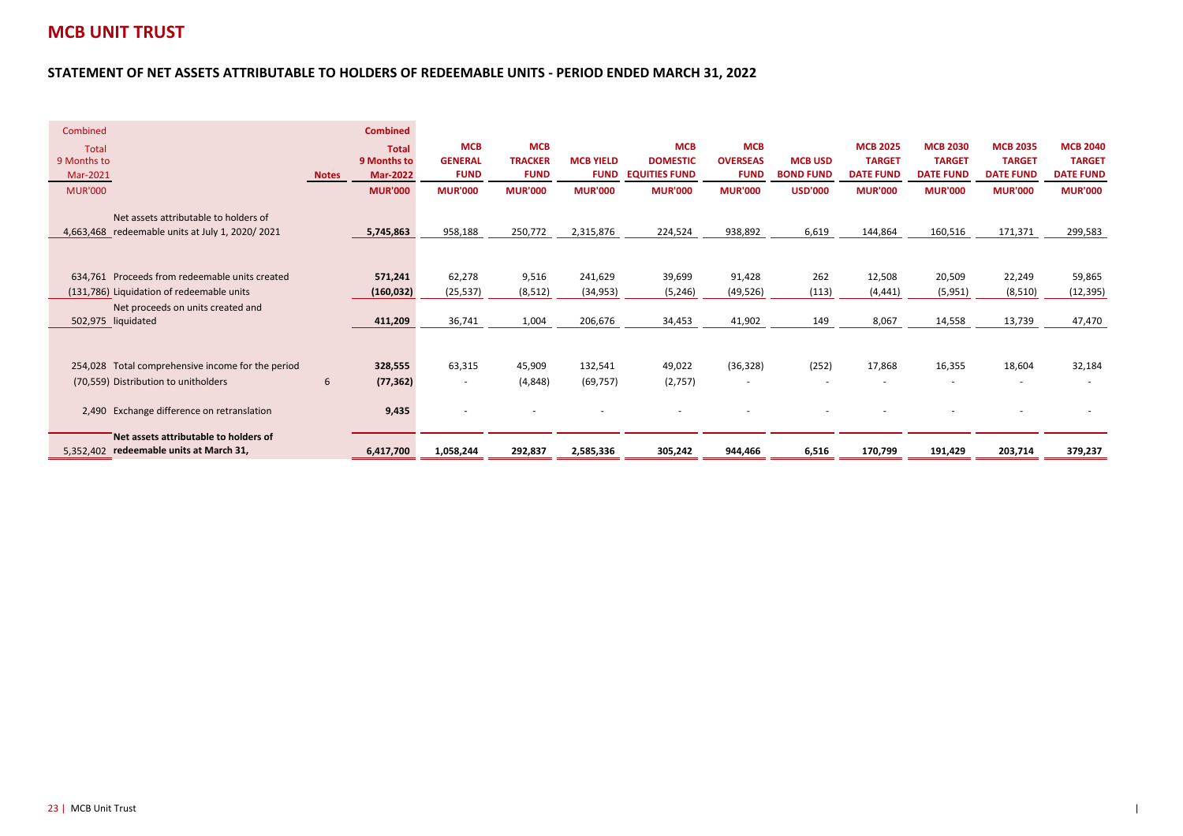# MCB UNIT TRUST

## STATEMENT OF NET ASSETS ATTRIBUTABLE TO HOLDERS OF REDEEMABLE UNITS - PERIOD ENDED MARCH 31, 2022

| Combined Total 9 Months to Mar-2021 | | Notes | Combined Total 9 Months to Mar-2022 | MCB GENERAL FUND | MCB TRACKER FUND | MCB YIELD FUND | MCB DOMESTIC EQUITIES FUND | MCB OVERSEAS FUND | MCB USD BOND FUND | MCB 2025 TARGET DATE FUND | MCB 2030 TARGET DATE FUND | MCB 2035 TARGET DATE FUND | MCB 2040 TARGET DATE FUND |
|---|---|---|---|---|---|---|---|---|---|---|---|---|---|
| MUR'000 | | | MUR'000 | MUR'000 | MUR'000 | MUR'000 | MUR'000 | MUR'000 | USD'000 | MUR'000 | MUR'000 | MUR'000 | MUR'000 |
| 4,663,468 | Net assets attributable to holders of redeemable units at July 1, 2020/ 2021 | | **5,745,863** | 958,188 | 250,772 | 2,315,876 | 224,524 | 938,892 | 6,619 | 144,864 | 160,516 | 171,371 | 299,583 |
| 634,761 | Proceeds from redeemable units created | | **571,241** | 62,278 | 9,516 | 241,629 | 39,699 | 91,428 | 262 | 12,508 | 20,509 | 22,249 | 59,865 |
| (131,786) | Liquidation of redeemable units | | **(160,032)** | (25,537) | (8,512) | (34,953) | (5,246) | (49,526) | (113) | (4,441) | (5,951) | (8,510) | (12,395) |
| 502,975 | Net proceeds on units created and liquidated | | **411,209** | 36,741 | 1,004 | 206,676 | 34,453 | 41,902 | 149 | 8,067 | 14,558 | 13,739 | 47,470 |
| 254,028 | Total comprehensive income for the period | | **328,555** | 63,315 | 45,909 | 132,541 | 49,022 | (36,328) | (252) | 17,868 | 16,355 | 18,604 | 32,184 |
| (70,559) | Distribution to unitholders | 6 | **(77,362)** | - | (4,848) | (69,757) | (2,757) | - | - | - | - | - | - |
| 2,490 | Exchange difference on retranslation | | **9,435** | - | - | - | - | - | - | - | - | - | - |
| 5,352,402 | **Net assets attributable to holders of redeemable units at March 31,** | | **6,417,700** | **1,058,244** | **292,837** | **2,585,336** | **305,242** | **944,466** | **6,516** | **170,799** | **191,429** | **203,714** | **379,237** |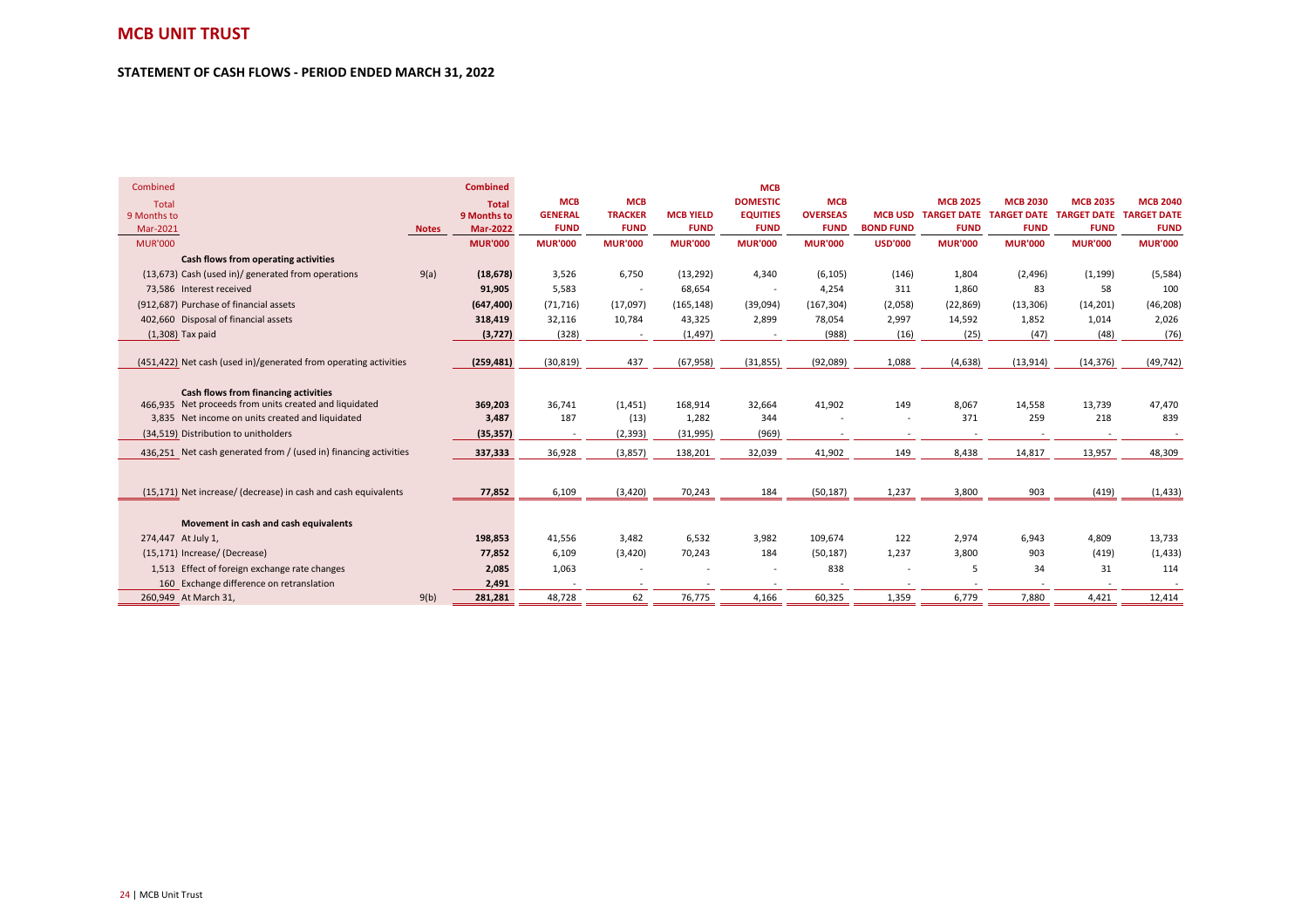# MCB UNIT TRUST

## STATEMENT OF CASH FLOWS - PERIOD ENDED MARCH 31, 2022

| Combined Total 9 Months to Mar-2021 | | Notes | Combined Total 9 Months to Mar-2022 | MCB GENERAL FUND | MCB TRACKER FUND | MCB YIELD FUND | MCB DOMESTIC EQUITIES FUND | MCB OVERSEAS FUND | MCB USD BOND FUND | MCB 2025 TARGET DATE FUND | MCB 2030 TARGET DATE FUND | MCB 2035 TARGET DATE FUND | MCB 2040 TARGET DATE FUND |
|---|---|---|---|---|---|---|---|---|---|---|---|---|---|
| MUR'000 | | | MUR'000 | MUR'000 | MUR'000 | MUR'000 | MUR'000 | MUR'000 | USD'000 | MUR'000 | MUR'000 | MUR'000 | MUR'000 |
| | **Cash flows from operating activities** | | | | | | | | | | | | |
| (13,673) | Cash (used in)/ generated from operations | 9(a) | **(18,678)** | 3,526 | 6,750 | (13,292) | 4,340 | (6,105) | (146) | 1,804 | (2,496) | (1,199) | (5,584) |
| 73,586 | Interest received | | **91,905** | 5,583 | - | 68,654 | - | 4,254 | 311 | 1,860 | 83 | 58 | 100 |
| (912,687) | Purchase of financial assets | | **(647,400)** | (71,716) | (17,097) | (165,148) | (39,094) | (167,304) | (2,058) | (22,869) | (13,306) | (14,201) | (46,208) |
| 402,660 | Disposal of financial assets | | **318,419** | 32,116 | 10,784 | 43,325 | 2,899 | 78,054 | 2,997 | 14,592 | 1,852 | 1,014 | 2,026 |
| (1,308) | Tax paid | | **(3,727)** | (328) | - | (1,497) | - | (988) | (16) | (25) | (47) | (48) | (76) |
| (451,422) | Net cash (used in)/generated from operating activities | | **(259,481)** | (30,819) | 437 | (67,958) | (31,855) | (92,089) | 1,088 | (4,638) | (13,914) | (14,376) | (49,742) |
| | **Cash flows from financing activities** | | | | | | | | | | | | |
| 466,935 | Net proceeds from units created and liquidated | | **369,203** | 36,741 | (1,451) | 168,914 | 32,664 | 41,902 | 149 | 8,067 | 14,558 | 13,739 | 47,470 |
| 3,835 | Net income on units created and liquidated | | **3,487** | 187 | (13) | 1,282 | 344 | - | - | 371 | 259 | 218 | 839 |
| (34,519) | Distribution to unitholders | | **(35,357)** | - | (2,393) | (31,995) | (969) | - | - | - | - | - | - |
| 436,251 | Net cash generated from / (used in) financing activities | | **337,333** | 36,928 | (3,857) | 138,201 | 32,039 | 41,902 | 149 | 8,438 | 14,817 | 13,957 | 48,309 |
| (15,171) | Net increase/ (decrease) in cash and cash equivalents | | **77,852** | 6,109 | (3,420) | 70,243 | 184 | (50,187) | 1,237 | 3,800 | 903 | (419) | (1,433) |
| | **Movement in cash and cash equivalents** | | | | | | | | | | | | |
| 274,447 | At July 1, | | **198,853** | 41,556 | 3,482 | 6,532 | 3,982 | 109,674 | 122 | 2,974 | 6,943 | 4,809 | 13,733 |
| (15,171) | Increase/ (Decrease) | | **77,852** | 6,109 | (3,420) | 70,243 | 184 | (50,187) | 1,237 | 3,800 | 903 | (419) | (1,433) |
| 1,513 | Effect of foreign exchange rate changes | | **2,085** | 1,063 | - | - | - | 838 | - | 5 | 34 | 31 | 114 |
| 160 | Exchange difference on retranslation | | **2,491** | - | - | - | - | - | - | - | - | - | - |
| 260,949 | At March 31, | 9(b) | **281,281** | 48,728 | 62 | 76,775 | 4,166 | 60,325 | 1,359 | 6,779 | 7,880 | 4,421 | 12,414 |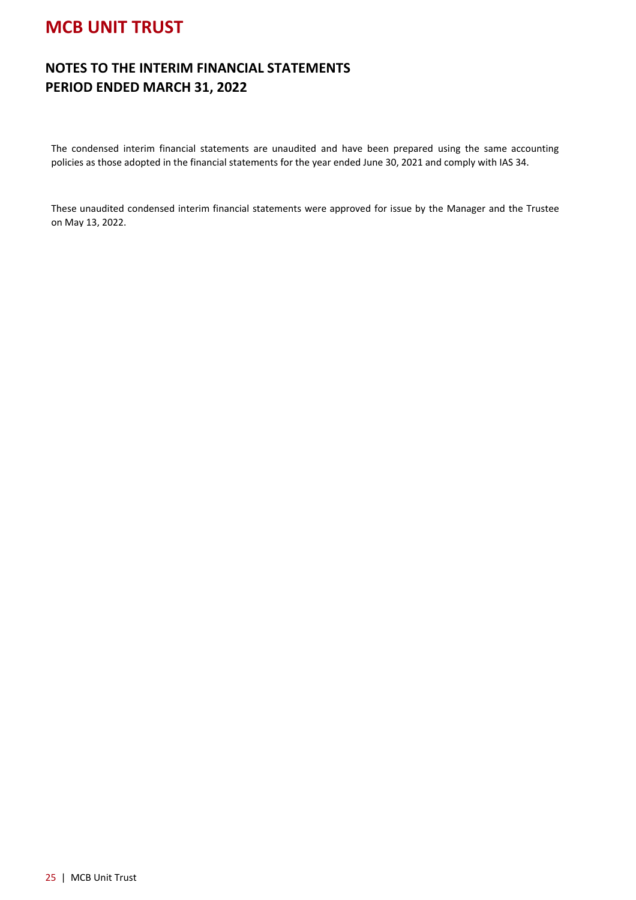# MCB UNIT TRUST

## NOTES TO THE INTERIM FINANCIAL STATEMENTS
## PERIOD ENDED MARCH 31, 2022

The condensed interim financial statements are unaudited and have been prepared using the same accounting policies as those adopted in the financial statements for the year ended June 30, 2021 and comply with IAS 34.

These unaudited condensed interim financial statements were approved for issue by the Manager and the Trustee on May 13, 2022.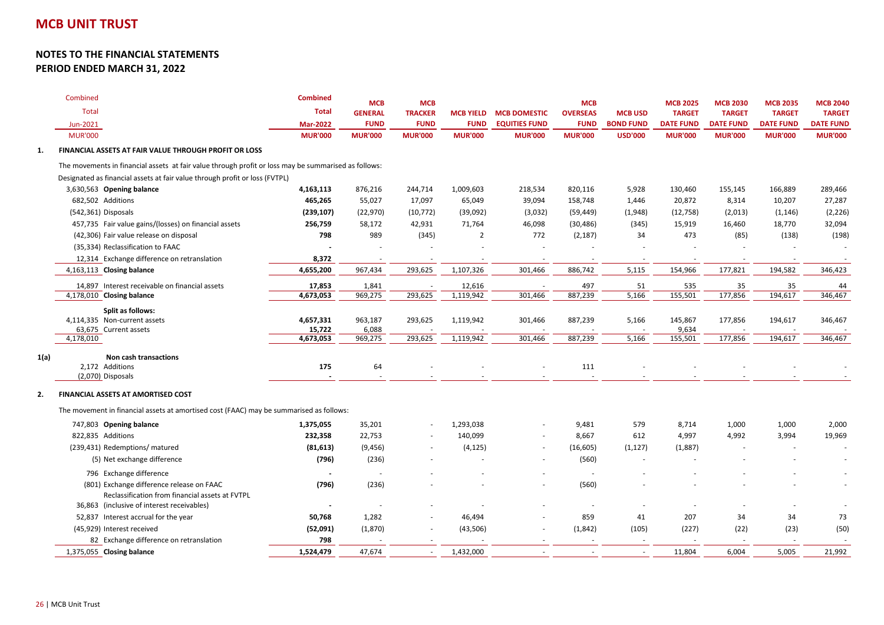# MCB UNIT TRUST

## NOTES TO THE FINANCIAL STATEMENTS
## PERIOD ENDED MARCH 31, 2022

| Combined Total Jun-2021 MUR'000 | | Combined Total Mar-2022 MUR'000 | MCB GENERAL FUND MUR'000 | MCB TRACKER FUND MUR'000 | MCB YIELD FUND MUR'000 | MCB DOMESTIC EQUITIES FUND MUR'000 | MCB OVERSEAS FUND MUR'000 | MCB USD BOND FUND USD'000 | MCB 2025 TARGET DATE FUND MUR'000 | MCB 2030 TARGET DATE FUND MUR'000 | MCB 2035 TARGET DATE FUND MUR'000 | MCB 2040 TARGET DATE FUND MUR'000 |
|---|---|---|---|---|---|---|---|---|---|---|---|---|
| | **1. FINANCIAL ASSETS AT FAIR VALUE THROUGH PROFIT OR LOSS** | | | | | | | | | | | |
| | The movements in financial assets at fair value through profit or loss may be summarised as follows: | | | | | | | | | | | |
| | Designated as financial assets at fair value through profit or loss (FVTPL) | | | | | | | | | | | |
| 3,630,563 | **Opening balance** | **4,163,113** | 876,216 | 244,714 | 1,009,603 | 218,534 | 820,116 | 5,928 | 130,460 | 155,145 | 166,889 | 289,466 |
| 682,502 | Additions | **465,265** | 55,027 | 17,097 | 65,049 | 39,094 | 158,748 | 1,446 | 20,872 | 8,314 | 10,207 | 27,287 |
| (542,361) | Disposals | **(239,107)** | (22,970) | (10,772) | (39,092) | (3,032) | (59,449) | (1,948) | (12,758) | (2,013) | (1,146) | (2,226) |
| 457,735 | Fair value gains/(losses) on financial assets | **256,759** | 58,172 | 42,931 | 71,764 | 46,098 | (30,486) | (345) | 15,919 | 16,460 | 18,770 | 32,094 |
| (42,306) | Fair value release on disposal | **798** | 989 | (345) | 2 | 772 | (2,187) | 34 | 473 | (85) | (138) | (198) |
| (35,334) | Reclassification to FAAC | **-** | - | - | - | - | - | - | - | - | - | - |
| 12,314 | Exchange difference on retranslation | **8,372** | - | - | - | - | - | - | - | - | - | - |
| 4,163,113 | **Closing balance** | **4,655,200** | 967,434 | 293,625 | 1,107,326 | 301,466 | 886,742 | 5,115 | 154,966 | 177,821 | 194,582 | 346,423 |
| 14,897 | Interest receivable on financial assets | **17,853** | 1,841 | - | 12,616 | - | 497 | 51 | 535 | 35 | 35 | 44 |
| 4,178,010 | **Closing balance** | **4,673,053** | 969,275 | 293,625 | 1,119,942 | 301,466 | 887,239 | 5,166 | 155,501 | 177,856 | 194,617 | 346,467 |
| | **Split as follows:** | | | | | | | | | | | |
| 4,114,335 | Non-current assets | **4,657,331** | 963,187 | 293,625 | 1,119,942 | 301,466 | 887,239 | 5,166 | 145,867 | 177,856 | 194,617 | 346,467 |
| 63,675 | Current assets | **15,722** | 6,088 | - | - | - | - | - | 9,634 | - | - | - |
| 4,178,010 | | **4,673,053** | 969,275 | 293,625 | 1,119,942 | 301,466 | 887,239 | 5,166 | 155,501 | 177,856 | 194,617 | 346,467 |
| | **1(a) Non cash transactions** | | | | | | | | | | | |
| 2,172 | Additions | **175** | 64 | - | - | - | 111 | - | - | - | - | - |
| (2,070) | Disposals | **-** | - | - | - | - | - | - | - | - | - | - |
| | **2. FINANCIAL ASSETS AT AMORTISED COST** | | | | | | | | | | | |
| | The movement in financial assets at amortised cost (FAAC) may be summarised as follows: | | | | | | | | | | | |
| 747,803 | **Opening balance** | **1,375,055** | 35,201 | - | 1,293,038 | - | 9,481 | 579 | 8,714 | 1,000 | 1,000 | 2,000 |
| 822,835 | Additions | **232,358** | 22,753 | - | 140,099 | - | 8,667 | 612 | 4,997 | 4,992 | 3,994 | 19,969 |
| (239,431) | Redemptions/ matured | **(81,613)** | (9,456) | - | (4,125) | - | (16,605) | (1,127) | (1,887) | - | - | - |
| (5) | Net exchange difference | **(796)** | (236) | - | - | - | (560) | - | - | - | - | - |
| 796 | Exchange difference | **-** | - | - | - | - | - | - | - | - | - | - |
| (801) | Exchange difference release on FAAC | **(796)** | (236) | - | - | - | (560) | - | - | - | - | - |
| 36,863 | Reclassification from financial assets at FVTPL (inclusive of interest receivables) | **-** | - | - | - | - | - | - | - | - | - | - |
| 52,837 | Interest accrual for the year | **50,768** | 1,282 | - | 46,494 | - | 859 | 41 | 207 | 34 | 34 | 73 |
| (45,929) | Interest received | **(52,091)** | (1,870) | - | (43,506) | - | (1,842) | (105) | (227) | (22) | (23) | (50) |
| 82 | Exchange difference on retranslation | **798** | - | - | - | - | - | - | - | - | - | - |
| 1,375,055 | **Closing balance** | **1,524,479** | 47,674 | - | 1,432,000 | - | - | - | 11,804 | 6,004 | 5,005 | 21,992 |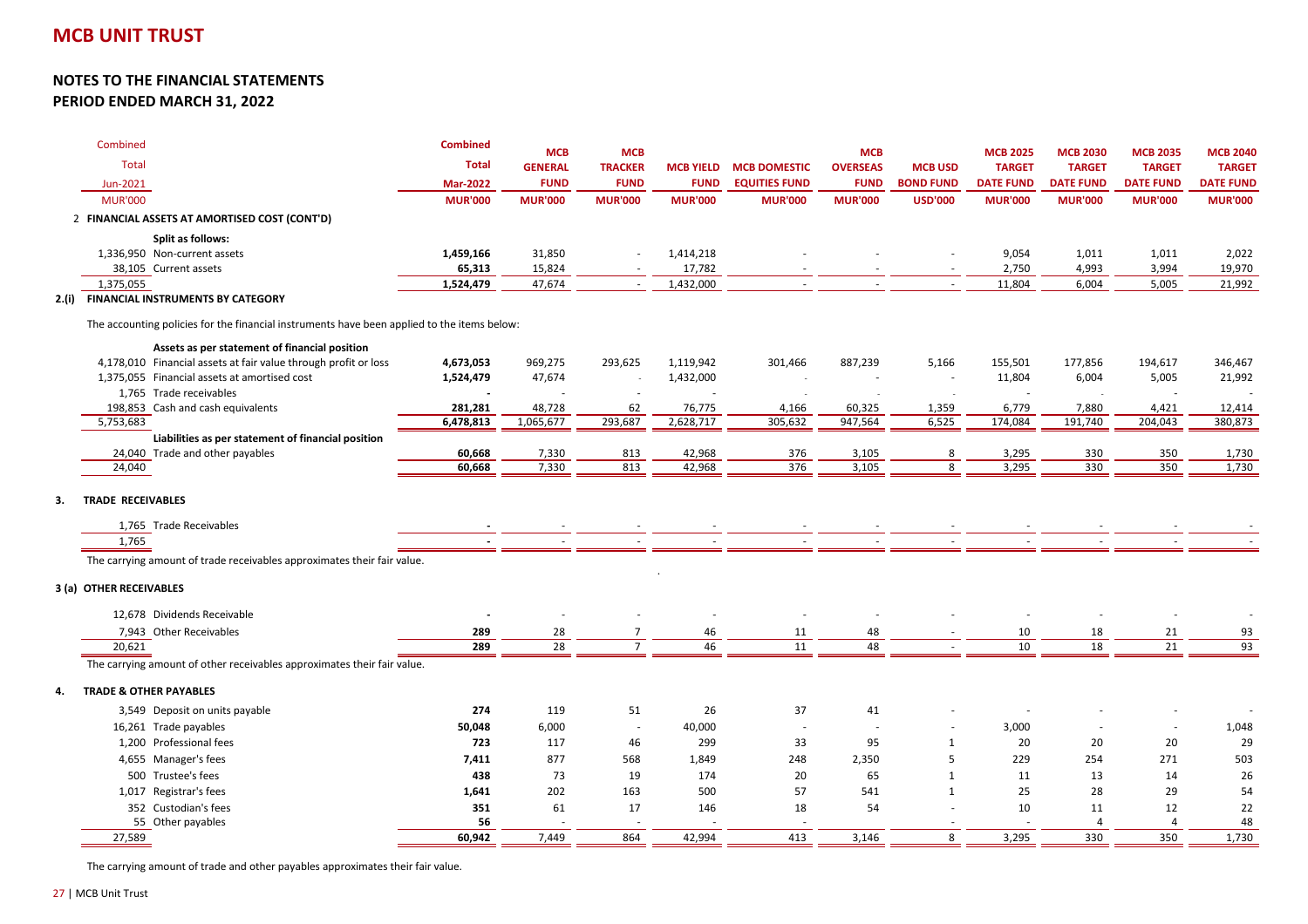# MCB UNIT TRUST

## NOTES TO THE FINANCIAL STATEMENTS
## PERIOD ENDED MARCH 31, 2022

| Combined Total Jun-2021 MUR'000 | | Combined Total Mar-2022 MUR'000 | MCB GENERAL FUND MUR'000 | MCB TRACKER FUND MUR'000 | MCB YIELD FUND MUR'000 | MCB DOMESTIC EQUITIES FUND MUR'000 | MCB OVERSEAS FUND MUR'000 | MCB USD BOND FUND USD'000 | MCB 2025 TARGET DATE FUND MUR'000 | MCB 2030 TARGET DATE FUND MUR'000 | MCB 2035 TARGET DATE FUND MUR'000 | MCB 2040 TARGET DATE FUND MUR'000 |
|---|---|---|---|---|---|---|---|---|---|---|---|---|
| | **2 FINANCIAL ASSETS AT AMORTISED COST (CONT'D)** | | | | | | | | | | | |
| | **Split as follows:** | | | | | | | | | | | |
| 1,336,950 | Non-current assets | **1,459,166** | 31,850 | - | 1,414,218 | - | - | - | 9,054 | 1,011 | 1,011 | 2,022 |
| 38,105 | Current assets | **65,313** | 15,824 | - | 17,782 | - | - | - | 2,750 | 4,993 | 3,994 | 19,970 |
| 1,375,055 | | **1,524,479** | 47,674 | - | 1,432,000 | - | - | - | 11,804 | 6,004 | 5,005 | 21,992 |

**2.(i) FINANCIAL INSTRUMENTS BY CATEGORY**

The accounting policies for the financial instruments have been applied to the items below:

| Combined Total Jun-2021 MUR'000 | | Combined Total Mar-2022 MUR'000 | MCB GENERAL FUND MUR'000 | MCB TRACKER FUND MUR'000 | MCB YIELD FUND MUR'000 | MCB DOMESTIC EQUITIES FUND MUR'000 | MCB OVERSEAS FUND MUR'000 | MCB USD BOND FUND USD'000 | MCB 2025 TARGET DATE FUND MUR'000 | MCB 2030 TARGET DATE FUND MUR'000 | MCB 2035 TARGET DATE FUND MUR'000 | MCB 2040 TARGET DATE FUND MUR'000 |
|---|---|---|---|---|---|---|---|---|---|---|---|---|
| | **Assets as per statement of financial position** | | | | | | | | | | | |
| 4,178,010 | Financial assets at fair value through profit or loss | **4,673,053** | 969,275 | 293,625 | 1,119,942 | 301,466 | 887,239 | 5,166 | 155,501 | 177,856 | 194,617 | 346,467 |
| 1,375,055 | Financial assets at amortised cost | **1,524,479** | 47,674 | - | 1,432,000 | - | - | - | 11,804 | 6,004 | 5,005 | 21,992 |
| 1,765 | Trade receivables | **-** | - | - | - | - | - | - | - | - | - | - |
| 198,853 | Cash and cash equivalents | **281,281** | 48,728 | 62 | 76,775 | 4,166 | 60,325 | 1,359 | 6,779 | 7,880 | 4,421 | 12,414 |
| 5,753,683 | | **6,478,813** | 1,065,677 | 293,687 | 2,628,717 | 305,632 | 947,564 | 6,525 | 174,084 | 191,740 | 204,043 | 380,873 |
| | **Liabilities as per statement of financial position** | | | | | | | | | | | |
| 24,040 | Trade and other payables | **60,668** | 7,330 | 813 | 42,968 | 376 | 3,105 | 8 | 3,295 | 330 | 350 | 1,730 |
| 24,040 | | **60,668** | 7,330 | 813 | 42,968 | 376 | 3,105 | 8 | 3,295 | 330 | 350 | 1,730 |

**3. TRADE RECEIVABLES**

| Combined Total Jun-2021 MUR'000 | | Combined Total Mar-2022 MUR'000 | MCB GENERAL FUND MUR'000 | MCB TRACKER FUND MUR'000 | MCB YIELD FUND MUR'000 | MCB DOMESTIC EQUITIES FUND MUR'000 | MCB OVERSEAS FUND MUR'000 | MCB USD BOND FUND USD'000 | MCB 2025 TARGET DATE FUND MUR'000 | MCB 2030 TARGET DATE FUND MUR'000 | MCB 2035 TARGET DATE FUND MUR'000 | MCB 2040 TARGET DATE FUND MUR'000 |
|---|---|---|---|---|---|---|---|---|---|---|---|---|
| 1,765 | Trade Receivables | **-** | - | - | - | - | - | - | - | - | - | - |
| 1,765 | | **-** | - | - | - | - | - | - | - | - | - | - |

The carrying amount of trade receivables approximates their fair value.

**3 (a) OTHER RECEIVABLES**

| Combined Total Jun-2021 MUR'000 | | Combined Total Mar-2022 MUR'000 | MCB GENERAL FUND MUR'000 | MCB TRACKER FUND MUR'000 | MCB YIELD FUND MUR'000 | MCB DOMESTIC EQUITIES FUND MUR'000 | MCB OVERSEAS FUND MUR'000 | MCB USD BOND FUND USD'000 | MCB 2025 TARGET DATE FUND MUR'000 | MCB 2030 TARGET DATE FUND MUR'000 | MCB 2035 TARGET DATE FUND MUR'000 | MCB 2040 TARGET DATE FUND MUR'000 |
|---|---|---|---|---|---|---|---|---|---|---|---|---|
| 12,678 | Dividends Receivable | **-** | - | - | - | - | - | - | - | - | - | - |
| 7,943 | Other Receivables | **289** | 28 | 7 | 46 | 11 | 48 | - | 10 | 18 | 21 | 93 |
| 20,621 | | **289** | 28 | 7 | 46 | 11 | 48 | - | 10 | 18 | 21 | 93 |

The carrying amount of other receivables approximates their fair value.

**4. TRADE & OTHER PAYABLES**

| Combined Total Jun-2021 MUR'000 | | Combined Total Mar-2022 MUR'000 | MCB GENERAL FUND MUR'000 | MCB TRACKER FUND MUR'000 | MCB YIELD FUND MUR'000 | MCB DOMESTIC EQUITIES FUND MUR'000 | MCB OVERSEAS FUND MUR'000 | MCB USD BOND FUND USD'000 | MCB 2025 TARGET DATE FUND MUR'000 | MCB 2030 TARGET DATE FUND MUR'000 | MCB 2035 TARGET DATE FUND MUR'000 | MCB 2040 TARGET DATE FUND MUR'000 |
|---|---|---|---|---|---|---|---|---|---|---|---|---|
| 3,549 | Deposit on units payable | **274** | 119 | 51 | 26 | 37 | 41 | - | - | - | - | - |
| 16,261 | Trade payables | **50,048** | 6,000 | - | 40,000 | - | - | - | 3,000 | - | - | 1,048 |
| 1,200 | Professional fees | **723** | 117 | 46 | 299 | 33 | 95 | 1 | 20 | 20 | 20 | 29 |
| 4,655 | Manager's fees | **7,411** | 877 | 568 | 1,849 | 248 | 2,350 | 5 | 229 | 254 | 271 | 503 |
| 500 | Trustee's fees | **438** | 73 | 19 | 174 | 20 | 65 | 1 | 11 | 13 | 14 | 26 |
| 1,017 | Registrar's fees | **1,641** | 202 | 163 | 500 | 57 | 541 | 1 | 25 | 28 | 29 | 54 |
| 352 | Custodian's fees | **351** | 61 | 17 | 146 | 18 | 54 | - | 10 | 11 | 12 | 22 |
| 55 | Other payables | **56** | - | - | - | - | - | - | - | 4 | 4 | 48 |
| 27,589 | | **60,942** | 7,449 | 864 | 42,994 | 413 | 3,146 | 8 | 3,295 | 330 | 350 | 1,730 |

The carrying amount of trade and other payables approximates their fair value.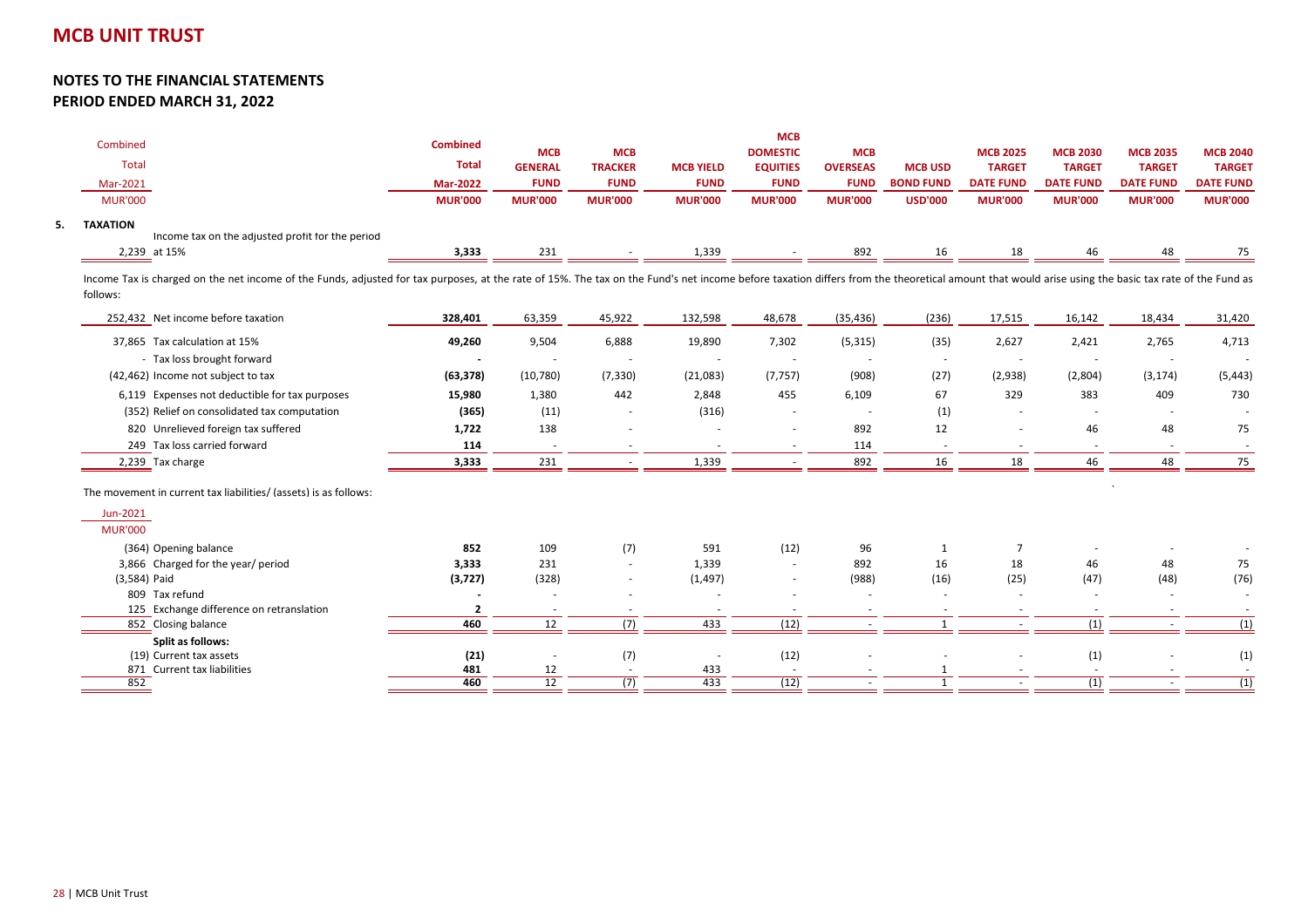# MCB UNIT TRUST

## NOTES TO THE FINANCIAL STATEMENTS
## PERIOD ENDED MARCH 31, 2022

**5. TAXATION**

| Combined Total Mar-2021 MUR'000 | | Combined Total Mar-2022 MUR'000 | MCB GENERAL FUND MUR'000 | MCB TRACKER FUND MUR'000 | MCB YIELD FUND MUR'000 | MCB DOMESTIC EQUITIES FUND MUR'000 | MCB OVERSEAS FUND MUR'000 | MCB USD BOND FUND USD'000 | MCB 2025 TARGET DATE FUND MUR'000 | MCB 2030 TARGET DATE FUND MUR'000 | MCB 2035 TARGET DATE FUND MUR'000 | MCB 2040 TARGET DATE FUND MUR'000 |
|---|---|---|---|---|---|---|---|---|---|---|---|---|
| 2,239 | Income tax on the adjusted profit for the period at 15% | **3,333** | 231 | - | 1,339 | - | 892 | 16 | 18 | 46 | 48 | 75 |

Income Tax is charged on the net income of the Funds, adjusted for tax purposes, at the rate of 15%. The tax on the Fund's net income before taxation differs from the theoretical amount that would arise using the basic tax rate of the Fund as follows:

| Combined Total Mar-2021 MUR'000 | | Combined Total Mar-2022 MUR'000 | MCB GENERAL FUND MUR'000 | MCB TRACKER FUND MUR'000 | MCB YIELD FUND MUR'000 | MCB DOMESTIC EQUITIES FUND MUR'000 | MCB OVERSEAS FUND MUR'000 | MCB USD BOND FUND USD'000 | MCB 2025 TARGET DATE FUND MUR'000 | MCB 2030 TARGET DATE FUND MUR'000 | MCB 2035 TARGET DATE FUND MUR'000 | MCB 2040 TARGET DATE FUND MUR'000 |
|---|---|---|---|---|---|---|---|---|---|---|---|---|
| 252,432 | Net income before taxation | **328,401** | 63,359 | 45,922 | 132,598 | 48,678 | (35,436) | (236) | 17,515 | 16,142 | 18,434 | 31,420 |
| 37,865 | Tax calculation at 15% | **49,260** | 9,504 | 6,888 | 19,890 | 7,302 | (5,315) | (35) | 2,627 | 2,421 | 2,765 | 4,713 |
| - | Tax loss brought forward | **-** | - | - | - | - | - | - | - | - | - | - |
| (42,462) | Income not subject to tax | **(63,378)** | (10,780) | (7,330) | (21,083) | (7,757) | (908) | (27) | (2,938) | (2,804) | (3,174) | (5,443) |
| 6,119 | Expenses not deductible for tax purposes | **15,980** | 1,380 | 442 | 2,848 | 455 | 6,109 | 67 | 329 | 383 | 409 | 730 |
| (352) | Relief on consolidated tax computation | **(365)** | (11) | - | (316) | - | - | (1) | - | - | - | - |
| 820 | Unrelieved foreign tax suffered | **1,722** | 138 | - | - | - | 892 | 12 | - | 46 | 48 | 75 |
| 249 | Tax loss carried forward | **114** | - | - | - | - | 114 | - | - | - | - | - |
| 2,239 | Tax charge | **3,333** | 231 | - | 1,339 | - | 892 | 16 | 18 | 46 | 48 | 75 |

The movement in current tax liabilities/ (assets) is as follows:

| Jun-2021 MUR'000 | | Combined Total Mar-2022 MUR'000 | MCB GENERAL FUND MUR'000 | MCB TRACKER FUND MUR'000 | MCB YIELD FUND MUR'000 | MCB DOMESTIC EQUITIES FUND MUR'000 | MCB OVERSEAS FUND MUR'000 | MCB USD BOND FUND USD'000 | MCB 2025 TARGET DATE FUND MUR'000 | MCB 2030 TARGET DATE FUND MUR'000 | MCB 2035 TARGET DATE FUND MUR'000 | MCB 2040 TARGET DATE FUND MUR'000 |
|---|---|---|---|---|---|---|---|---|---|---|---|---|
| (364) | Opening balance | **852** | 109 | (7) | 591 | (12) | 96 | 1 | 7 | - | - | - |
| 3,866 | Charged for the year/ period | **3,333** | 231 | - | 1,339 | - | 892 | 16 | 18 | 46 | 48 | 75 |
| (3,584) | Paid | **(3,727)** | (328) | - | (1,497) | - | (988) | (16) | (25) | (47) | (48) | (76) |
| 809 | Tax refund | **-** | - | - | - | - | - | - | - | - | - | - |
| 125 | Exchange difference on retranslation | **2** | - | - | - | - | - | - | - | - | - | - |
| 852 | Closing balance | **460** | 12 | (7) | 433 | (12) | - | 1 | - | (1) | - | (1) |
| | **Split as follows:** | | | | | | | | | | | |
| (19) | Current tax assets | **(21)** | - | (7) | - | (12) | - | - | - | (1) | - | (1) |
| 871 | Current tax liabilities | **481** | 12 | - | 433 | - | - | 1 | - | - | - | - |
| 852 | | **460** | 12 | (7) | 433 | (12) | - | 1 | - | (1) | - | (1) |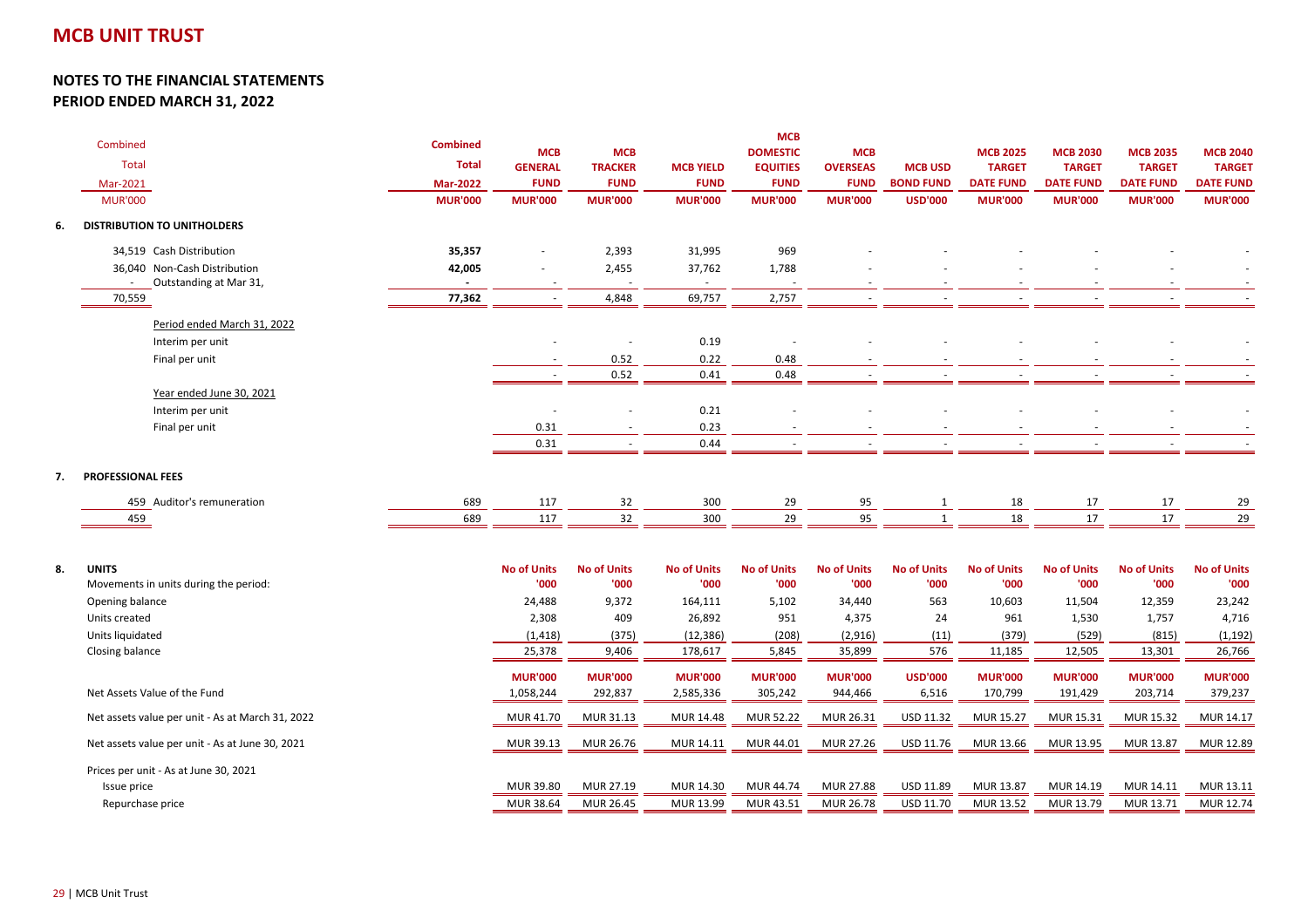# MCB UNIT TRUST

## NOTES TO THE FINANCIAL STATEMENTS
## PERIOD ENDED MARCH 31, 2022

| Combined Total Mar-2021 MUR'000 | | Combined Total Mar-2022 MUR'000 | MCB GENERAL FUND MUR'000 | MCB TRACKER FUND MUR'000 | MCB YIELD FUND MUR'000 | MCB DOMESTIC EQUITIES FUND MUR'000 | MCB OVERSEAS FUND MUR'000 | MCB USD BOND FUND USD'000 | MCB 2025 TARGET DATE FUND MUR'000 | MCB 2030 TARGET DATE FUND MUR'000 | MCB 2035 TARGET DATE FUND MUR'000 | MCB 2040 TARGET DATE FUND MUR'000 |
|---|---|---|---|---|---|---|---|---|---|---|---|---|
| | **6. DISTRIBUTION TO UNITHOLDERS** | | | | | | | | | | | |
| 34,519 | Cash Distribution | **35,357** | - | 2,393 | 31,995 | 969 | - | - | - | - | - | - |
| 36,040 | Non-Cash Distribution | **42,005** | - | 2,455 | 37,762 | 1,788 | - | - | - | - | - | - |
| - | Outstanding at Mar 31, | **-** | - | - | - | - | - | - | - | - | - | - |
| 70,559 | | **77,362** | - | 4,848 | 69,757 | 2,757 | - | - | - | - | - | - |
| | Period ended March 31, 2022 | | | | | | | | | | | |
| | Interim per unit | | - | - | 0.19 | - | - | - | - | - | - | - |
| | Final per unit | | - | 0.52 | 0.22 | 0.48 | - | - | - | - | - | - |
| | | | - | 0.52 | 0.41 | 0.48 | - | - | - | - | - | - |
| | Year ended June 30, 2021 | | | | | | | | | | | |
| | Interim per unit | | - | - | 0.21 | - | - | - | - | - | - | - |
| | Final per unit | | 0.31 | - | 0.23 | - | - | - | - | - | - | - |
| | | | 0.31 | - | 0.44 | - | - | - | - | - | - | - |
| | **7. PROFESSIONAL FEES** | | | | | | | | | | | |
| 459 | Auditor's remuneration | 689 | 117 | 32 | 300 | 29 | 95 | 1 | 18 | 17 | 17 | 29 |
| 459 | | 689 | 117 | 32 | 300 | 29 | 95 | 1 | 18 | 17 | 17 | 29 |

**8. UNITS**

| Movements in units during the period: | MCB GENERAL FUND No of Units '000 | MCB TRACKER FUND No of Units '000 | MCB YIELD FUND No of Units '000 | MCB DOMESTIC EQUITIES FUND No of Units '000 | MCB OVERSEAS FUND No of Units '000 | MCB USD BOND FUND No of Units '000 | MCB 2025 TARGET DATE FUND No of Units '000 | MCB 2030 TARGET DATE FUND No of Units '000 | MCB 2035 TARGET DATE FUND No of Units '000 | MCB 2040 TARGET DATE FUND No of Units '000 |
|---|---|---|---|---|---|---|---|---|---|---|
| Opening balance | 24,488 | 9,372 | 164,111 | 5,102 | 34,440 | 563 | 10,603 | 11,504 | 12,359 | 23,242 |
| Units created | 2,308 | 409 | 26,892 | 951 | 4,375 | 24 | 961 | 1,530 | 1,757 | 4,716 |
| Units liquidated | (1,418) | (375) | (12,386) | (208) | (2,916) | (11) | (379) | (529) | (815) | (1,192) |
| Closing balance | 25,378 | 9,406 | 178,617 | 5,845 | 35,899 | 576 | 11,185 | 12,505 | 13,301 | 26,766 |
| | **MUR'000** | **MUR'000** | **MUR'000** | **MUR'000** | **MUR'000** | **USD'000** | **MUR'000** | **MUR'000** | **MUR'000** | **MUR'000** |
| Net Assets Value of the Fund | 1,058,244 | 292,837 | 2,585,336 | 305,242 | 944,466 | 6,516 | 170,799 | 191,429 | 203,714 | 379,237 |
| Net assets value per unit - As at March 31, 2022 | MUR 41.70 | MUR 31.13 | MUR 14.48 | MUR 52.22 | MUR 26.31 | USD 11.32 | MUR 15.27 | MUR 15.31 | MUR 15.32 | MUR 14.17 |
| Net assets value per unit - As at June 30, 2021 | MUR 39.13 | MUR 26.76 | MUR 14.11 | MUR 44.01 | MUR 27.26 | USD 11.76 | MUR 13.66 | MUR 13.95 | MUR 13.87 | MUR 12.89 |
| Prices per unit - As at June 30, 2021 | | | | | | | | | | |
| Issue price | MUR 39.80 | MUR 27.19 | MUR 14.30 | MUR 44.74 | MUR 27.88 | USD 11.89 | MUR 13.87 | MUR 14.19 | MUR 14.11 | MUR 13.11 |
| Repurchase price | MUR 38.64 | MUR 26.45 | MUR 13.99 | MUR 43.51 | MUR 26.78 | USD 11.70 | MUR 13.52 | MUR 13.79 | MUR 13.71 | MUR 12.74 |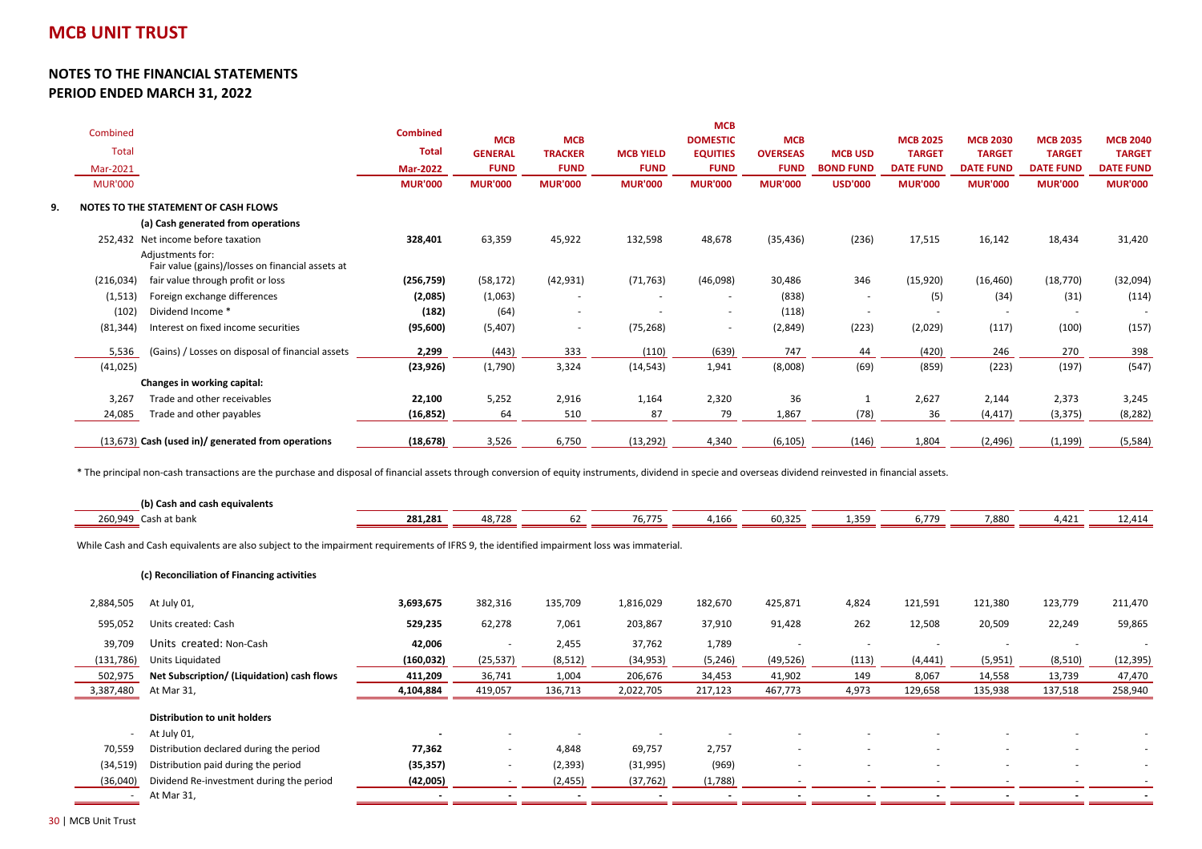# MCB UNIT TRUST

## NOTES TO THE FINANCIAL STATEMENTS
## PERIOD ENDED MARCH 31, 2022

| Combined Total Mar-2021 MUR'000 | | Combined Total Mar-2022 MUR'000 | MCB GENERAL FUND MUR'000 | MCB TRACKER FUND MUR'000 | MCB YIELD FUND MUR'000 | MCB DOMESTIC EQUITIES FUND MUR'000 | MCB OVERSEAS FUND MUR'000 | MCB USD BOND FUND USD'000 | MCB 2025 TARGET DATE FUND MUR'000 | MCB 2030 TARGET DATE FUND MUR'000 | MCB 2035 TARGET DATE FUND MUR'000 | MCB 2040 TARGET DATE FUND MUR'000 |
|---|---|---|---|---|---|---|---|---|---|---|---|---|
| | **9. NOTES TO THE STATEMENT OF CASH FLOWS** | | | | | | | | | | | |
| | **(a) Cash generated from operations** | | | | | | | | | | | |
| 252,432 | Net income before taxation | **328,401** | 63,359 | 45,922 | 132,598 | 48,678 | (35,436) | (236) | 17,515 | 16,142 | 18,434 | 31,420 |
| | Adjustments for: | | | | | | | | | | | |
| (216,034) | Fair value (gains)/losses on financial assets at fair value through profit or loss | **(256,759)** | (58,172) | (42,931) | (71,763) | (46,098) | 30,486 | 346 | (15,920) | (16,460) | (18,770) | (32,094) |
| (1,513) | Foreign exchange differences | **(2,085)** | (1,063) | - | - | - | (838) | - | (5) | (34) | (31) | (114) |
| (102) | Dividend Income * | **(182)** | (64) | - | - | - | (118) | - | - | - | - | - |
| (81,344) | Interest on fixed income securities | **(95,600)** | (5,407) | - | (75,268) | - | (2,849) | (223) | (2,029) | (117) | (100) | (157) |
| 5,536 | (Gains) / Losses on disposal of financial assets | **2,299** | (443) | 333 | (110) | (639) | 747 | 44 | (420) | 246 | 270 | 398 |
| (41,025) | | **(23,926)** | (1,790) | 3,324 | (14,543) | 1,941 | (8,008) | (69) | (859) | (223) | (197) | (547) |
| | **Changes in working capital:** | | | | | | | | | | | |
| 3,267 | Trade and other receivables | **22,100** | 5,252 | 2,916 | 1,164 | 2,320 | 36 | 1 | 2,627 | 2,144 | 2,373 | 3,245 |
| 24,085 | Trade and other payables | **(16,852)** | 64 | 510 | 87 | 79 | 1,867 | (78) | 36 | (4,417) | (3,375) | (8,282) |
| (13,673) | **Cash (used in)/ generated from operations** | **(18,678)** | 3,526 | 6,750 | (13,292) | 4,340 | (6,105) | (146) | 1,804 | (2,496) | (1,199) | (5,584) |

* The principal non-cash transactions are the purchase and disposal of financial assets through conversion of equity instruments, dividend in specie and overseas dividend reinvested in financial assets.

| Combined Total Mar-2021 MUR'000 | | Combined Total Mar-2022 MUR'000 | MCB GENERAL FUND | MCB TRACKER FUND | MCB YIELD FUND | MCB DOMESTIC EQUITIES FUND | MCB OVERSEAS FUND | MCB USD BOND FUND | MCB 2025 TARGET DATE FUND | MCB 2030 TARGET DATE FUND | MCB 2035 TARGET DATE FUND | MCB 2040 TARGET DATE FUND |
|---|---|---|---|---|---|---|---|---|---|---|---|---|
| | **(b) Cash and cash equivalents** | | | | | | | | | | | |
| 260,949 | Cash at bank | **281,281** | 48,728 | 62 | 76,775 | 4,166 | 60,325 | 1,359 | 6,779 | 7,880 | 4,421 | 12,414 |

While Cash and Cash equivalents are also subject to the impairment requirements of IFRS 9, the identified impairment loss was immaterial.

| Combined Total Mar-2021 MUR'000 | | Combined Total Mar-2022 MUR'000 | MCB GENERAL FUND | MCB TRACKER FUND | MCB YIELD FUND | MCB DOMESTIC EQUITIES FUND | MCB OVERSEAS FUND | MCB USD BOND FUND | MCB 2025 TARGET DATE FUND | MCB 2030 TARGET DATE FUND | MCB 2035 TARGET DATE FUND | MCB 2040 TARGET DATE FUND |
|---|---|---|---|---|---|---|---|---|---|---|---|---|
| | **(c) Reconciliation of Financing activities** | | | | | | | | | | | |
| 2,884,505 | At July 01, | **3,693,675** | 382,316 | 135,709 | 1,816,029 | 182,670 | 425,871 | 4,824 | 121,591 | 121,380 | 123,779 | 211,470 |
| 595,052 | Units created: Cash | **529,235** | 62,278 | 7,061 | 203,867 | 37,910 | 91,428 | 262 | 12,508 | 20,509 | 22,249 | 59,865 |
| 39,709 | Units created: Non-Cash | **42,006** | - | 2,455 | 37,762 | 1,789 | - | - | - | - | - | - |
| (131,786) | Units Liquidated | **(160,032)** | (25,537) | (8,512) | (34,953) | (5,246) | (49,526) | (113) | (4,441) | (5,951) | (8,510) | (12,395) |
| 502,975 | **Net Subscription/ (Liquidation) cash flows** | **411,209** | 36,741 | 1,004 | 206,676 | 34,453 | 41,902 | 149 | 8,067 | 14,558 | 13,739 | 47,470 |
| 3,387,480 | At Mar 31, | **4,104,884** | 419,057 | 136,713 | 2,022,705 | 217,123 | 467,773 | 4,973 | 129,658 | 135,938 | 137,518 | 258,940 |
| | **Distribution to unit holders** | | | | | | | | | | | |
| - | At July 01, | **-** | - | - | - | - | - | - | - | - | - | - |
| 70,559 | Distribution declared during the period | **77,362** | - | 4,848 | 69,757 | 2,757 | - | - | - | - | - | - |
| (34,519) | Distribution paid during the period | **(35,357)** | - | (2,393) | (31,995) | (969) | - | - | - | - | - | - |
| (36,040) | Dividend Re-investment during the period | **(42,005)** | - | (2,455) | (37,762) | (1,788) | - | - | - | - | - | - |
| - | At Mar 31, | **-** | - | - | - | - | - | - | - | - | - | - |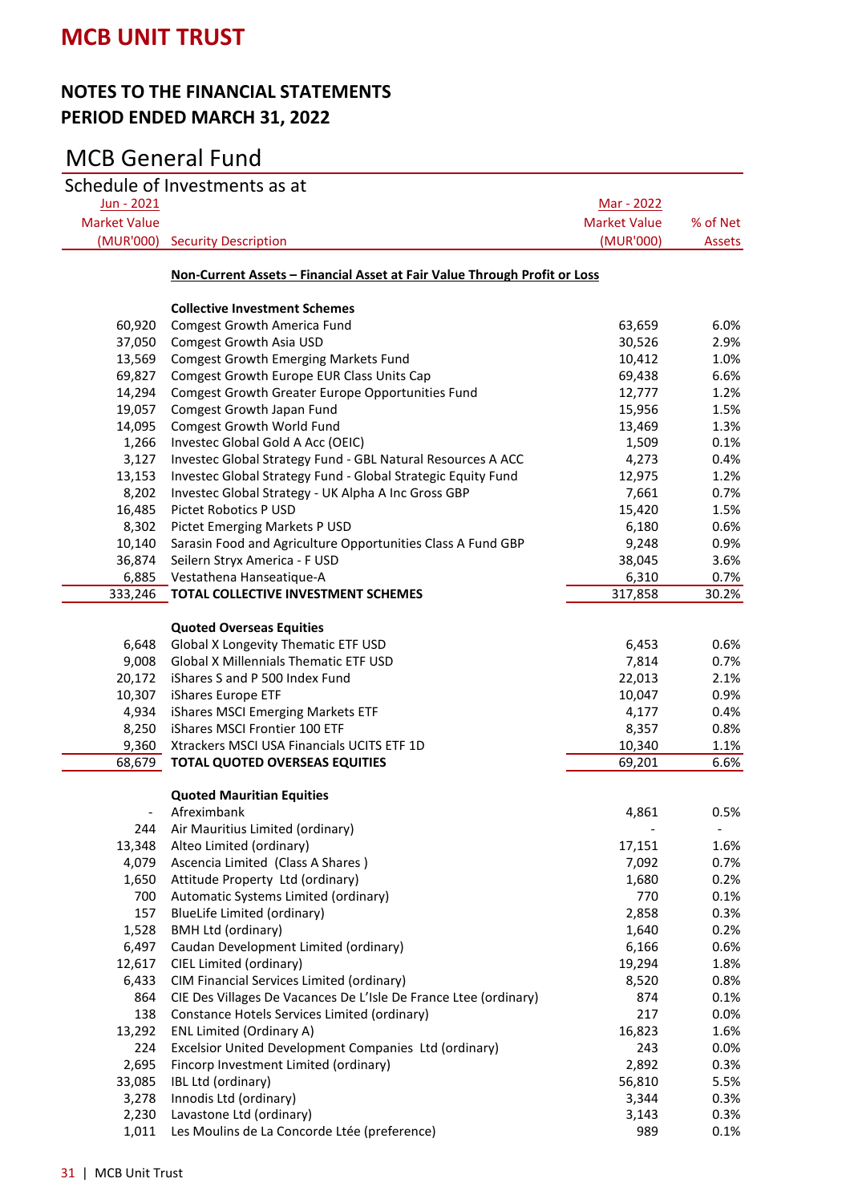# MCB UNIT TRUST

## NOTES TO THE FINANCIAL STATEMENTS
## PERIOD ENDED MARCH 31, 2022

## MCB General Fund

### Schedule of Investments as at

| Jun - 2021 Market Value (MUR'000) | Security Description | Mar - 2022 Market Value (MUR'000) | % of Net Assets |
|---|---|---|---|
| | **Non-Current Assets – Financial Asset at Fair Value Through Profit or Loss** | | |
| | **Collective Investment Schemes** | | |
| 60,920 | Comgest Growth America Fund | 63,659 | 6.0% |
| 37,050 | Comgest Growth Asia USD | 30,526 | 2.9% |
| 13,569 | Comgest Growth Emerging Markets Fund | 10,412 | 1.0% |
| 69,827 | Comgest Growth Europe EUR Class Units Cap | 69,438 | 6.6% |
| 14,294 | Comgest Growth Greater Europe Opportunities Fund | 12,777 | 1.2% |
| 19,057 | Comgest Growth Japan Fund | 15,956 | 1.5% |
| 14,095 | Comgest Growth World Fund | 13,469 | 1.3% |
| 1,266 | Investec Global Gold A Acc (OEIC) | 1,509 | 0.1% |
| 3,127 | Investec Global Strategy Fund - GBL Natural Resources A ACC | 4,273 | 0.4% |
| 13,153 | Investec Global Strategy Fund - Global Strategic Equity Fund | 12,975 | 1.2% |
| 8,202 | Investec Global Strategy - UK Alpha A Inc Gross GBP | 7,661 | 0.7% |
| 16,485 | Pictet Robotics P USD | 15,420 | 1.5% |
| 8,302 | Pictet Emerging Markets P USD | 6,180 | 0.6% |
| 10,140 | Sarasin Food and Agriculture Opportunities Class A Fund GBP | 9,248 | 0.9% |
| 36,874 | Seilern Stryx America - F USD | 38,045 | 3.6% |
| 6,885 | Vestathena Hanseatique-A | 6,310 | 0.7% |
| 333,246 | **TOTAL COLLECTIVE INVESTMENT SCHEMES** | 317,858 | 30.2% |
| | **Quoted Overseas Equities** | | |
| 6,648 | Global X Longevity Thematic ETF USD | 6,453 | 0.6% |
| 9,008 | Global X Millennials Thematic ETF USD | 7,814 | 0.7% |
| 20,172 | iShares S and P 500 Index Fund | 22,013 | 2.1% |
| 10,307 | iShares Europe ETF | 10,047 | 0.9% |
| 4,934 | iShares MSCI Emerging Markets ETF | 4,177 | 0.4% |
| 8,250 | iShares MSCI Frontier 100 ETF | 8,357 | 0.8% |
| 9,360 | Xtrackers MSCI USA Financials UCITS ETF 1D | 10,340 | 1.1% |
| 68,679 | **TOTAL QUOTED OVERSEAS EQUITIES** | 69,201 | 6.6% |
| | **Quoted Mauritian Equities** | | |
| - | Afreximbank | 4,861 | 0.5% |
| 244 | Air Mauritius Limited (ordinary) | - | - |
| 13,348 | Alteo Limited (ordinary) | 17,151 | 1.6% |
| 4,079 | Ascencia Limited (Class A Shares ) | 7,092 | 0.7% |
| 1,650 | Attitude Property Ltd (ordinary) | 1,680 | 0.2% |
| 700 | Automatic Systems Limited (ordinary) | 770 | 0.1% |
| 157 | BlueLife Limited (ordinary) | 2,858 | 0.3% |
| 1,528 | BMH Ltd (ordinary) | 1,640 | 0.2% |
| 6,497 | Caudan Development Limited (ordinary) | 6,166 | 0.6% |
| 12,617 | CIEL Limited (ordinary) | 19,294 | 1.8% |
| 6,433 | CIM Financial Services Limited (ordinary) | 8,520 | 0.8% |
| 864 | CIE Des Villages De Vacances De L'Isle De France Ltee (ordinary) | 874 | 0.1% |
| 138 | Constance Hotels Services Limited (ordinary) | 217 | 0.0% |
| 13,292 | ENL Limited (Ordinary A) | 16,823 | 1.6% |
| 224 | Excelsior United Development Companies Ltd (ordinary) | 243 | 0.0% |
| 2,695 | Fincorp Investment Limited (ordinary) | 2,892 | 0.3% |
| 33,085 | IBL Ltd (ordinary) | 56,810 | 5.5% |
| 3,278 | Innodis Ltd (ordinary) | 3,344 | 0.3% |
| 2,230 | Lavastone Ltd (ordinary) | 3,143 | 0.3% |
| 1,011 | Les Moulins de La Concorde Ltée (preference) | 989 | 0.1% |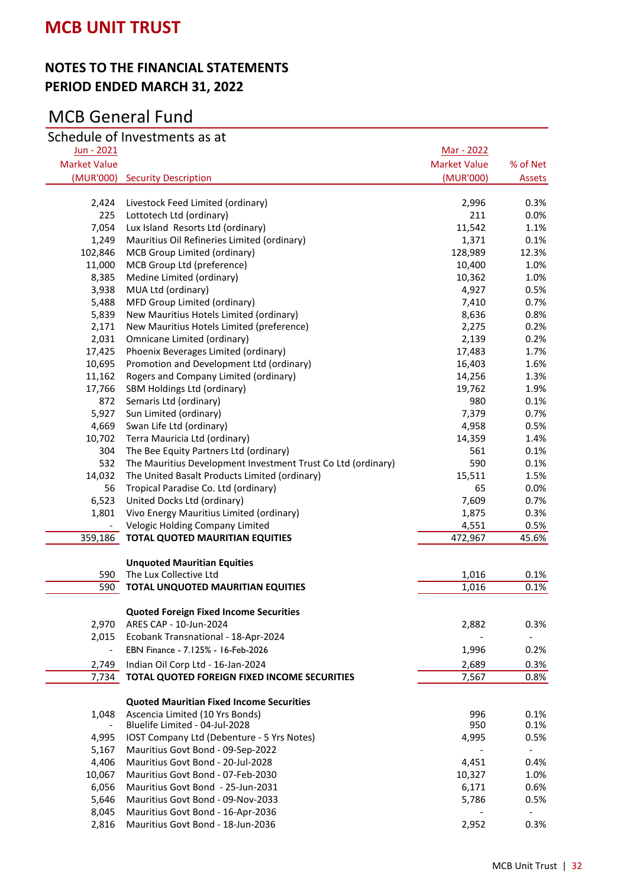# MCB UNIT TRUST

## NOTES TO THE FINANCIAL STATEMENTS
## PERIOD ENDED MARCH 31, 2022

## MCB General Fund

### Schedule of Investments as at

| Jun - 2021 Market Value (MUR'000) | Security Description | Mar - 2022 Market Value (MUR'000) | % of Net Assets |
|---|---|---|---|
| 2,424 | Livestock Feed Limited (ordinary) | 2,996 | 0.3% |
| 225 | Lottotech Ltd (ordinary) | 211 | 0.0% |
| 7,054 | Lux Island Resorts Ltd (ordinary) | 11,542 | 1.1% |
| 1,249 | Mauritius Oil Refineries Limited (ordinary) | 1,371 | 0.1% |
| 102,846 | MCB Group Limited (ordinary) | 128,989 | 12.3% |
| 11,000 | MCB Group Ltd (preference) | 10,400 | 1.0% |
| 8,385 | Medine Limited (ordinary) | 10,362 | 1.0% |
| 3,938 | MUA Ltd (ordinary) | 4,927 | 0.5% |
| 5,488 | MFD Group Limited (ordinary) | 7,410 | 0.7% |
| 5,839 | New Mauritius Hotels Limited (ordinary) | 8,636 | 0.8% |
| 2,171 | New Mauritius Hotels Limited (preference) | 2,275 | 0.2% |
| 2,031 | Omnicane Limited (ordinary) | 2,139 | 0.2% |
| 17,425 | Phoenix Beverages Limited (ordinary) | 17,483 | 1.7% |
| 10,695 | Promotion and Development Ltd (ordinary) | 16,403 | 1.6% |
| 11,162 | Rogers and Company Limited (ordinary) | 14,256 | 1.3% |
| 17,766 | SBM Holdings Ltd (ordinary) | 19,762 | 1.9% |
| 872 | Semaris Ltd (ordinary) | 980 | 0.1% |
| 5,927 | Sun Limited (ordinary) | 7,379 | 0.7% |
| 4,669 | Swan Life Ltd (ordinary) | 4,958 | 0.5% |
| 10,702 | Terra Mauricia Ltd (ordinary) | 14,359 | 1.4% |
| 304 | The Bee Equity Partners Ltd (ordinary) | 561 | 0.1% |
| 532 | The Mauritius Development Investment Trust Co Ltd (ordinary) | 590 | 0.1% |
| 14,032 | The United Basalt Products Limited (ordinary) | 15,511 | 1.5% |
| 56 | Tropical Paradise Co. Ltd (ordinary) | 65 | 0.0% |
| 6,523 | United Docks Ltd (ordinary) | 7,609 | 0.7% |
| 1,801 | Vivo Energy Mauritius Limited (ordinary) | 1,875 | 0.3% |
| - | Velogic Holding Company Limited | 4,551 | 0.5% |
| 359,186 | **TOTAL QUOTED MAURITIAN EQUITIES** | 472,967 | 45.6% |
| | **Unquoted Mauritian Equities** | | |
| 590 | The Lux Collective Ltd | 1,016 | 0.1% |
| 590 | **TOTAL UNQUOTED MAURITIAN EQUITIES** | 1,016 | 0.1% |
| | **Quoted Foreign Fixed Income Securities** | | |
| 2,970 | ARES CAP - 10-Jun-2024 | 2,882 | 0.3% |
| 2,015 | Ecobank Transnational - 18-Apr-2024 | - | - |
| - | EBN Finance - 7.125% - 16-Feb-2026 | 1,996 | 0.2% |
| 2,749 | Indian Oil Corp Ltd - 16-Jan-2024 | 2,689 | 0.3% |
| 7,734 | **TOTAL QUOTED FOREIGN FIXED INCOME SECURITIES** | 7,567 | 0.8% |
| | **Quoted Mauritian Fixed Income Securities** | | |
| 1,048 | Ascencia Limited (10 Yrs Bonds) | 996 | 0.1% |
| - | Bluelife Limited - 04-Jul-2028 | 950 | 0.1% |
| 4,995 | IOST Company Ltd (Debenture - 5 Yrs Notes) | 4,995 | 0.5% |
| 5,167 | Mauritius Govt Bond - 09-Sep-2022 | - | - |
| 4,406 | Mauritius Govt Bond - 20-Jul-2028 | 4,451 | 0.4% |
| 10,067 | Mauritius Govt Bond - 07-Feb-2030 | 10,327 | 1.0% |
| 6,056 | Mauritius Govt Bond - 25-Jun-2031 | 6,171 | 0.6% |
| 5,646 | Mauritius Govt Bond - 09-Nov-2033 | 5,786 | 0.5% |
| 8,045 | Mauritius Govt Bond - 16-Apr-2036 | - | - |
| 2,816 | Mauritius Govt Bond - 18-Jun-2036 | 2,952 | 0.3% |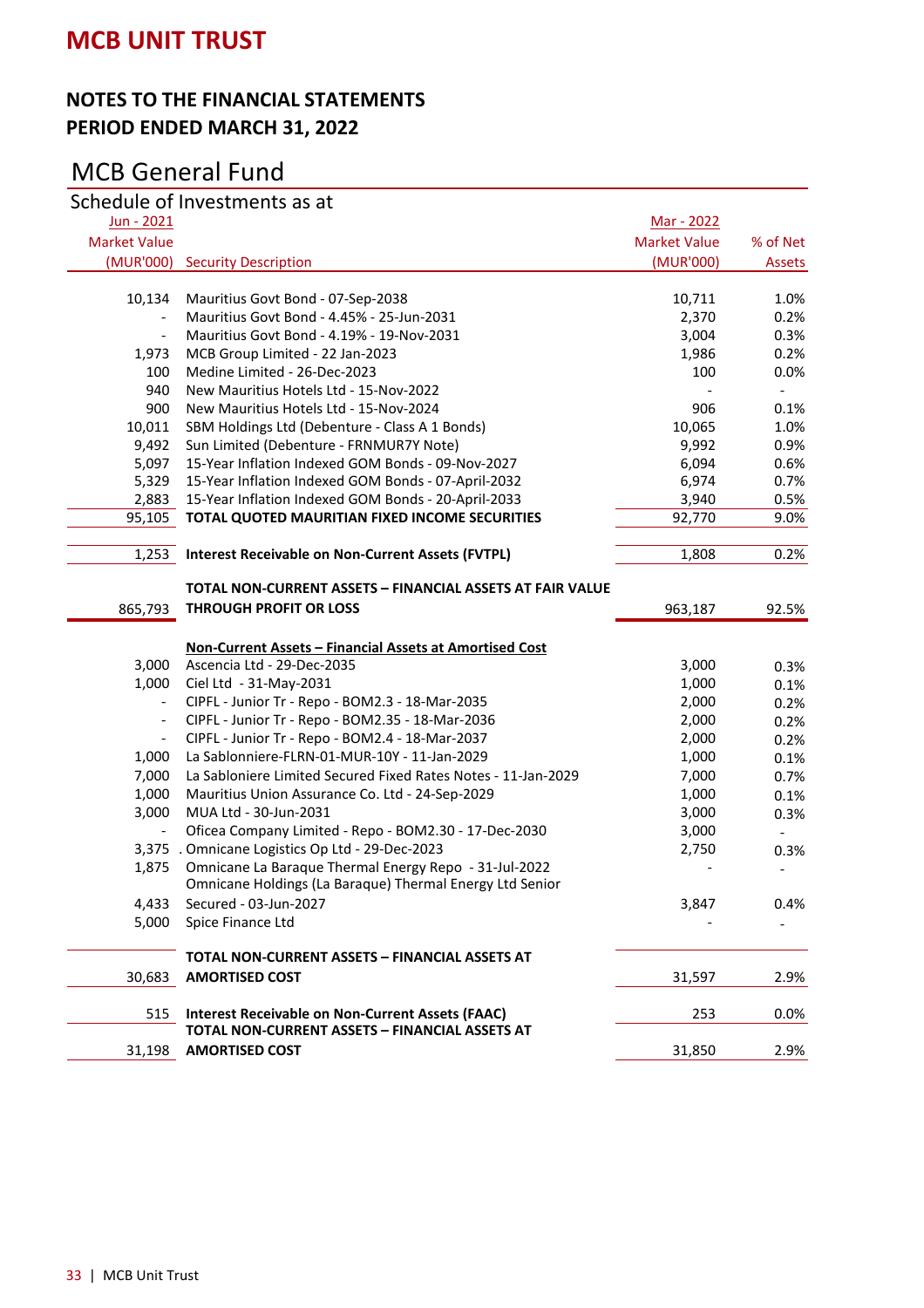# MCB UNIT TRUST

## NOTES TO THE FINANCIAL STATEMENTS
## PERIOD ENDED MARCH 31, 2022

## MCB General Fund

### Schedule of Investments as at

| Jun - 2021 Market Value (MUR'000) | Security Description | Mar - 2022 Market Value (MUR'000) | % of Net Assets |
|---|---|---|---|
| 10,134 | Mauritius Govt Bond - 07-Sep-2038 | 10,711 | 1.0% |
| - | Mauritius Govt Bond - 4.45% - 25-Jun-2031 | 2,370 | 0.2% |
| - | Mauritius Govt Bond - 4.19% - 19-Nov-2031 | 3,004 | 0.3% |
| 1,973 | MCB Group Limited - 22 Jan-2023 | 1,986 | 0.2% |
| 100 | Medine Limited - 26-Dec-2023 | 100 | 0.0% |
| 940 | New Mauritius Hotels Ltd - 15-Nov-2022 | - | - |
| 900 | New Mauritius Hotels Ltd - 15-Nov-2024 | 906 | 0.1% |
| 10,011 | SBM Holdings Ltd (Debenture - Class A 1 Bonds) | 10,065 | 1.0% |
| 9,492 | Sun Limited (Debenture - FRNMUR7Y Note) | 9,992 | 0.9% |
| 5,097 | 15-Year Inflation Indexed GOM Bonds - 09-Nov-2027 | 6,094 | 0.6% |
| 5,329 | 15-Year Inflation Indexed GOM Bonds - 07-April-2032 | 6,974 | 0.7% |
| 2,883 | 15-Year Inflation Indexed GOM Bonds - 20-April-2033 | 3,940 | 0.5% |
| 95,105 | **TOTAL QUOTED MAURITIAN FIXED INCOME SECURITIES** | 92,770 | 9.0% |
| 1,253 | **Interest Receivable on Non-Current Assets (FVTPL)** | 1,808 | 0.2% |
| 865,793 | **TOTAL NON-CURRENT ASSETS – FINANCIAL ASSETS AT FAIR VALUE THROUGH PROFIT OR LOSS** | 963,187 | 92.5% |
| | **Non-Current Assets – Financial Assets at Amortised Cost** | | |
| 3,000 | Ascencia Ltd - 29-Dec-2035 | 3,000 | 0.3% |
| 1,000 | Ciel Ltd - 31-May-2031 | 1,000 | 0.1% |
| - | CIPFL - Junior Tr - Repo - BOM2.3 - 18-Mar-2035 | 2,000 | 0.2% |
| - | CIPFL - Junior Tr - Repo - BOM2.35 - 18-Mar-2036 | 2,000 | 0.2% |
| - | CIPFL - Junior Tr - Repo - BOM2.4 - 18-Mar-2037 | 2,000 | 0.2% |
| 1,000 | La Sablonniere-FLRN-01-MUR-10Y - 11-Jan-2029 | 1,000 | 0.1% |
| 7,000 | La Sabloniere Limited Secured Fixed Rates Notes - 11-Jan-2029 | 7,000 | 0.7% |
| 1,000 | Mauritius Union Assurance Co. Ltd - 24-Sep-2029 | 1,000 | 0.1% |
| 3,000 | MUA Ltd - 30-Jun-2031 | 3,000 | 0.3% |
| - | Oficea Company Limited - Repo - BOM2.30 - 17-Dec-2030 | 3,000 | - |
| 3,375 | . Omnicane Logistics Op Ltd - 29-Dec-2023 | 2,750 | 0.3% |
| 1,875 | Omnicane La Baraque Thermal Energy Repo - 31-Jul-2022 | - | - |
| 4,433 | Omnicane Holdings (La Baraque) Thermal Energy Ltd Senior Secured - 03-Jun-2027 | 3,847 | 0.4% |
| 5,000 | Spice Finance Ltd | - | - |
| 30,683 | **TOTAL NON-CURRENT ASSETS – FINANCIAL ASSETS AT AMORTISED COST** | 31,597 | 2.9% |
| 515 | **Interest Receivable on Non-Current Assets (FAAC)** | 253 | 0.0% |
| 31,198 | **TOTAL NON-CURRENT ASSETS – FINANCIAL ASSETS AT AMORTISED COST** | 31,850 | 2.9% |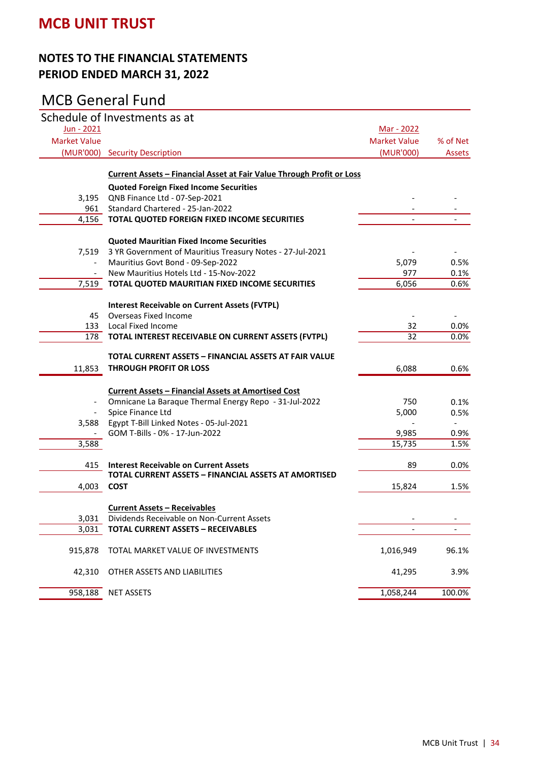# MCB UNIT TRUST

## NOTES TO THE FINANCIAL STATEMENTS
## PERIOD ENDED MARCH 31, 2022

## MCB General Fund

### Schedule of Investments as at

| Jun - 2021 Market Value (MUR'000) | Security Description | Mar - 2022 Market Value (MUR'000) | % of Net Assets |
|---|---|---|---|
| | **Current Assets – Financial Asset at Fair Value Through Profit or Loss** | | |
| | **Quoted Foreign Fixed Income Securities** | | |
| 3,195 | QNB Finance Ltd - 07-Sep-2021 | - | - |
| 961 | Standard Chartered - 25-Jan-2022 | - | - |
| 4,156 | **TOTAL QUOTED FOREIGN FIXED INCOME SECURITIES** | - | - |
| | **Quoted Mauritian Fixed Income Securities** | | |
| 7,519 | 3 YR Government of Mauritius Treasury Notes - 27-Jul-2021 | - | - |
| - | Mauritius Govt Bond - 09-Sep-2022 | 5,079 | 0.5% |
| - | New Mauritius Hotels Ltd - 15-Nov-2022 | 977 | 0.1% |
| 7,519 | **TOTAL QUOTED MAURITIAN FIXED INCOME SECURITIES** | 6,056 | 0.6% |
| | **Interest Receivable on Current Assets (FVTPL)** | | |
| 45 | Overseas Fixed Income | - | - |
| 133 | Local Fixed Income | 32 | 0.0% |
| 178 | **TOTAL INTEREST RECEIVABLE ON CURRENT ASSETS (FVTPL)** | 32 | 0.0% |
| 11,853 | **TOTAL CURRENT ASSETS – FINANCIAL ASSETS AT FAIR VALUE THROUGH PROFIT OR LOSS** | 6,088 | 0.6% |
| | **Current Assets – Financial Assets at Amortised Cost** | | |
| - | Omnicane La Baraque Thermal Energy Repo - 31-Jul-2022 | 750 | 0.1% |
| - | Spice Finance Ltd | 5,000 | 0.5% |
| 3,588 | Egypt T-Bill Linked Notes - 05-Jul-2021 | - | - |
| - | GOM T-Bills - 0% - 17-Jun-2022 | 9,985 | 0.9% |
| 3,588 | | 15,735 | 1.5% |
| 415 | **Interest Receivable on Current Assets** | 89 | 0.0% |
| 4,003 | **TOTAL CURRENT ASSETS – FINANCIAL ASSETS AT AMORTISED COST** | 15,824 | 1.5% |
| | **Current Assets – Receivables** | | |
| 3,031 | Dividends Receivable on Non-Current Assets | - | - |
| 3,031 | **TOTAL CURRENT ASSETS – RECEIVABLES** | - | - |
| 915,878 | TOTAL MARKET VALUE OF INVESTMENTS | 1,016,949 | 96.1% |
| 42,310 | OTHER ASSETS AND LIABILITIES | 41,295 | 3.9% |
| 958,188 | NET ASSETS | 1,058,244 | 100.0% |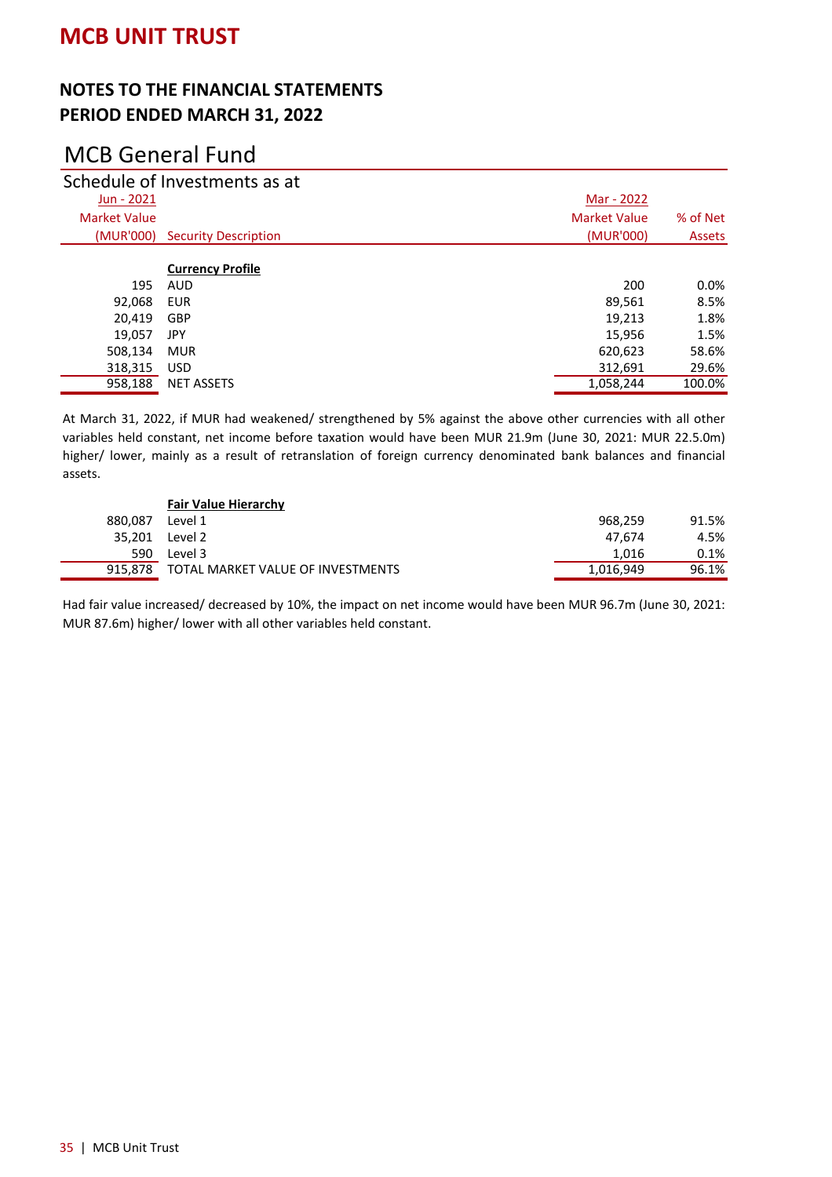# MCB UNIT TRUST

## NOTES TO THE FINANCIAL STATEMENTS
## PERIOD ENDED MARCH 31, 2022

## MCB General Fund

### Schedule of Investments as at

| Jun - 2021 Market Value (MUR'000) | Security Description | Mar - 2022 Market Value (MUR'000) | % of Net Assets |
|---|---|---|---|
| | **Currency Profile** | | |
| 195 | AUD | 200 | 0.0% |
| 92,068 | EUR | 89,561 | 8.5% |
| 20,419 | GBP | 19,213 | 1.8% |
| 19,057 | JPY | 15,956 | 1.5% |
| 508,134 | MUR | 620,623 | 58.6% |
| 318,315 | USD | 312,691 | 29.6% |
| 958,188 | NET ASSETS | 1,058,244 | 100.0% |

At March 31, 2022, if MUR had weakened/ strengthened by 5% against the above other currencies with all other variables held constant, net income before taxation would have been MUR 21.9m (June 30, 2021: MUR 22.5.0m) higher/ lower, mainly as a result of retranslation of foreign currency denominated bank balances and financial assets.

| Jun - 2021 Market Value (MUR'000) | Security Description | Mar - 2022 Market Value (MUR'000) | % of Net Assets |
|---|---|---|---|
| | **Fair Value Hierarchy** | | |
| 880,087 | Level 1 | 968,259 | 91.5% |
| 35,201 | Level 2 | 47,674 | 4.5% |
| 590 | Level 3 | 1,016 | 0.1% |
| 915,878 | TOTAL MARKET VALUE OF INVESTMENTS | 1,016,949 | 96.1% |

Had fair value increased/ decreased by 10%, the impact on net income would have been MUR 96.7m (June 30, 2021: MUR 87.6m) higher/ lower with all other variables held constant.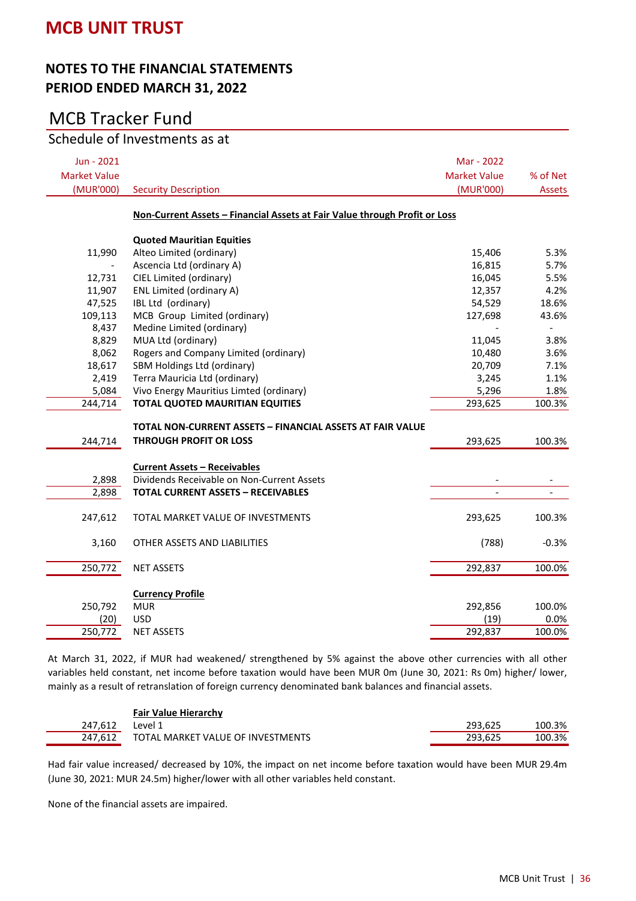# MCB UNIT TRUST

## NOTES TO THE FINANCIAL STATEMENTS
## PERIOD ENDED MARCH 31, 2022

## MCB Tracker Fund

### Schedule of Investments as at

| Jun - 2021 Market Value (MUR'000) | Security Description | Mar - 2022 Market Value (MUR'000) | % of Net Assets |
|---|---|---|---|
| | **Non-Current Assets – Financial Assets at Fair Value through Profit or Loss** | | |
| | **Quoted Mauritian Equities** | | |
| 11,990 | Alteo Limited (ordinary) | 15,406 | 5.3% |
| - | Ascencia Ltd (ordinary A) | 16,815 | 5.7% |
| 12,731 | CIEL Limited (ordinary) | 16,045 | 5.5% |
| 11,907 | ENL Limited (ordinary A) | 12,357 | 4.2% |
| 47,525 | IBL Ltd (ordinary) | 54,529 | 18.6% |
| 109,113 | MCB Group Limited (ordinary) | 127,698 | 43.6% |
| 8,437 | Medine Limited (ordinary) | - | - |
| 8,829 | MUA Ltd (ordinary) | 11,045 | 3.8% |
| 8,062 | Rogers and Company Limited (ordinary) | 10,480 | 3.6% |
| 18,617 | SBM Holdings Ltd (ordinary) | 20,709 | 7.1% |
| 2,419 | Terra Mauricia Ltd (ordinary) | 3,245 | 1.1% |
| 5,084 | Vivo Energy Mauritius Limted (ordinary) | 5,296 | 1.8% |
| 244,714 | **TOTAL QUOTED MAURITIAN EQUITIES** | 293,625 | 100.3% |
| 244,714 | **TOTAL NON-CURRENT ASSETS – FINANCIAL ASSETS AT FAIR VALUE THROUGH PROFIT OR LOSS** | 293,625 | 100.3% |
| | **Current Assets – Receivables** | | |
| 2,898 | Dividends Receivable on Non-Current Assets | - | - |
| 2,898 | **TOTAL CURRENT ASSETS – RECEIVABLES** | - | - |
| 247,612 | TOTAL MARKET VALUE OF INVESTMENTS | 293,625 | 100.3% |
| 3,160 | OTHER ASSETS AND LIABILITIES | (788) | -0.3% |
| 250,772 | NET ASSETS | 292,837 | 100.0% |
| | **Currency Profile** | | |
| 250,792 | MUR | 292,856 | 100.0% |
| (20) | USD | (19) | 0.0% |
| 250,772 | NET ASSETS | 292,837 | 100.0% |

At March 31, 2022, if MUR had weakened/ strengthened by 5% against the above other currencies with all other variables held constant, net income before taxation would have been MUR 0m (June 30, 2021: Rs 0m) higher/ lower, mainly as a result of retranslation of foreign currency denominated bank balances and financial assets.

| Jun - 2021 | **Fair Value Hierarchy** | Mar - 2022 | % of Net Assets |
|---|---|---|---|
| 247,612 | Level 1 | 293,625 | 100.3% |
| 247,612 | TOTAL MARKET VALUE OF INVESTMENTS | 293,625 | 100.3% |

Had fair value increased/ decreased by 10%, the impact on net income before taxation would have been MUR 29.4m (June 30, 2021: MUR 24.5m) higher/lower with all other variables held constant.

None of the financial assets are impaired.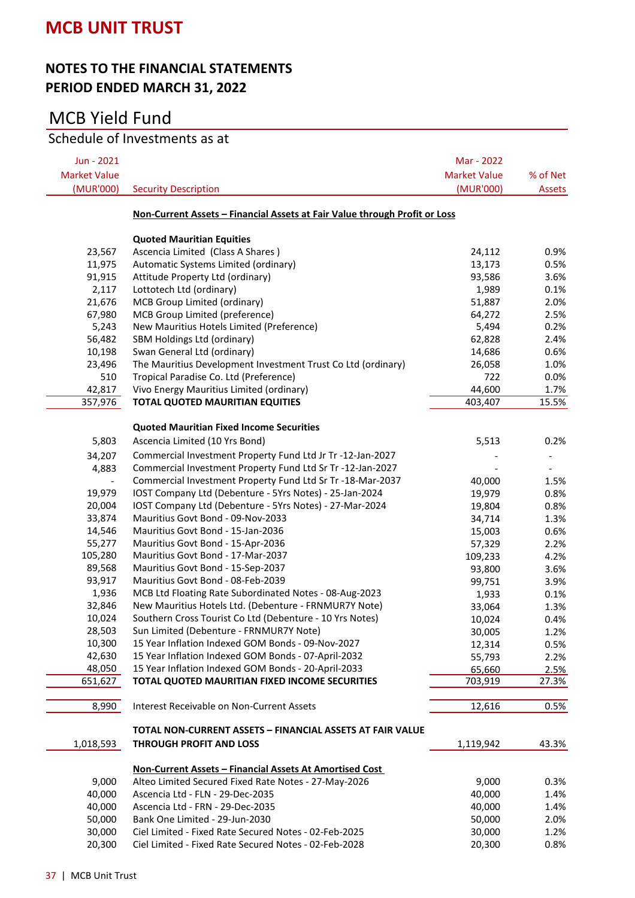# MCB UNIT TRUST

## NOTES TO THE FINANCIAL STATEMENTS
## PERIOD ENDED MARCH 31, 2022

## MCB Yield Fund

### Schedule of Investments as at

| Jun - 2021 Market Value (MUR'000) | Security Description | Mar - 2022 Market Value (MUR'000) | % of Net Assets |
|---|---|---|---|
| | **Non-Current Assets – Financial Assets at Fair Value through Profit or Loss** | | |
| | **Quoted Mauritian Equities** | | |
| 23,567 | Ascencia Limited (Class A Shares ) | 24,112 | 0.9% |
| 11,975 | Automatic Systems Limited (ordinary) | 13,173 | 0.5% |
| 91,915 | Attitude Property Ltd (ordinary) | 93,586 | 3.6% |
| 2,117 | Lottotech Ltd (ordinary) | 1,989 | 0.1% |
| 21,676 | MCB Group Limited (ordinary) | 51,887 | 2.0% |
| 67,980 | MCB Group Limited (preference) | 64,272 | 2.5% |
| 5,243 | New Mauritius Hotels Limited (Preference) | 5,494 | 0.2% |
| 56,482 | SBM Holdings Ltd (ordinary) | 62,828 | 2.4% |
| 10,198 | Swan General Ltd (ordinary) | 14,686 | 0.6% |
| 23,496 | The Mauritius Development Investment Trust Co Ltd (ordinary) | 26,058 | 1.0% |
| 510 | Tropical Paradise Co. Ltd (Preference) | 722 | 0.0% |
| 42,817 | Vivo Energy Mauritius Limited (ordinary) | 44,600 | 1.7% |
| 357,976 | **TOTAL QUOTED MAURITIAN EQUITIES** | 403,407 | 15.5% |
| | **Quoted Mauritian Fixed Income Securities** | | |
| 5,803 | Ascencia Limited (10 Yrs Bond) | 5,513 | 0.2% |
| 34,207 | Commercial Investment Property Fund Ltd Jr Tr -12-Jan-2027 | - | - |
| 4,883 | Commercial Investment Property Fund Ltd Sr Tr -12-Jan-2027 | - | - |
| - | Commercial Investment Property Fund Ltd Sr Tr -18-Mar-2037 | 40,000 | 1.5% |
| 19,979 | IOST Company Ltd (Debenture - 5Yrs Notes) - 25-Jan-2024 | 19,979 | 0.8% |
| 20,004 | IOST Company Ltd (Debenture - 5Yrs Notes) - 27-Mar-2024 | 19,804 | 0.8% |
| 33,874 | Mauritius Govt Bond - 09-Nov-2033 | 34,714 | 1.3% |
| 14,546 | Mauritius Govt Bond - 15-Jan-2036 | 15,003 | 0.6% |
| 55,277 | Mauritius Govt Bond - 15-Apr-2036 | 57,329 | 2.2% |
| 105,280 | Mauritius Govt Bond - 17-Mar-2037 | 109,233 | 4.2% |
| 89,568 | Mauritius Govt Bond - 15-Sep-2037 | 93,800 | 3.6% |
| 93,917 | Mauritius Govt Bond - 08-Feb-2039 | 99,751 | 3.9% |
| 1,936 | MCB Ltd Floating Rate Subordinated Notes - 08-Aug-2023 | 1,933 | 0.1% |
| 32,846 | New Mauritius Hotels Ltd. (Debenture - FRNMUR7Y Note) | 33,064 | 1.3% |
| 10,024 | Southern Cross Tourist Co Ltd (Debenture - 10 Yrs Notes) | 10,024 | 0.4% |
| 28,503 | Sun Limited (Debenture - FRNMUR7Y Note) | 30,005 | 1.2% |
| 10,300 | 15 Year Inflation Indexed GOM Bonds - 09-Nov-2027 | 12,314 | 0.5% |
| 42,630 | 15 Year Inflation Indexed GOM Bonds - 07-April-2032 | 55,793 | 2.2% |
| 48,050 | 15 Year Inflation Indexed GOM Bonds - 20-April-2033 | 65,660 | 2.5% |
| 651,627 | **TOTAL QUOTED MAURITIAN FIXED INCOME SECURITIES** | 703,919 | 27.3% |
| 8,990 | Interest Receivable on Non-Current Assets | 12,616 | 0.5% |
| 1,018,593 | **TOTAL NON-CURRENT ASSETS – FINANCIAL ASSETS AT FAIR VALUE THROUGH PROFIT AND LOSS** | 1,119,942 | 43.3% |
| | **Non-Current Assets – Financial Assets At Amortised Cost** | | |
| 9,000 | Alteo Limited Secured Fixed Rate Notes - 27-May-2026 | 9,000 | 0.3% |
| 40,000 | Ascencia Ltd - FLN - 29-Dec-2035 | 40,000 | 1.4% |
| 40,000 | Ascencia Ltd - FRN - 29-Dec-2035 | 40,000 | 1.4% |
| 50,000 | Bank One Limited - 29-Jun-2030 | 50,000 | 2.0% |
| 30,000 | Ciel Limited - Fixed Rate Secured Notes - 02-Feb-2025 | 30,000 | 1.2% |
| 20,300 | Ciel Limited - Fixed Rate Secured Notes - 02-Feb-2028 | 20,300 | 0.8% |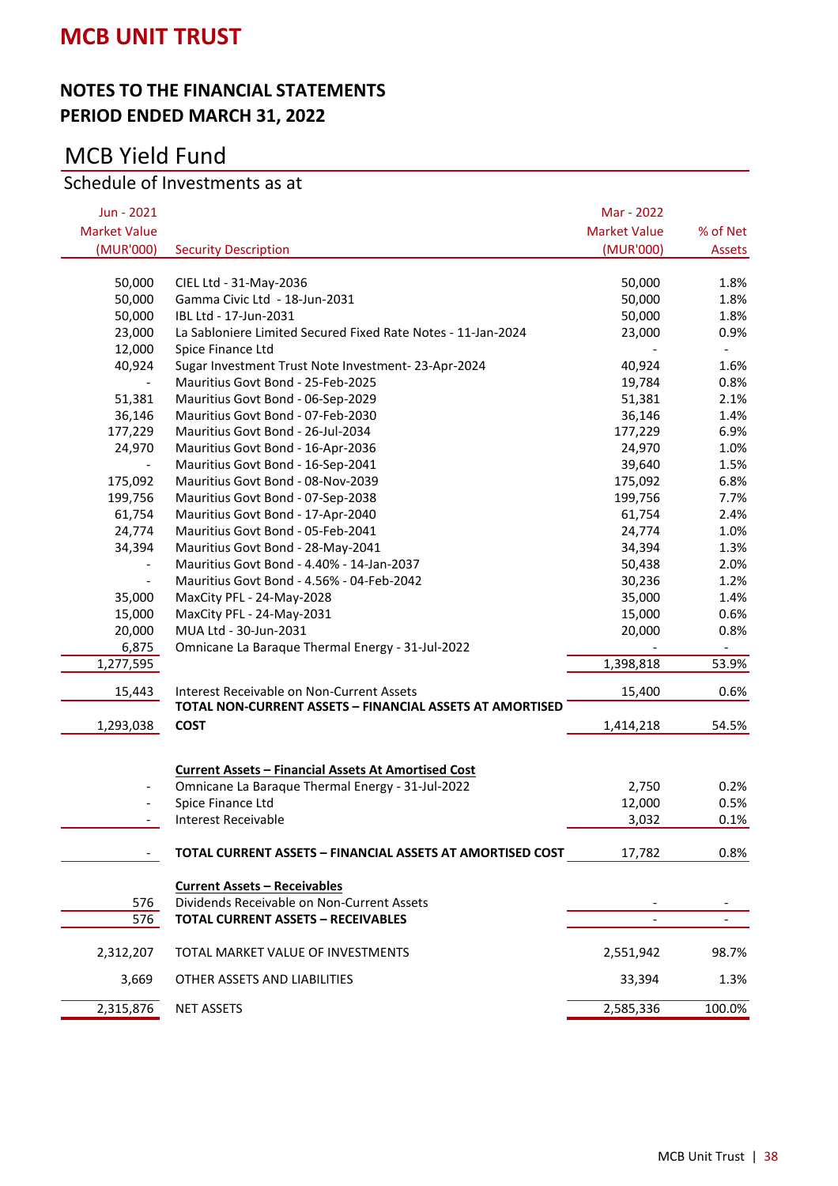# MCB UNIT TRUST

## NOTES TO THE FINANCIAL STATEMENTS
## PERIOD ENDED MARCH 31, 2022

## MCB Yield Fund

### Schedule of Investments as at

| Jun - 2021 Market Value (MUR'000) | Security Description | Mar - 2022 Market Value (MUR'000) | % of Net Assets |
|---|---|---|---|
| 50,000 | CIEL Ltd - 31-May-2036 | 50,000 | 1.8% |
| 50,000 | Gamma Civic Ltd - 18-Jun-2031 | 50,000 | 1.8% |
| 50,000 | IBL Ltd - 17-Jun-2031 | 50,000 | 1.8% |
| 23,000 | La Sabloniere Limited Secured Fixed Rate Notes - 11-Jan-2024 | 23,000 | 0.9% |
| 12,000 | Spice Finance Ltd | - | - |
| 40,924 | Sugar Investment Trust Note Investment- 23-Apr-2024 | 40,924 | 1.6% |
| - | Mauritius Govt Bond - 25-Feb-2025 | 19,784 | 0.8% |
| 51,381 | Mauritius Govt Bond - 06-Sep-2029 | 51,381 | 2.1% |
| 36,146 | Mauritius Govt Bond - 07-Feb-2030 | 36,146 | 1.4% |
| 177,229 | Mauritius Govt Bond - 26-Jul-2034 | 177,229 | 6.9% |
| 24,970 | Mauritius Govt Bond - 16-Apr-2036 | 24,970 | 1.0% |
| - | Mauritius Govt Bond - 16-Sep-2041 | 39,640 | 1.5% |
| 175,092 | Mauritius Govt Bond - 08-Nov-2039 | 175,092 | 6.8% |
| 199,756 | Mauritius Govt Bond - 07-Sep-2038 | 199,756 | 7.7% |
| 61,754 | Mauritius Govt Bond - 17-Apr-2040 | 61,754 | 2.4% |
| 24,774 | Mauritius Govt Bond - 05-Feb-2041 | 24,774 | 1.0% |
| 34,394 | Mauritius Govt Bond - 28-May-2041 | 34,394 | 1.3% |
| - | Mauritius Govt Bond - 4.40% - 14-Jan-2037 | 50,438 | 2.0% |
| - | Mauritius Govt Bond - 4.56% - 04-Feb-2042 | 30,236 | 1.2% |
| 35,000 | MaxCity PFL - 24-May-2028 | 35,000 | 1.4% |
| 15,000 | MaxCity PFL - 24-May-2031 | 15,000 | 0.6% |
| 20,000 | MUA Ltd - 30-Jun-2031 | 20,000 | 0.8% |
| 6,875 | Omnicane La Baraque Thermal Energy - 31-Jul-2022 | - | - |
| 1,277,595 | | 1,398,818 | 53.9% |
| 15,443 | Interest Receivable on Non-Current Assets | 15,400 | 0.6% |
| 1,293,038 | **TOTAL NON-CURRENT ASSETS – FINANCIAL ASSETS AT AMORTISED COST** | 1,414,218 | 54.5% |
| | **Current Assets – Financial Assets At Amortised Cost** | | |
| - | Omnicane La Baraque Thermal Energy - 31-Jul-2022 | 2,750 | 0.2% |
| - | Spice Finance Ltd | 12,000 | 0.5% |
| - | Interest Receivable | 3,032 | 0.1% |
| - | **TOTAL CURRENT ASSETS – FINANCIAL ASSETS AT AMORTISED COST** | 17,782 | 0.8% |
| | **Current Assets – Receivables** | | |
| 576 | Dividends Receivable on Non-Current Assets | - | - |
| 576 | **TOTAL CURRENT ASSETS – RECEIVABLES** | - | - |
| 2,312,207 | TOTAL MARKET VALUE OF INVESTMENTS | 2,551,942 | 98.7% |
| 3,669 | OTHER ASSETS AND LIABILITIES | 33,394 | 1.3% |
| 2,315,876 | NET ASSETS | 2,585,336 | 100.0% |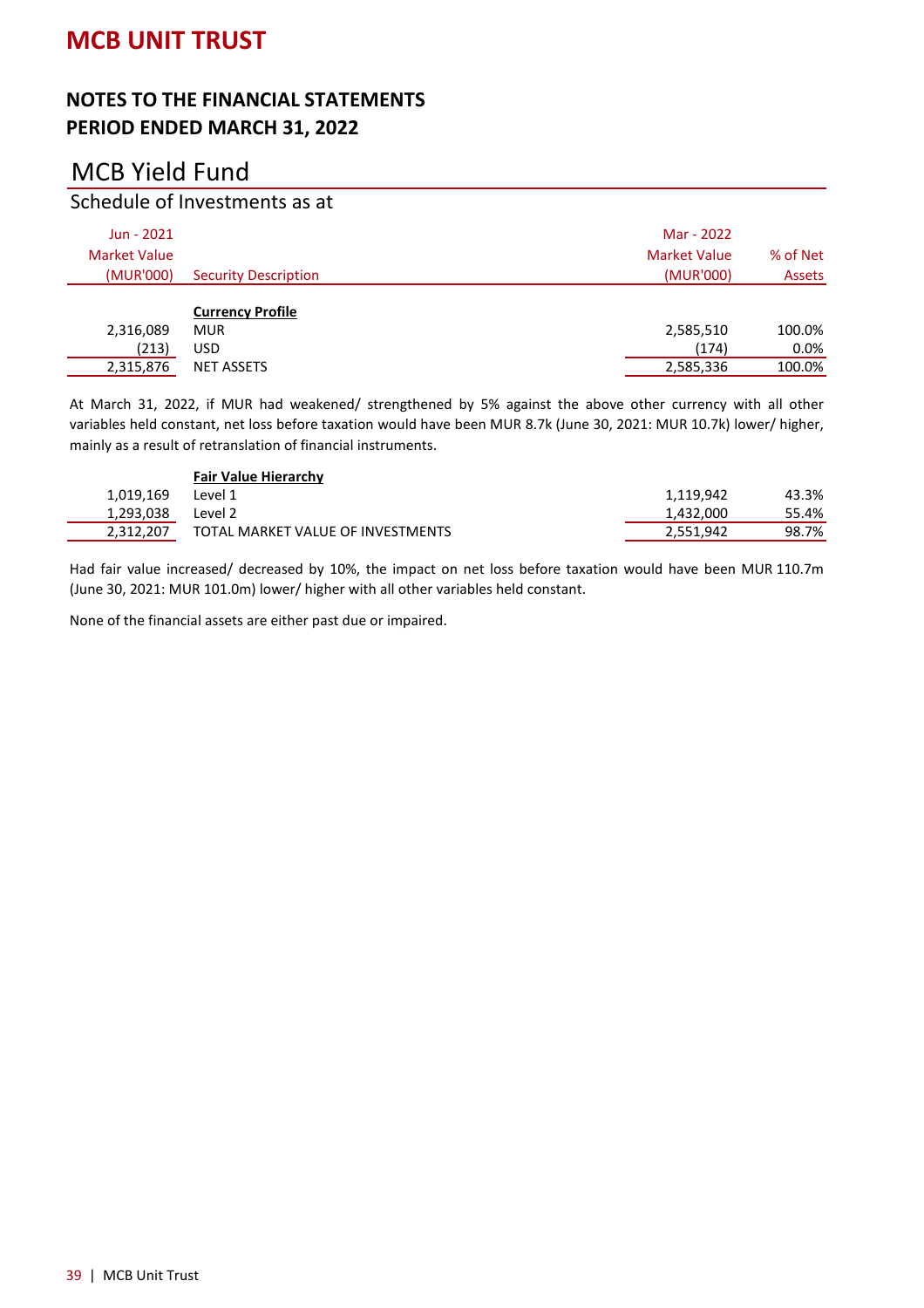# MCB UNIT TRUST

## NOTES TO THE FINANCIAL STATEMENTS
## PERIOD ENDED MARCH 31, 2022

## MCB Yield Fund

### Schedule of Investments as at

| Jun - 2021 Market Value (MUR'000) | Security Description | Mar - 2022 Market Value (MUR'000) | % of Net Assets |
|---|---|---|---|
| | **Currency Profile** | | |
| 2,316,089 | MUR | 2,585,510 | 100.0% |
| (213) | USD | (174) | 0.0% |
| 2,315,876 | NET ASSETS | 2,585,336 | 100.0% |

At March 31, 2022, if MUR had weakened/ strengthened by 5% against the above other currency with all other variables held constant, net loss before taxation would have been MUR 8.7k (June 30, 2021: MUR 10.7k) lower/ higher, mainly as a result of retranslation of financial instruments.

| Jun - 2021 Market Value (MUR'000) | Security Description | Mar - 2022 Market Value (MUR'000) | % of Net Assets |
|---|---|---|---|
| | **Fair Value Hierarchy** | | |
| 1,019,169 | Level 1 | 1,119,942 | 43.3% |
| 1,293,038 | Level 2 | 1,432,000 | 55.4% |
| 2,312,207 | TOTAL MARKET VALUE OF INVESTMENTS | 2,551,942 | 98.7% |

Had fair value increased/ decreased by 10%, the impact on net loss before taxation would have been MUR 110.7m (June 30, 2021: MUR 101.0m) lower/ higher with all other variables held constant.

None of the financial assets are either past due or impaired.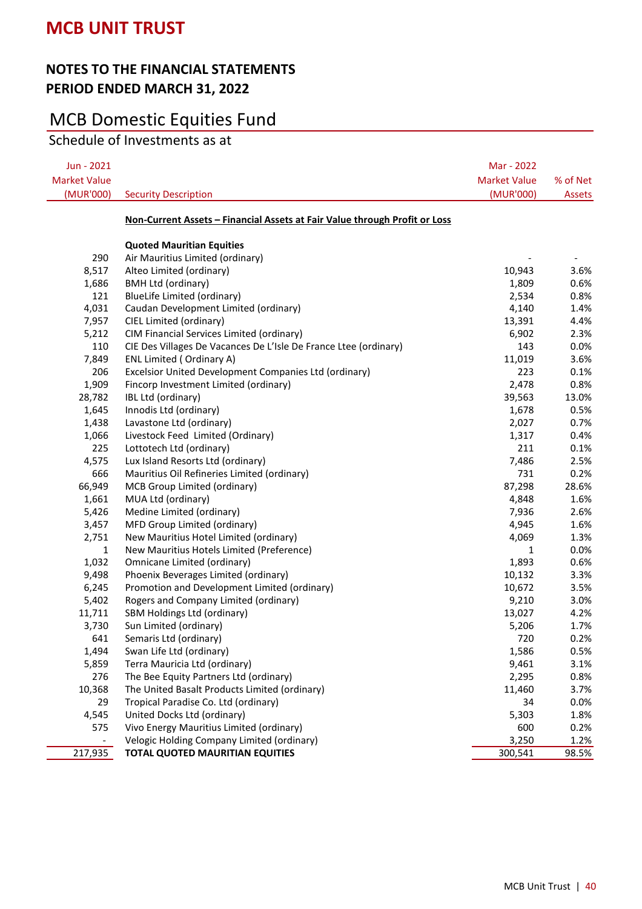# MCB UNIT TRUST

## NOTES TO THE FINANCIAL STATEMENTS
## PERIOD ENDED MARCH 31, 2022

## MCB Domestic Equities Fund

### Schedule of Investments as at

| Jun - 2021 Market Value (MUR'000) | Security Description | Mar - 2022 Market Value (MUR'000) | % of Net Assets |
|---|---|---|---|
| | **Non-Current Assets – Financial Assets at Fair Value through Profit or Loss** | | |
| | **Quoted Mauritian Equities** | | |
| 290 | Air Mauritius Limited (ordinary) | - | - |
| 8,517 | Alteo Limited (ordinary) | 10,943 | 3.6% |
| 1,686 | BMH Ltd (ordinary) | 1,809 | 0.6% |
| 121 | BlueLife Limited (ordinary) | 2,534 | 0.8% |
| 4,031 | Caudan Development Limited (ordinary) | 4,140 | 1.4% |
| 7,957 | CIEL Limited (ordinary) | 13,391 | 4.4% |
| 5,212 | CIM Financial Services Limited (ordinary) | 6,902 | 2.3% |
| 110 | CIE Des Villages De Vacances De L'Isle De France Ltee (ordinary) | 143 | 0.0% |
| 7,849 | ENL Limited ( Ordinary A) | 11,019 | 3.6% |
| 206 | Excelsior United Development Companies Ltd (ordinary) | 223 | 0.1% |
| 1,909 | Fincorp Investment Limited (ordinary) | 2,478 | 0.8% |
| 28,782 | IBL Ltd (ordinary) | 39,563 | 13.0% |
| 1,645 | Innodis Ltd (ordinary) | 1,678 | 0.5% |
| 1,438 | Lavastone Ltd (ordinary) | 2,027 | 0.7% |
| 1,066 | Livestock Feed Limited (Ordinary) | 1,317 | 0.4% |
| 225 | Lottotech Ltd (ordinary) | 211 | 0.1% |
| 4,575 | Lux Island Resorts Ltd (ordinary) | 7,486 | 2.5% |
| 666 | Mauritius Oil Refineries Limited (ordinary) | 731 | 0.2% |
| 66,949 | MCB Group Limited (ordinary) | 87,298 | 28.6% |
| 1,661 | MUA Ltd (ordinary) | 4,848 | 1.6% |
| 5,426 | Medine Limited (ordinary) | 7,936 | 2.6% |
| 3,457 | MFD Group Limited (ordinary) | 4,945 | 1.6% |
| 2,751 | New Mauritius Hotel Limited (ordinary) | 4,069 | 1.3% |
| 1 | New Mauritius Hotels Limited (Preference) | 1 | 0.0% |
| 1,032 | Omnicane Limited (ordinary) | 1,893 | 0.6% |
| 9,498 | Phoenix Beverages Limited (ordinary) | 10,132 | 3.3% |
| 6,245 | Promotion and Development Limited (ordinary) | 10,672 | 3.5% |
| 5,402 | Rogers and Company Limited (ordinary) | 9,210 | 3.0% |
| 11,711 | SBM Holdings Ltd (ordinary) | 13,027 | 4.2% |
| 3,730 | Sun Limited (ordinary) | 5,206 | 1.7% |
| 641 | Semaris Ltd (ordinary) | 720 | 0.2% |
| 1,494 | Swan Life Ltd (ordinary) | 1,586 | 0.5% |
| 5,859 | Terra Mauricia Ltd (ordinary) | 9,461 | 3.1% |
| 276 | The Bee Equity Partners Ltd (ordinary) | 2,295 | 0.8% |
| 10,368 | The United Basalt Products Limited (ordinary) | 11,460 | 3.7% |
| 29 | Tropical Paradise Co. Ltd (ordinary) | 34 | 0.0% |
| 4,545 | United Docks Ltd (ordinary) | 5,303 | 1.8% |
| 575 | Vivo Energy Mauritius Limited (ordinary) | 600 | 0.2% |
| - | Velogic Holding Company Limited (ordinary) | 3,250 | 1.2% |
| 217,935 | **TOTAL QUOTED MAURITIAN EQUITIES** | 300,541 | 98.5% |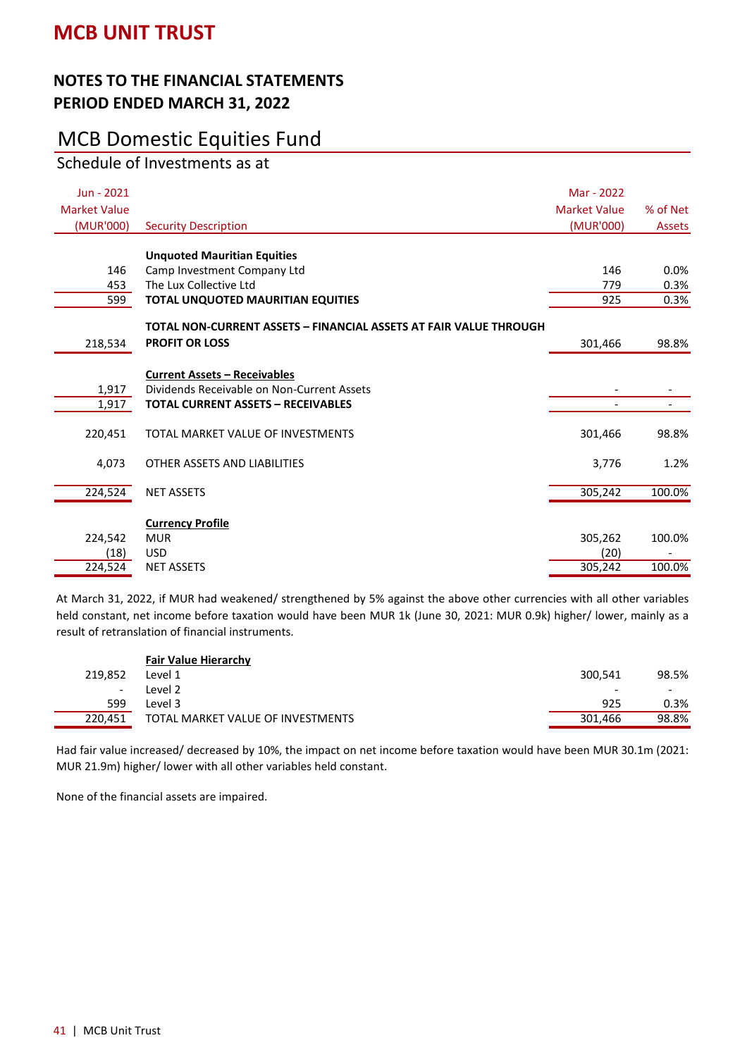# MCB UNIT TRUST

## NOTES TO THE FINANCIAL STATEMENTS
## PERIOD ENDED MARCH 31, 2022

## MCB Domestic Equities Fund

### Schedule of Investments as at

| Jun - 2021 Market Value (MUR'000) | Security Description | Mar - 2022 Market Value (MUR'000) | % of Net Assets |
|---|---|---|---|
| | **Unquoted Mauritian Equities** | | |
| 146 | Camp Investment Company Ltd | 146 | 0.0% |
| 453 | The Lux Collective Ltd | 779 | 0.3% |
| 599 | **TOTAL UNQUOTED MAURITIAN EQUITIES** | 925 | 0.3% |
| 218,534 | **TOTAL NON-CURRENT ASSETS – FINANCIAL ASSETS AT FAIR VALUE THROUGH PROFIT OR LOSS** | 301,466 | 98.8% |
| | **Current Assets – Receivables** | | |
| 1,917 | Dividends Receivable on Non-Current Assets | - | - |
| 1,917 | **TOTAL CURRENT ASSETS – RECEIVABLES** | - | - |
| 220,451 | TOTAL MARKET VALUE OF INVESTMENTS | 301,466 | 98.8% |
| 4,073 | OTHER ASSETS AND LIABILITIES | 3,776 | 1.2% |
| 224,524 | NET ASSETS | 305,242 | 100.0% |
| | **Currency Profile** | | |
| 224,542 | MUR | 305,262 | 100.0% |
| (18) | USD | (20) | - |
| 224,524 | NET ASSETS | 305,242 | 100.0% |

At March 31, 2022, if MUR had weakened/ strengthened by 5% against the above other currencies with all other variables held constant, net income before taxation would have been MUR 1k (June 30, 2021: MUR 0.9k) higher/ lower, mainly as a result of retranslation of financial instruments.

| Jun - 2021 | Fair Value Hierarchy | Mar - 2022 | % of Net Assets |
|---|---|---|---|
| 219,852 | Level 1 | 300,541 | 98.5% |
| - | Level 2 | - | - |
| 599 | Level 3 | 925 | 0.3% |
| 220,451 | TOTAL MARKET VALUE OF INVESTMENTS | 301,466 | 98.8% |

Had fair value increased/ decreased by 10%, the impact on net income before taxation would have been MUR 30.1m (2021: MUR 21.9m) higher/ lower with all other variables held constant.

None of the financial assets are impaired.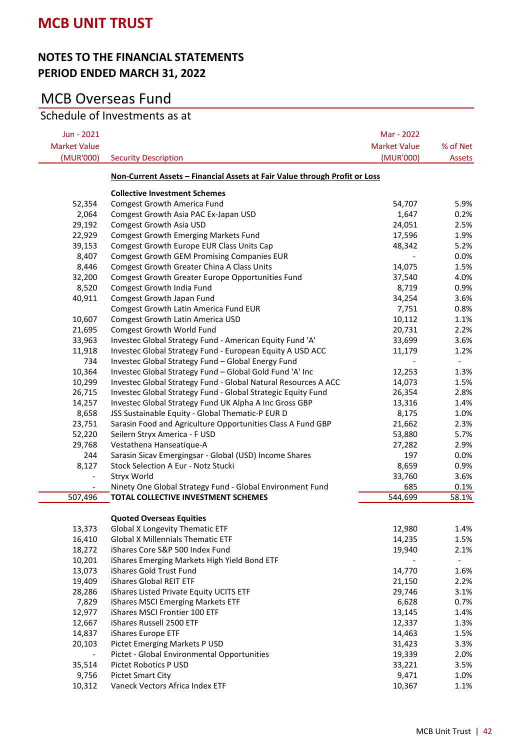# MCB UNIT TRUST

## NOTES TO THE FINANCIAL STATEMENTS
## PERIOD ENDED MARCH 31, 2022

## MCB Overseas Fund

### Schedule of Investments as at

| Jun - 2021 Market Value (MUR'000) | Security Description | Mar - 2022 Market Value (MUR'000) | % of Net Assets |
|---|---|---|---|
| | **Non-Current Assets – Financial Assets at Fair Value through Profit or Loss** | | |
| | **Collective Investment Schemes** | | |
| 52,354 | Comgest Growth America Fund | 54,707 | 5.9% |
| 2,064 | Comgest Growth Asia PAC Ex-Japan USD | 1,647 | 0.2% |
| 29,192 | Comgest Growth Asia USD | 24,051 | 2.5% |
| 22,929 | Comgest Growth Emerging Markets Fund | 17,596 | 1.9% |
| 39,153 | Comgest Growth Europe EUR Class Units Cap | 48,342 | 5.2% |
| 8,407 | Comgest Growth GEM Promising Companies EUR | - | 0.0% |
| 8,446 | Comgest Growth Greater China A Class Units | 14,075 | 1.5% |
| 32,200 | Comgest Growth Greater Europe Opportunities Fund | 37,540 | 4.0% |
| 8,520 | Comgest Growth India Fund | 8,719 | 0.9% |
| 40,911 | Comgest Growth Japan Fund | 34,254 | 3.6% |
| | Comgest Growth Latin America Fund EUR | 7,751 | 0.8% |
| 10,607 | Comgest Growth Latin America USD | 10,112 | 1.1% |
| 21,695 | Comgest Growth World Fund | 20,731 | 2.2% |
| 33,963 | Investec Global Strategy Fund - American Equity Fund 'A' | 33,699 | 3.6% |
| 11,918 | Investec Global Strategy Fund - European Equity A USD ACC | 11,179 | 1.2% |
| 734 | Investec Global Strategy Fund – Global Energy Fund | - | - |
| 10,364 | Investec Global Strategy Fund – Global Gold Fund 'A' Inc | 12,253 | 1.3% |
| 10,299 | Investec Global Strategy Fund - Global Natural Resources A ACC | 14,073 | 1.5% |
| 26,715 | Investec Global Strategy Fund - Global Strategic Equity Fund | 26,354 | 2.8% |
| 14,257 | Investec Global Strategy Fund UK Alpha A Inc Gross GBP | 13,316 | 1.4% |
| 8,658 | JSS Sustainable Equity - Global Thematic-P EUR D | 8,175 | 1.0% |
| 23,751 | Sarasin Food and Agriculture Opportunities Class A Fund GBP | 21,662 | 2.3% |
| 52,220 | Seilern Stryx America - F USD | 53,880 | 5.7% |
| 29,768 | Vestathena Hanseatique-A | 27,282 | 2.9% |
| 244 | Sarasin Sicav Emergingsar - Global (USD) Income Shares | 197 | 0.0% |
| 8,127 | Stock Selection A Eur - Notz Stucki | 8,659 | 0.9% |
| - | Stryx World | 33,760 | 3.6% |
| - | Ninety One Global Strategy Fund - Global Environment Fund | 685 | 0.1% |
| 507,496 | **TOTAL COLLECTIVE INVESTMENT SCHEMES** | 544,699 | 58.1% |
| | **Quoted Overseas Equities** | | |
| 13,373 | Global X Longevity Thematic ETF | 12,980 | 1.4% |
| 16,410 | Global X Millennials Thematic ETF | 14,235 | 1.5% |
| 18,272 | iShares Core S&P 500 Index Fund | 19,940 | 2.1% |
| 10,201 | iShares Emerging Markets High Yield Bond ETF | - | - |
| 13,073 | iShares Gold Trust Fund | 14,770 | 1.6% |
| 19,409 | iShares Global REIT ETF | 21,150 | 2.2% |
| 28,286 | iShares Listed Private Equity UCITS ETF | 29,746 | 3.1% |
| 7,829 | iShares MSCI Emerging Markets ETF | 6,628 | 0.7% |
| 12,977 | iShares MSCI Frontier 100 ETF | 13,145 | 1.4% |
| 12,667 | iShares Russell 2500 ETF | 12,337 | 1.3% |
| 14,837 | iShares Europe ETF | 14,463 | 1.5% |
| 20,103 | Pictet Emerging Markets P USD | 31,423 | 3.3% |
| - | Pictet - Global Environmental Opportunities | 19,339 | 2.0% |
| 35,514 | Pictet Robotics P USD | 33,221 | 3.5% |
| 9,756 | Pictet Smart City | 9,471 | 1.0% |
| 10,312 | Vaneck Vectors Africa Index ETF | 10,367 | 1.1% |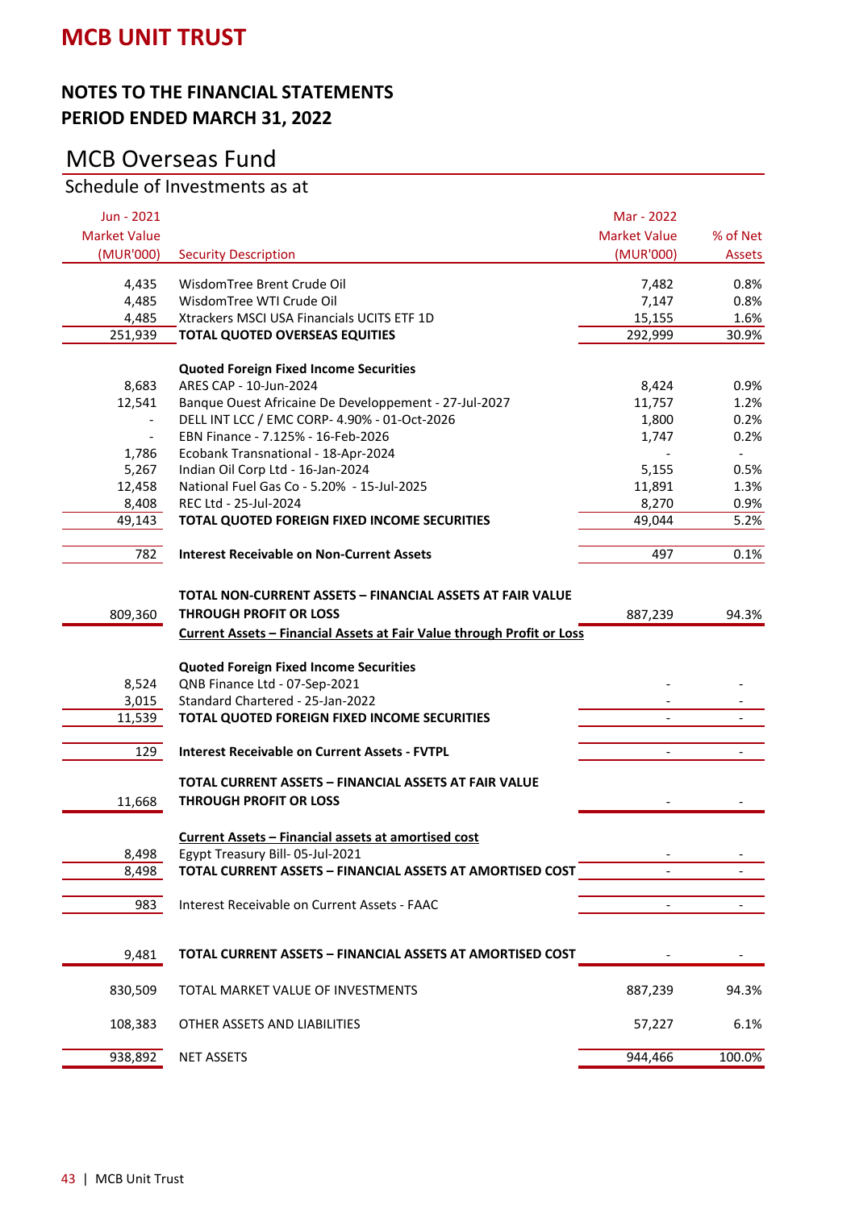# MCB UNIT TRUST

## NOTES TO THE FINANCIAL STATEMENTS
## PERIOD ENDED MARCH 31, 2022

## MCB Overseas Fund

### Schedule of Investments as at

| Jun - 2021 Market Value (MUR'000) | Security Description | Mar - 2022 Market Value (MUR'000) | % of Net Assets |
|---|---|---|---|
| 4,435 | WisdomTree Brent Crude Oil | 7,482 | 0.8% |
| 4,485 | WisdomTree WTI Crude Oil | 7,147 | 0.8% |
| 4,485 | Xtrackers MSCI USA Financials UCITS ETF 1D | 15,155 | 1.6% |
| 251,939 | **TOTAL QUOTED OVERSEAS EQUITIES** | 292,999 | 30.9% |
| | **Quoted Foreign Fixed Income Securities** | | |
| 8,683 | ARES CAP - 10-Jun-2024 | 8,424 | 0.9% |
| 12,541 | Banque Ouest Africaine De Developpement - 27-Jul-2027 | 11,757 | 1.2% |
| - | DELL INT LCC / EMC CORP- 4.90% - 01-Oct-2026 | 1,800 | 0.2% |
| - | EBN Finance - 7.125% - 16-Feb-2026 | 1,747 | 0.2% |
| 1,786 | Ecobank Transnational - 18-Apr-2024 | - | - |
| 5,267 | Indian Oil Corp Ltd - 16-Jan-2024 | 5,155 | 0.5% |
| 12,458 | National Fuel Gas Co - 5.20% - 15-Jul-2025 | 11,891 | 1.3% |
| 8,408 | REC Ltd - 25-Jul-2024 | 8,270 | 0.9% |
| 49,143 | **TOTAL QUOTED FOREIGN FIXED INCOME SECURITIES** | 49,044 | 5.2% |
| 782 | **Interest Receivable on Non-Current Assets** | 497 | 0.1% |
| 809,360 | **TOTAL NON-CURRENT ASSETS – FINANCIAL ASSETS AT FAIR VALUE THROUGH PROFIT OR LOSS** | 887,239 | 94.3% |
| | **Current Assets – Financial Assets at Fair Value through Profit or Loss** | | |
| | **Quoted Foreign Fixed Income Securities** | | |
| 8,524 | QNB Finance Ltd - 07-Sep-2021 | - | - |
| 3,015 | Standard Chartered - 25-Jan-2022 | - | - |
| 11,539 | **TOTAL QUOTED FOREIGN FIXED INCOME SECURITIES** | - | - |
| 129 | **Interest Receivable on Current Assets - FVTPL** | - | - |
| 11,668 | **TOTAL CURRENT ASSETS – FINANCIAL ASSETS AT FAIR VALUE THROUGH PROFIT OR LOSS** | - | - |
| | **Current Assets – Financial assets at amortised cost** | | |
| 8,498 | Egypt Treasury Bill- 05-Jul-2021 | - | - |
| 8,498 | **TOTAL CURRENT ASSETS – FINANCIAL ASSETS AT AMORTISED COST** | - | - |
| 983 | Interest Receivable on Current Assets - FAAC | - | - |
| 9,481 | **TOTAL CURRENT ASSETS – FINANCIAL ASSETS AT AMORTISED COST** | - | - |
| 830,509 | TOTAL MARKET VALUE OF INVESTMENTS | 887,239 | 94.3% |
| 108,383 | OTHER ASSETS AND LIABILITIES | 57,227 | 6.1% |
| 938,892 | NET ASSETS | 944,466 | 100.0% |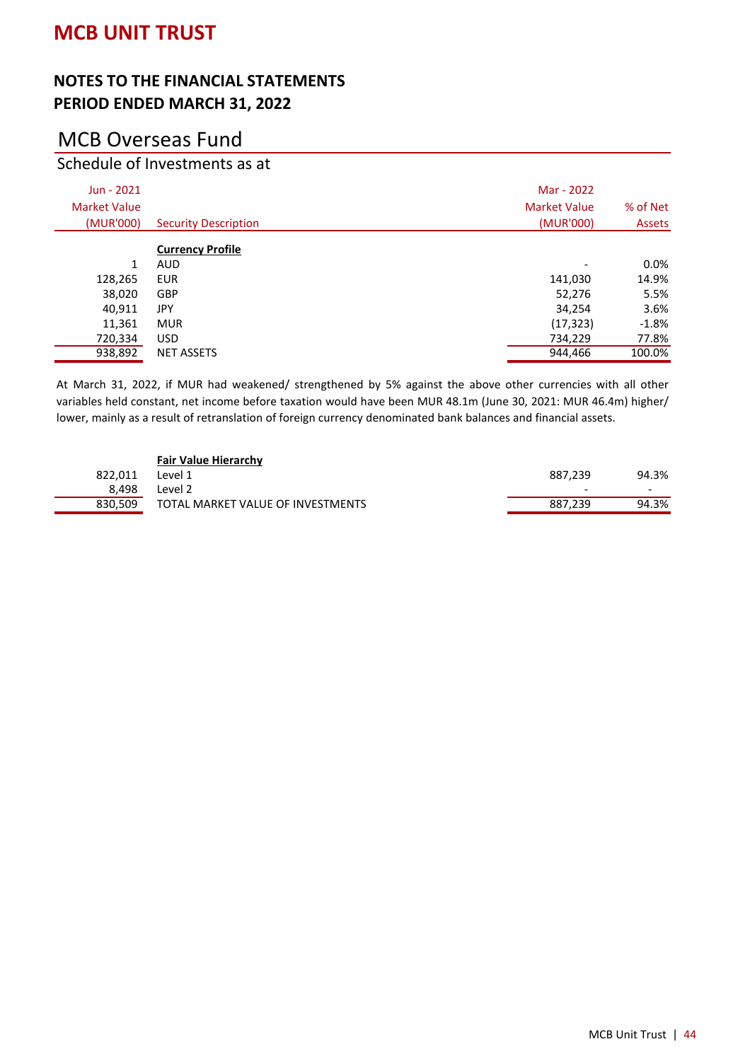# MCB UNIT TRUST

## NOTES TO THE FINANCIAL STATEMENTS
## PERIOD ENDED MARCH 31, 2022

## MCB Overseas Fund

### Schedule of Investments as at

| Jun - 2021 Market Value (MUR'000) | Security Description | Mar - 2022 Market Value (MUR'000) | % of Net Assets |
|---|---|---|---|
| | **Currency Profile** | | |
| 1 | AUD | - | 0.0% |
| 128,265 | EUR | 141,030 | 14.9% |
| 38,020 | GBP | 52,276 | 5.5% |
| 40,911 | JPY | 34,254 | 3.6% |
| 11,361 | MUR | (17,323) | -1.8% |
| 720,334 | USD | 734,229 | 77.8% |
| 938,892 | NET ASSETS | 944,466 | 100.0% |

At March 31, 2022, if MUR had weakened/ strengthened by 5% against the above other currencies with all other variables held constant, net income before taxation would have been MUR 48.1m (June 30, 2021: MUR 46.4m) higher/ lower, mainly as a result of retranslation of foreign currency denominated bank balances and financial assets.

| Jun - 2021 Market Value (MUR'000) | Security Description | Mar - 2022 Market Value (MUR'000) | % of Net Assets |
|---|---|---|---|
| | **Fair Value Hierarchy** | | |
| 822,011 | Level 1 | 887,239 | 94.3% |
| 8,498 | Level 2 | - | - |
| 830,509 | TOTAL MARKET VALUE OF INVESTMENTS | 887,239 | 94.3% |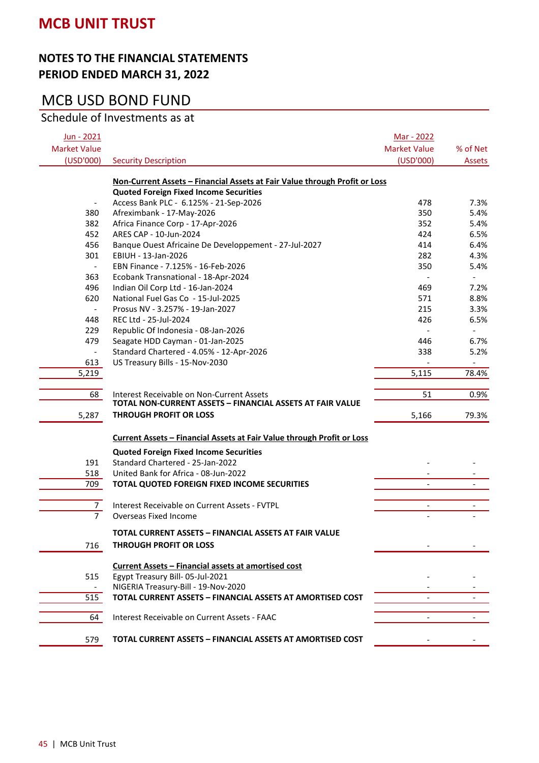# MCB UNIT TRUST

## NOTES TO THE FINANCIAL STATEMENTS
## PERIOD ENDED MARCH 31, 2022

## MCB USD BOND FUND

Schedule of Investments as at

| Jun - 2021 Market Value (USD'000) | Security Description | Mar - 2022 Market Value (USD'000) | % of Net Assets |
|---|---|---|---|
| | **Non-Current Assets – Financial Assets at Fair Value through Profit or Loss** | | |
| | **Quoted Foreign Fixed Income Securities** | | |
| - | Access Bank PLC - 6.125% - 21-Sep-2026 | 478 | 7.3% |
| 380 | Afreximbank - 17-May-2026 | 350 | 5.4% |
| 382 | Africa Finance Corp - 17-Apr-2026 | 352 | 5.4% |
| 452 | ARES CAP - 10-Jun-2024 | 424 | 6.5% |
| 456 | Banque Ouest Africaine De Developpement - 27-Jul-2027 | 414 | 6.4% |
| 301 | EBIUH - 13-Jan-2026 | 282 | 4.3% |
| - | EBN Finance - 7.125% - 16-Feb-2026 | 350 | 5.4% |
| 363 | Ecobank Transnational - 18-Apr-2024 | - | - |
| 496 | Indian Oil Corp Ltd - 16-Jan-2024 | 469 | 7.2% |
| 620 | National Fuel Gas Co - 15-Jul-2025 | 571 | 8.8% |
| - | Prosus NV - 3.257% - 19-Jan-2027 | 215 | 3.3% |
| 448 | REC Ltd - 25-Jul-2024 | 426 | 6.5% |
| 229 | Republic Of Indonesia - 08-Jan-2026 | - | - |
| 479 | Seagate HDD Cayman - 01-Jan-2025 | 446 | 6.7% |
| - | Standard Chartered - 4.05% - 12-Apr-2026 | 338 | 5.2% |
| 613 | US Treasury Bills - 15-Nov-2030 | - | - |
| 5,219 | | 5,115 | 78.4% |
| 68 | Interest Receivable on Non-Current Assets | 51 | 0.9% |
| 5,287 | **TOTAL NON-CURRENT ASSETS – FINANCIAL ASSETS AT FAIR VALUE THROUGH PROFIT OR LOSS** | 5,166 | 79.3% |
| | **Current Assets – Financial Assets at Fair Value through Profit or Loss** | | |
| | **Quoted Foreign Fixed Income Securities** | | |
| 191 | Standard Chartered - 25-Jan-2022 | - | - |
| 518 | United Bank for Africa - 08-Jun-2022 | - | - |
| 709 | **TOTAL QUOTED FOREIGN FIXED INCOME SECURITIES** | - | - |
| 7 | Interest Receivable on Current Assets - FVTPL | - | - |
| 7 | Overseas Fixed Income | - | - |
| 716 | **TOTAL CURRENT ASSETS – FINANCIAL ASSETS AT FAIR VALUE THROUGH PROFIT OR LOSS** | - | - |
| | **Current Assets – Financial assets at amortised cost** | | |
| 515 | Egypt Treasury Bill- 05-Jul-2021 | - | - |
| - | NIGERIA Treasury-Bill - 19-Nov-2020 | - | - |
| 515 | **TOTAL CURRENT ASSETS – FINANCIAL ASSETS AT AMORTISED COST** | - | - |
| 64 | Interest Receivable on Current Assets - FAAC | - | - |
| 579 | **TOTAL CURRENT ASSETS – FINANCIAL ASSETS AT AMORTISED COST** | - | - |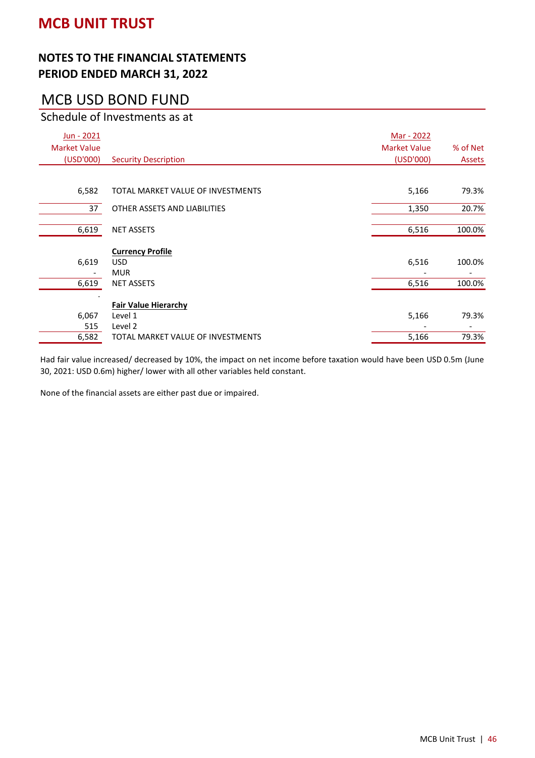# MCB UNIT TRUST

## NOTES TO THE FINANCIAL STATEMENTS
## PERIOD ENDED MARCH 31, 2022

## MCB USD BOND FUND

### Schedule of Investments as at

| Jun - 2021 Market Value (USD'000) | Security Description | Mar - 2022 Market Value (USD'000) | % of Net Assets |
|---|---|---|---|
| 6,582 | TOTAL MARKET VALUE OF INVESTMENTS | 5,166 | 79.3% |
| 37 | OTHER ASSETS AND LIABILITIES | 1,350 | 20.7% |
| 6,619 | NET ASSETS | 6,516 | 100.0% |
| | **Currency Profile** | | |
| 6,619 | USD | 6,516 | 100.0% |
| - | MUR | - | - |
| 6,619 | NET ASSETS | 6,516 | 100.0% |
| | **Fair Value Hierarchy** | | |
| 6,067 | Level 1 | 5,166 | 79.3% |
| 515 | Level 2 | - | - |
| 6,582 | TOTAL MARKET VALUE OF INVESTMENTS | 5,166 | 79.3% |

Had fair value increased/ decreased by 10%, the impact on net income before taxation would have been USD 0.5m (June 30, 2021: USD 0.6m) higher/ lower with all other variables held constant.

None of the financial assets are either past due or impaired.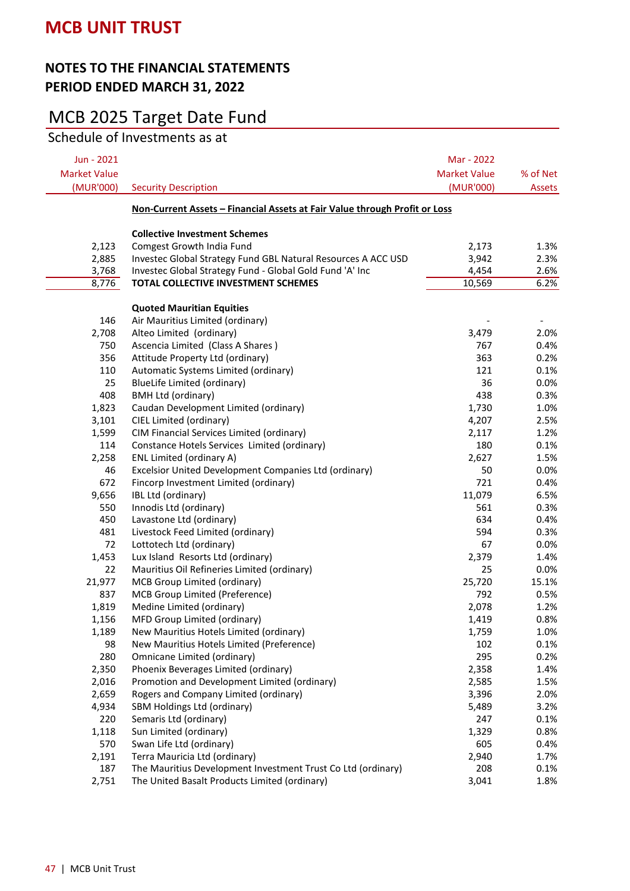# MCB UNIT TRUST

## NOTES TO THE FINANCIAL STATEMENTS
## PERIOD ENDED MARCH 31, 2022

## MCB 2025 Target Date Fund

### Schedule of Investments as at

| Jun - 2021 Market Value (MUR'000) | Security Description | Mar - 2022 Market Value (MUR'000) | % of Net Assets |
|---|---|---|---|
| | **Non-Current Assets – Financial Assets at Fair Value through Profit or Loss** | | |
| | **Collective Investment Schemes** | | |
| 2,123 | Comgest Growth India Fund | 2,173 | 1.3% |
| 2,885 | Investec Global Strategy Fund GBL Natural Resources A ACC USD | 3,942 | 2.3% |
| 3,768 | Investec Global Strategy Fund - Global Gold Fund 'A' Inc | 4,454 | 2.6% |
| 8,776 | **TOTAL COLLECTIVE INVESTMENT SCHEMES** | 10,569 | 6.2% |
| | **Quoted Mauritian Equities** | | |
| 146 | Air Mauritius Limited (ordinary) | - | - |
| 2,708 | Alteo Limited (ordinary) | 3,479 | 2.0% |
| 750 | Ascencia Limited (Class A Shares ) | 767 | 0.4% |
| 356 | Attitude Property Ltd (ordinary) | 363 | 0.2% |
| 110 | Automatic Systems Limited (ordinary) | 121 | 0.1% |
| 25 | BlueLife Limited (ordinary) | 36 | 0.0% |
| 408 | BMH Ltd (ordinary) | 438 | 0.3% |
| 1,823 | Caudan Development Limited (ordinary) | 1,730 | 1.0% |
| 3,101 | CIEL Limited (ordinary) | 4,207 | 2.5% |
| 1,599 | CIM Financial Services Limited (ordinary) | 2,117 | 1.2% |
| 114 | Constance Hotels Services Limited (ordinary) | 180 | 0.1% |
| 2,258 | ENL Limited (ordinary A) | 2,627 | 1.5% |
| 46 | Excelsior United Development Companies Ltd (ordinary) | 50 | 0.0% |
| 672 | Fincorp Investment Limited (ordinary) | 721 | 0.4% |
| 9,656 | IBL Ltd (ordinary) | 11,079 | 6.5% |
| 550 | Innodis Ltd (ordinary) | 561 | 0.3% |
| 450 | Lavastone Ltd (ordinary) | 634 | 0.4% |
| 481 | Livestock Feed Limited (ordinary) | 594 | 0.3% |
| 72 | Lottotech Ltd (ordinary) | 67 | 0.0% |
| 1,453 | Lux Island Resorts Ltd (ordinary) | 2,379 | 1.4% |
| 22 | Mauritius Oil Refineries Limited (ordinary) | 25 | 0.0% |
| 21,977 | MCB Group Limited (ordinary) | 25,720 | 15.1% |
| 837 | MCB Group Limited (Preference) | 792 | 0.5% |
| 1,819 | Medine Limited (ordinary) | 2,078 | 1.2% |
| 1,156 | MFD Group Limited (ordinary) | 1,419 | 0.8% |
| 1,189 | New Mauritius Hotels Limited (ordinary) | 1,759 | 1.0% |
| 98 | New Mauritius Hotels Limited (Preference) | 102 | 0.1% |
| 280 | Omnicane Limited (ordinary) | 295 | 0.2% |
| 2,350 | Phoenix Beverages Limited (ordinary) | 2,358 | 1.4% |
| 2,016 | Promotion and Development Limited (ordinary) | 2,585 | 1.5% |
| 2,659 | Rogers and Company Limited (ordinary) | 3,396 | 2.0% |
| 4,934 | SBM Holdings Ltd (ordinary) | 5,489 | 3.2% |
| 220 | Semaris Ltd (ordinary) | 247 | 0.1% |
| 1,118 | Sun Limited (ordinary) | 1,329 | 0.8% |
| 570 | Swan Life Ltd (ordinary) | 605 | 0.4% |
| 2,191 | Terra Mauricia Ltd (ordinary) | 2,940 | 1.7% |
| 187 | The Mauritius Development Investment Trust Co Ltd (ordinary) | 208 | 0.1% |
| 2,751 | The United Basalt Products Limited (ordinary) | 3,041 | 1.8% |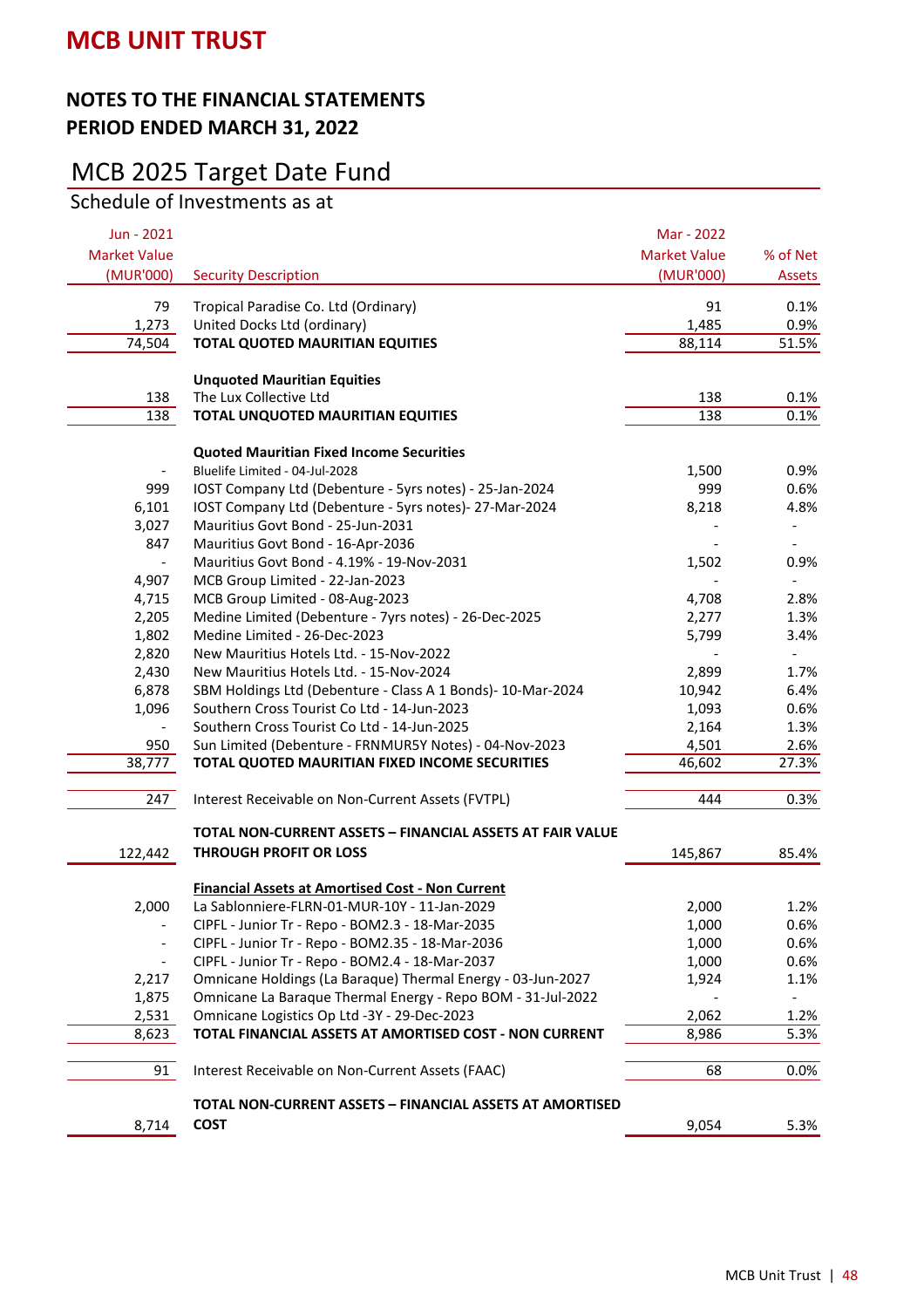# MCB UNIT TRUST

## NOTES TO THE FINANCIAL STATEMENTS
## PERIOD ENDED MARCH 31, 2022

## MCB 2025 Target Date Fund

### Schedule of Investments as at

| Jun - 2021 Market Value (MUR'000) | Security Description | Mar - 2022 Market Value (MUR'000) | % of Net Assets |
|---|---|---|---|
| 79 | Tropical Paradise Co. Ltd (Ordinary) | 91 | 0.1% |
| 1,273 | United Docks Ltd (ordinary) | 1,485 | 0.9% |
| 74,504 | **TOTAL QUOTED MAURITIAN EQUITIES** | 88,114 | 51.5% |
| | **Unquoted Mauritian Equities** | | |
| 138 | The Lux Collective Ltd | 138 | 0.1% |
| 138 | **TOTAL UNQUOTED MAURITIAN EQUITIES** | 138 | 0.1% |
| | **Quoted Mauritian Fixed Income Securities** | | |
| - | Bluelife Limited - 04-Jul-2028 | 1,500 | 0.9% |
| 999 | IOST Company Ltd (Debenture - 5yrs notes) - 25-Jan-2024 | 999 | 0.6% |
| 6,101 | IOST Company Ltd (Debenture - 5yrs notes)- 27-Mar-2024 | 8,218 | 4.8% |
| 3,027 | Mauritius Govt Bond - 25-Jun-2031 | - | - |
| 847 | Mauritius Govt Bond - 16-Apr-2036 | - | - |
| - | Mauritius Govt Bond - 4.19% - 19-Nov-2031 | 1,502 | 0.9% |
| 4,907 | MCB Group Limited - 22-Jan-2023 | - | - |
| 4,715 | MCB Group Limited - 08-Aug-2023 | 4,708 | 2.8% |
| 2,205 | Medine Limited (Debenture - 7yrs notes) - 26-Dec-2025 | 2,277 | 1.3% |
| 1,802 | Medine Limited - 26-Dec-2023 | 5,799 | 3.4% |
| 2,820 | New Mauritius Hotels Ltd. - 15-Nov-2022 | - | - |
| 2,430 | New Mauritius Hotels Ltd. - 15-Nov-2024 | 2,899 | 1.7% |
| 6,878 | SBM Holdings Ltd (Debenture - Class A 1 Bonds)- 10-Mar-2024 | 10,942 | 6.4% |
| 1,096 | Southern Cross Tourist Co Ltd - 14-Jun-2023 | 1,093 | 0.6% |
| - | Southern Cross Tourist Co Ltd - 14-Jun-2025 | 2,164 | 1.3% |
| 950 | Sun Limited (Debenture - FRNMUR5Y Notes) - 04-Nov-2023 | 4,501 | 2.6% |
| 38,777 | **TOTAL QUOTED MAURITIAN FIXED INCOME SECURITIES** | 46,602 | 27.3% |
| 247 | Interest Receivable on Non-Current Assets (FVTPL) | 444 | 0.3% |
| 122,442 | **TOTAL NON-CURRENT ASSETS – FINANCIAL ASSETS AT FAIR VALUE THROUGH PROFIT OR LOSS** | 145,867 | 85.4% |
| | **Financial Assets at Amortised Cost - Non Current** | | |
| 2,000 | La Sablonniere-FLRN-01-MUR-10Y - 11-Jan-2029 | 2,000 | 1.2% |
| - | CIPFL - Junior Tr - Repo - BOM2.3 - 18-Mar-2035 | 1,000 | 0.6% |
| - | CIPFL - Junior Tr - Repo - BOM2.35 - 18-Mar-2036 | 1,000 | 0.6% |
| - | CIPFL - Junior Tr - Repo - BOM2.4 - 18-Mar-2037 | 1,000 | 0.6% |
| 2,217 | Omnicane Holdings (La Baraque) Thermal Energy - 03-Jun-2027 | 1,924 | 1.1% |
| 1,875 | Omnicane La Baraque Thermal Energy - Repo BOM - 31-Jul-2022 | - | - |
| 2,531 | Omnicane Logistics Op Ltd -3Y - 29-Dec-2023 | 2,062 | 1.2% |
| 8,623 | **TOTAL FINANCIAL ASSETS AT AMORTISED COST - NON CURRENT** | 8,986 | 5.3% |
| 91 | Interest Receivable on Non-Current Assets (FAAC) | 68 | 0.0% |
| 8,714 | **TOTAL NON-CURRENT ASSETS – FINANCIAL ASSETS AT AMORTISED COST** | 9,054 | 5.3% |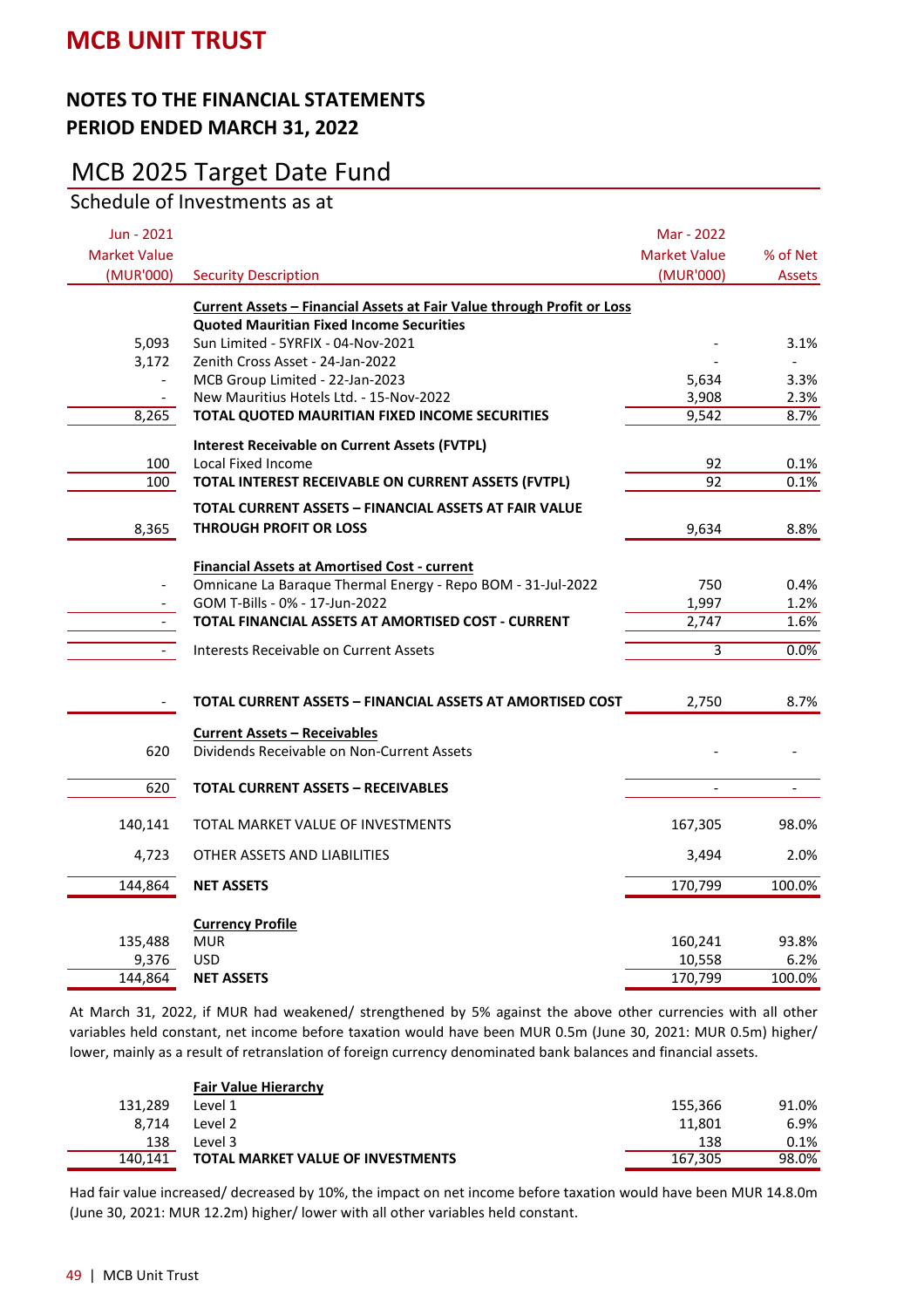# MCB UNIT TRUST

## NOTES TO THE FINANCIAL STATEMENTS
## PERIOD ENDED MARCH 31, 2022

## MCB 2025 Target Date Fund

### Schedule of Investments as at

| Jun - 2021 Market Value (MUR'000) | Security Description | Mar - 2022 Market Value (MUR'000) | % of Net Assets |
|---|---|---|---|
| | **Current Assets – Financial Assets at Fair Value through Profit or Loss** | | |
| | **Quoted Mauritian Fixed Income Securities** | | |
| 5,093 | Sun Limited - 5YRFIX - 04-Nov-2021 | - | 3.1% |
| 3,172 | Zenith Cross Asset - 24-Jan-2022 | - | - |
| - | MCB Group Limited - 22-Jan-2023 | 5,634 | 3.3% |
| - | New Mauritius Hotels Ltd. - 15-Nov-2022 | 3,908 | 2.3% |
| 8,265 | **TOTAL QUOTED MAURITIAN FIXED INCOME SECURITIES** | 9,542 | 8.7% |
| | **Interest Receivable on Current Assets (FVTPL)** | | |
| 100 | Local Fixed Income | 92 | 0.1% |
| 100 | **TOTAL INTEREST RECEIVABLE ON CURRENT ASSETS (FVTPL)** | 92 | 0.1% |
| 8,365 | **TOTAL CURRENT ASSETS – FINANCIAL ASSETS AT FAIR VALUE THROUGH PROFIT OR LOSS** | 9,634 | 8.8% |
| | **Financial Assets at Amortised Cost - current** | | |
| - | Omnicane La Baraque Thermal Energy - Repo BOM - 31-Jul-2022 | 750 | 0.4% |
| - | GOM T-Bills - 0% - 17-Jun-2022 | 1,997 | 1.2% |
| - | **TOTAL FINANCIAL ASSETS AT AMORTISED COST - CURRENT** | 2,747 | 1.6% |
| - | Interests Receivable on Current Assets | 3 | 0.0% |
| - | **TOTAL CURRENT ASSETS – FINANCIAL ASSETS AT AMORTISED COST** | 2,750 | 8.7% |
| | **Current Assets – Receivables** | | |
| 620 | Dividends Receivable on Non-Current Assets | - | - |
| 620 | **TOTAL CURRENT ASSETS – RECEIVABLES** | - | - |
| 140,141 | TOTAL MARKET VALUE OF INVESTMENTS | 167,305 | 98.0% |
| 4,723 | OTHER ASSETS AND LIABILITIES | 3,494 | 2.0% |
| 144,864 | **NET ASSETS** | 170,799 | 100.0% |
| | **Currency Profile** | | |
| 135,488 | MUR | 160,241 | 93.8% |
| 9,376 | USD | 10,558 | 6.2% |
| 144,864 | **NET ASSETS** | 170,799 | 100.0% |

At March 31, 2022, if MUR had weakened/ strengthened by 5% against the above other currencies with all other variables held constant, net income before taxation would have been MUR 0.5m (June 30, 2021: MUR 0.5m) higher/ lower, mainly as a result of retranslation of foreign currency denominated bank balances and financial assets.

| Jun - 2021 | Fair Value Hierarchy | Mar - 2022 | % of Net Assets |
|---|---|---|---|
| 131,289 | Level 1 | 155,366 | 91.0% |
| 8,714 | Level 2 | 11,801 | 6.9% |
| 138 | Level 3 | 138 | 0.1% |
| 140,141 | **TOTAL MARKET VALUE OF INVESTMENTS** | 167,305 | 98.0% |

Had fair value increased/ decreased by 10%, the impact on net income before taxation would have been MUR 14.8.0m (June 30, 2021: MUR 12.2m) higher/ lower with all other variables held constant.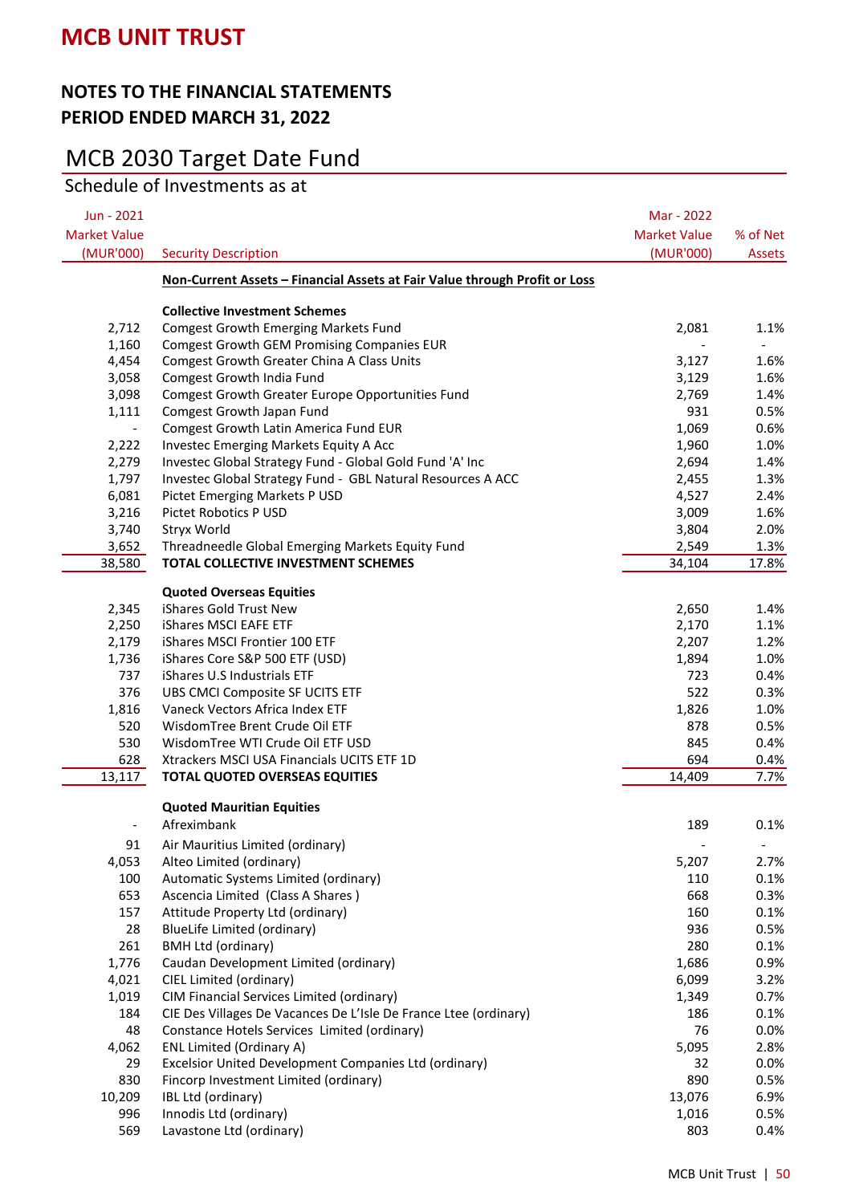# MCB UNIT TRUST

## NOTES TO THE FINANCIAL STATEMENTS
## PERIOD ENDED MARCH 31, 2022

## MCB 2030 Target Date Fund

Schedule of Investments as at

| Jun - 2021 Market Value (MUR'000) | Security Description | Mar - 2022 Market Value (MUR'000) | % of Net Assets |
|---|---|---|---|
| | **Non-Current Assets – Financial Assets at Fair Value through Profit or Loss** | | |
| | **Collective Investment Schemes** | | |
| 2,712 | Comgest Growth Emerging Markets Fund | 2,081 | 1.1% |
| 1,160 | Comgest Growth GEM Promising Companies EUR | - | - |
| 4,454 | Comgest Growth Greater China A Class Units | 3,127 | 1.6% |
| 3,058 | Comgest Growth India Fund | 3,129 | 1.6% |
| 3,098 | Comgest Growth Greater Europe Opportunities Fund | 2,769 | 1.4% |
| 1,111 | Comgest Growth Japan Fund | 931 | 0.5% |
| - | Comgest Growth Latin America Fund EUR | 1,069 | 0.6% |
| 2,222 | Investec Emerging Markets Equity A Acc | 1,960 | 1.0% |
| 2,279 | Investec Global Strategy Fund - Global Gold Fund 'A' Inc | 2,694 | 1.4% |
| 1,797 | Investec Global Strategy Fund - GBL Natural Resources A ACC | 2,455 | 1.3% |
| 6,081 | Pictet Emerging Markets P USD | 4,527 | 2.4% |
| 3,216 | Pictet Robotics P USD | 3,009 | 1.6% |
| 3,740 | Stryx World | 3,804 | 2.0% |
| 3,652 | Threadneedle Global Emerging Markets Equity Fund | 2,549 | 1.3% |
| 38,580 | **TOTAL COLLECTIVE INVESTMENT SCHEMES** | 34,104 | 17.8% |
| | **Quoted Overseas Equities** | | |
| 2,345 | iShares Gold Trust New | 2,650 | 1.4% |
| 2,250 | iShares MSCI EAFE ETF | 2,170 | 1.1% |
| 2,179 | iShares MSCI Frontier 100 ETF | 2,207 | 1.2% |
| 1,736 | iShares Core S&P 500 ETF (USD) | 1,894 | 1.0% |
| 737 | iShares U.S Industrials ETF | 723 | 0.4% |
| 376 | UBS CMCI Composite SF UCITS ETF | 522 | 0.3% |
| 1,816 | Vaneck Vectors Africa Index ETF | 1,826 | 1.0% |
| 520 | WisdomTree Brent Crude Oil ETF | 878 | 0.5% |
| 530 | WisdomTree WTI Crude Oil ETF USD | 845 | 0.4% |
| 628 | Xtrackers MSCI USA Financials UCITS ETF 1D | 694 | 0.4% |
| 13,117 | **TOTAL QUOTED OVERSEAS EQUITIES** | 14,409 | 7.7% |
| | **Quoted Mauritian Equities** | | |
| - | Afreximbank | 189 | 0.1% |
| 91 | Air Mauritius Limited (ordinary) | - | - |
| 4,053 | Alteo Limited (ordinary) | 5,207 | 2.7% |
| 100 | Automatic Systems Limited (ordinary) | 110 | 0.1% |
| 653 | Ascencia Limited (Class A Shares ) | 668 | 0.3% |
| 157 | Attitude Property Ltd (ordinary) | 160 | 0.1% |
| 28 | BlueLife Limited (ordinary) | 936 | 0.5% |
| 261 | BMH Ltd (ordinary) | 280 | 0.1% |
| 1,776 | Caudan Development Limited (ordinary) | 1,686 | 0.9% |
| 4,021 | CIEL Limited (ordinary) | 6,099 | 3.2% |
| 1,019 | CIM Financial Services Limited (ordinary) | 1,349 | 0.7% |
| 184 | CIE Des Villages De Vacances De L'Isle De France Ltee (ordinary) | 186 | 0.1% |
| 48 | Constance Hotels Services Limited (ordinary) | 76 | 0.0% |
| 4,062 | ENL Limited (Ordinary A) | 5,095 | 2.8% |
| 29 | Excelsior United Development Companies Ltd (ordinary) | 32 | 0.0% |
| 830 | Fincorp Investment Limited (ordinary) | 890 | 0.5% |
| 10,209 | IBL Ltd (ordinary) | 13,076 | 6.9% |
| 996 | Innodis Ltd (ordinary) | 1,016 | 0.5% |
| 569 | Lavastone Ltd (ordinary) | 803 | 0.4% |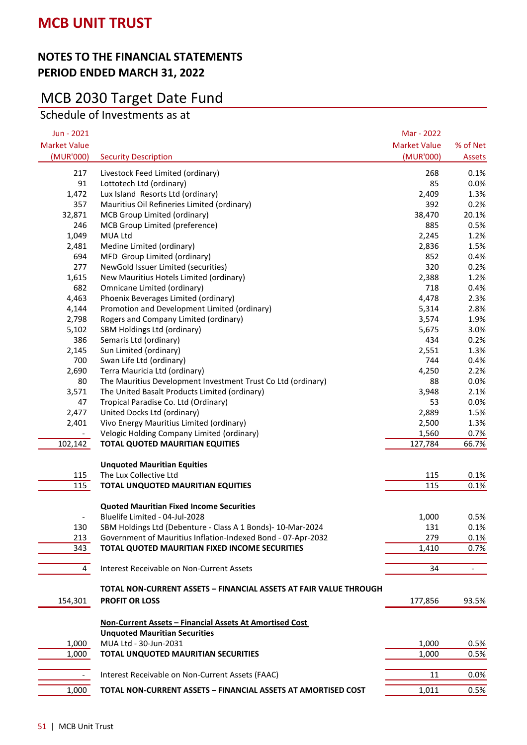# MCB UNIT TRUST

## NOTES TO THE FINANCIAL STATEMENTS
## PERIOD ENDED MARCH 31, 2022

## MCB 2030 Target Date Fund

### Schedule of Investments as at

| Jun - 2021 Market Value (MUR'000) | Security Description | Mar - 2022 Market Value (MUR'000) | % of Net Assets |
|---|---|---|---|
| 217 | Livestock Feed Limited (ordinary) | 268 | 0.1% |
| 91 | Lottotech Ltd (ordinary) | 85 | 0.0% |
| 1,472 | Lux Island Resorts Ltd (ordinary) | 2,409 | 1.3% |
| 357 | Mauritius Oil Refineries Limited (ordinary) | 392 | 0.2% |
| 32,871 | MCB Group Limited (ordinary) | 38,470 | 20.1% |
| 246 | MCB Group Limited (preference) | 885 | 0.5% |
| 1,049 | MUA Ltd | 2,245 | 1.2% |
| 2,481 | Medine Limited (ordinary) | 2,836 | 1.5% |
| 694 | MFD Group Limited (ordinary) | 852 | 0.4% |
| 277 | NewGold Issuer Limited (securities) | 320 | 0.2% |
| 1,615 | New Mauritius Hotels Limited (ordinary) | 2,388 | 1.2% |
| 682 | Omnicane Limited (ordinary) | 718 | 0.4% |
| 4,463 | Phoenix Beverages Limited (ordinary) | 4,478 | 2.3% |
| 4,144 | Promotion and Development Limited (ordinary) | 5,314 | 2.8% |
| 2,798 | Rogers and Company Limited (ordinary) | 3,574 | 1.9% |
| 5,102 | SBM Holdings Ltd (ordinary) | 5,675 | 3.0% |
| 386 | Semaris Ltd (ordinary) | 434 | 0.2% |
| 2,145 | Sun Limited (ordinary) | 2,551 | 1.3% |
| 700 | Swan Life Ltd (ordinary) | 744 | 0.4% |
| 2,690 | Terra Mauricia Ltd (ordinary) | 4,250 | 2.2% |
| 80 | The Mauritius Development Investment Trust Co Ltd (ordinary) | 88 | 0.0% |
| 3,571 | The United Basalt Products Limited (ordinary) | 3,948 | 2.1% |
| 47 | Tropical Paradise Co. Ltd (Ordinary) | 53 | 0.0% |
| 2,477 | United Docks Ltd (ordinary) | 2,889 | 1.5% |
| 2,401 | Vivo Energy Mauritius Limited (ordinary) | 2,500 | 1.3% |
| - | Velogic Holding Company Limited (ordinary) | 1,560 | 0.7% |
| 102,142 | **TOTAL QUOTED MAURITIAN EQUITIES** | 127,784 | 66.7% |
| | **Unquoted Mauritian Equities** | | |
| 115 | The Lux Collective Ltd | 115 | 0.1% |
| 115 | **TOTAL UNQUOTED MAURITIAN EQUITIES** | 115 | 0.1% |
| | **Quoted Mauritian Fixed Income Securities** | | |
| - | Bluelife Limited - 04-Jul-2028 | 1,000 | 0.5% |
| 130 | SBM Holdings Ltd (Debenture - Class A 1 Bonds)- 10-Mar-2024 | 131 | 0.1% |
| 213 | Government of Mauritius Inflation-Indexed Bond - 07-Apr-2032 | 279 | 0.1% |
| 343 | **TOTAL QUOTED MAURITIAN FIXED INCOME SECURITIES** | 1,410 | 0.7% |
| 4 | Interest Receivable on Non-Current Assets | 34 | - |
| 154,301 | **TOTAL NON-CURRENT ASSETS – FINANCIAL ASSETS AT FAIR VALUE THROUGH PROFIT OR LOSS** | 177,856 | 93.5% |
| | **Non-Current Assets – Financial Assets At Amortised Cost** | | |
| | **Unquoted Mauritian Securities** | | |
| 1,000 | MUA Ltd - 30-Jun-2031 | 1,000 | 0.5% |
| 1,000 | **TOTAL UNQUOTED MAURITIAN SECURITIES** | 1,000 | 0.5% |
| - | Interest Receivable on Non-Current Assets (FAAC) | 11 | 0.0% |
| 1,000 | **TOTAL NON-CURRENT ASSETS – FINANCIAL ASSETS AT AMORTISED COST** | 1,011 | 0.5% |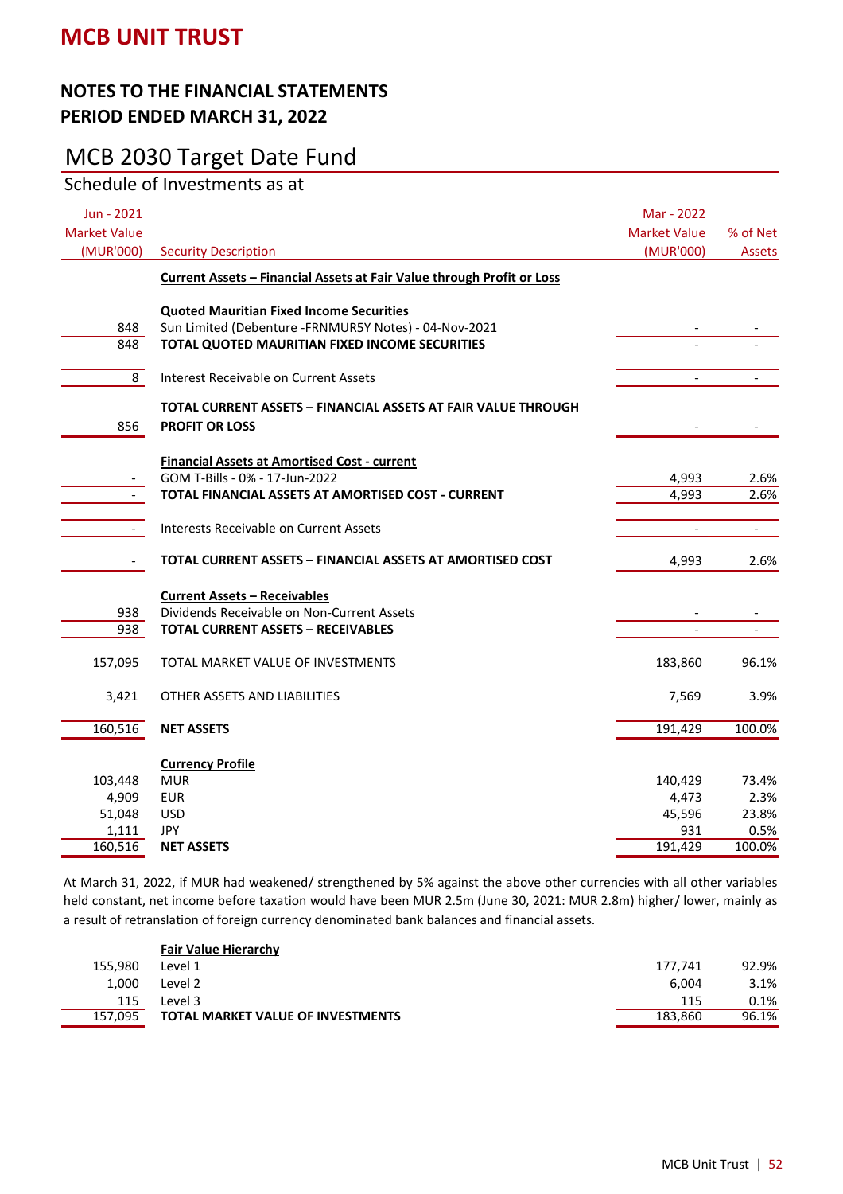# MCB UNIT TRUST

## NOTES TO THE FINANCIAL STATEMENTS
## PERIOD ENDED MARCH 31, 2022

## MCB 2030 Target Date Fund

### Schedule of Investments as at

| Jun - 2021 Market Value (MUR'000) | Security Description | Mar - 2022 Market Value (MUR'000) | % of Net Assets |
|---|---|---|---|
| | **Current Assets – Financial Assets at Fair Value through Profit or Loss** | | |
| | **Quoted Mauritian Fixed Income Securities** | | |
| 848 | Sun Limited (Debenture -FRNMUR5Y Notes) - 04-Nov-2021 | - | - |
| 848 | **TOTAL QUOTED MAURITIAN FIXED INCOME SECURITIES** | - | - |
| 8 | Interest Receivable on Current Assets | - | - |
| 856 | **TOTAL CURRENT ASSETS – FINANCIAL ASSETS AT FAIR VALUE THROUGH PROFIT OR LOSS** | - | - |
| | **Financial Assets at Amortised Cost - current** | | |
| - | GOM T-Bills - 0% - 17-Jun-2022 | 4,993 | 2.6% |
| - | **TOTAL FINANCIAL ASSETS AT AMORTISED COST - CURRENT** | 4,993 | 2.6% |
| - | Interests Receivable on Current Assets | - | - |
| - | **TOTAL CURRENT ASSETS – FINANCIAL ASSETS AT AMORTISED COST** | 4,993 | 2.6% |
| | **Current Assets – Receivables** | | |
| 938 | Dividends Receivable on Non-Current Assets | - | - |
| 938 | **TOTAL CURRENT ASSETS – RECEIVABLES** | - | - |
| 157,095 | TOTAL MARKET VALUE OF INVESTMENTS | 183,860 | 96.1% |
| 3,421 | OTHER ASSETS AND LIABILITIES | 7,569 | 3.9% |
| 160,516 | **NET ASSETS** | 191,429 | 100.0% |
| | **Currency Profile** | | |
| 103,448 | MUR | 140,429 | 73.4% |
| 4,909 | EUR | 4,473 | 2.3% |
| 51,048 | USD | 45,596 | 23.8% |
| 1,111 | JPY | 931 | 0.5% |
| 160,516 | **NET ASSETS** | 191,429 | 100.0% |

At March 31, 2022, if MUR had weakened/ strengthened by 5% against the above other currencies with all other variables held constant, net income before taxation would have been MUR 2.5m (June 30, 2021: MUR 2.8m) higher/ lower, mainly as a result of retranslation of foreign currency denominated bank balances and financial assets.

| Jun - 2021 | | Mar - 2022 | |
|---|---|---|---|
| | **Fair Value Hierarchy** | | |
| 155,980 | Level 1 | 177,741 | 92.9% |
| 1,000 | Level 2 | 6,004 | 3.1% |
| 115 | Level 3 | 115 | 0.1% |
| 157,095 | **TOTAL MARKET VALUE OF INVESTMENTS** | 183,860 | 96.1% |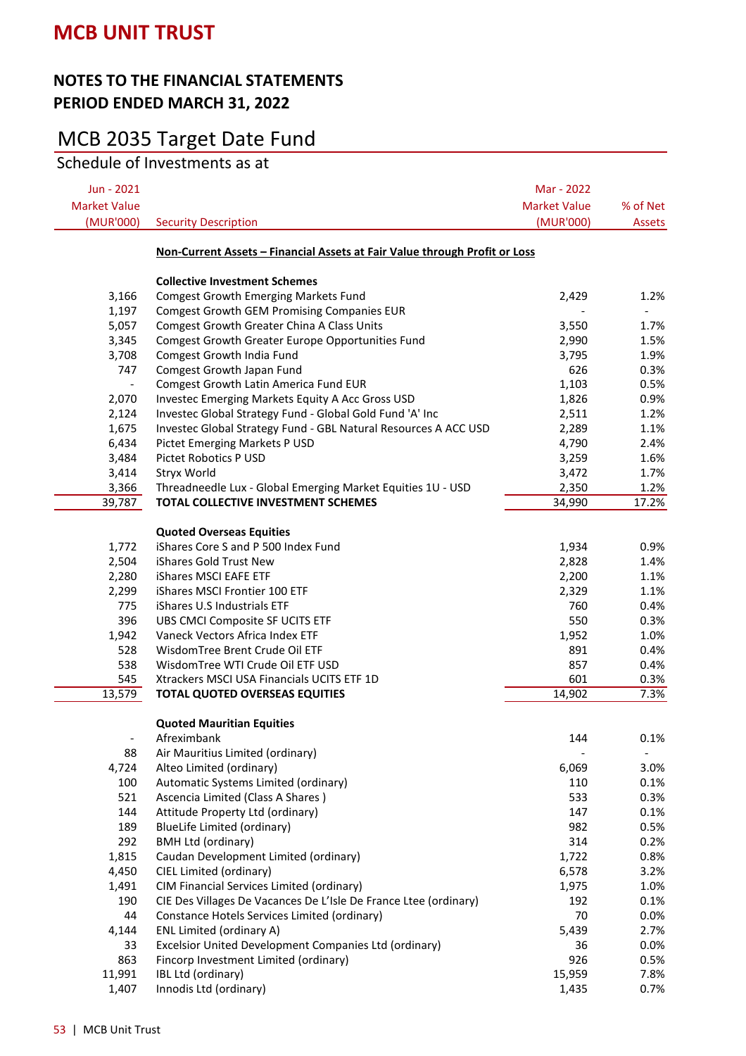# MCB UNIT TRUST

## NOTES TO THE FINANCIAL STATEMENTS
## PERIOD ENDED MARCH 31, 2022

## MCB 2035 Target Date Fund

### Schedule of Investments as at

| Jun - 2021 Market Value (MUR'000) | Security Description | Mar - 2022 Market Value (MUR'000) | % of Net Assets |
|---|---|---|---|
| | **Non-Current Assets – Financial Assets at Fair Value through Profit or Loss** | | |
| | **Collective Investment Schemes** | | |
| 3,166 | Comgest Growth Emerging Markets Fund | 2,429 | 1.2% |
| 1,197 | Comgest Growth GEM Promising Companies EUR | - | - |
| 5,057 | Comgest Growth Greater China A Class Units | 3,550 | 1.7% |
| 3,345 | Comgest Growth Greater Europe Opportunities Fund | 2,990 | 1.5% |
| 3,708 | Comgest Growth India Fund | 3,795 | 1.9% |
| 747 | Comgest Growth Japan Fund | 626 | 0.3% |
| - | Comgest Growth Latin America Fund EUR | 1,103 | 0.5% |
| 2,070 | Investec Emerging Markets Equity A Acc Gross USD | 1,826 | 0.9% |
| 2,124 | Investec Global Strategy Fund - Global Gold Fund 'A' Inc | 2,511 | 1.2% |
| 1,675 | Investec Global Strategy Fund - GBL Natural Resources A ACC USD | 2,289 | 1.1% |
| 6,434 | Pictet Emerging Markets P USD | 4,790 | 2.4% |
| 3,484 | Pictet Robotics P USD | 3,259 | 1.6% |
| 3,414 | Stryx World | 3,472 | 1.7% |
| 3,366 | Threadneedle Lux - Global Emerging Market Equities 1U - USD | 2,350 | 1.2% |
| 39,787 | **TOTAL COLLECTIVE INVESTMENT SCHEMES** | 34,990 | 17.2% |
| | **Quoted Overseas Equities** | | |
| 1,772 | iShares Core S and P 500 Index Fund | 1,934 | 0.9% |
| 2,504 | iShares Gold Trust New | 2,828 | 1.4% |
| 2,280 | iShares MSCI EAFE ETF | 2,200 | 1.1% |
| 2,299 | iShares MSCI Frontier 100 ETF | 2,329 | 1.1% |
| 775 | iShares U.S Industrials ETF | 760 | 0.4% |
| 396 | UBS CMCI Composite SF UCITS ETF | 550 | 0.3% |
| 1,942 | Vaneck Vectors Africa Index ETF | 1,952 | 1.0% |
| 528 | WisdomTree Brent Crude Oil ETF | 891 | 0.4% |
| 538 | WisdomTree WTI Crude Oil ETF USD | 857 | 0.4% |
| 545 | Xtrackers MSCI USA Financials UCITS ETF 1D | 601 | 0.3% |
| 13,579 | **TOTAL QUOTED OVERSEAS EQUITIES** | 14,902 | 7.3% |
| | **Quoted Mauritian Equities** | | |
| - | Afreximbank | 144 | 0.1% |
| 88 | Air Mauritius Limited (ordinary) | - | - |
| 4,724 | Alteo Limited (ordinary) | 6,069 | 3.0% |
| 100 | Automatic Systems Limited (ordinary) | 110 | 0.1% |
| 521 | Ascencia Limited (Class A Shares ) | 533 | 0.3% |
| 144 | Attitude Property Ltd (ordinary) | 147 | 0.1% |
| 189 | BlueLife Limited (ordinary) | 982 | 0.5% |
| 292 | BMH Ltd (ordinary) | 314 | 0.2% |
| 1,815 | Caudan Development Limited (ordinary) | 1,722 | 0.8% |
| 4,450 | CIEL Limited (ordinary) | 6,578 | 3.2% |
| 1,491 | CIM Financial Services Limited (ordinary) | 1,975 | 1.0% |
| 190 | CIE Des Villages De Vacances De L'Isle De France Ltee (ordinary) | 192 | 0.1% |
| 44 | Constance Hotels Services Limited (ordinary) | 70 | 0.0% |
| 4,144 | ENL Limited (ordinary A) | 5,439 | 2.7% |
| 33 | Excelsior United Development Companies Ltd (ordinary) | 36 | 0.0% |
| 863 | Fincorp Investment Limited (ordinary) | 926 | 0.5% |
| 11,991 | IBL Ltd (ordinary) | 15,959 | 7.8% |
| 1,407 | Innodis Ltd (ordinary) | 1,435 | 0.7% |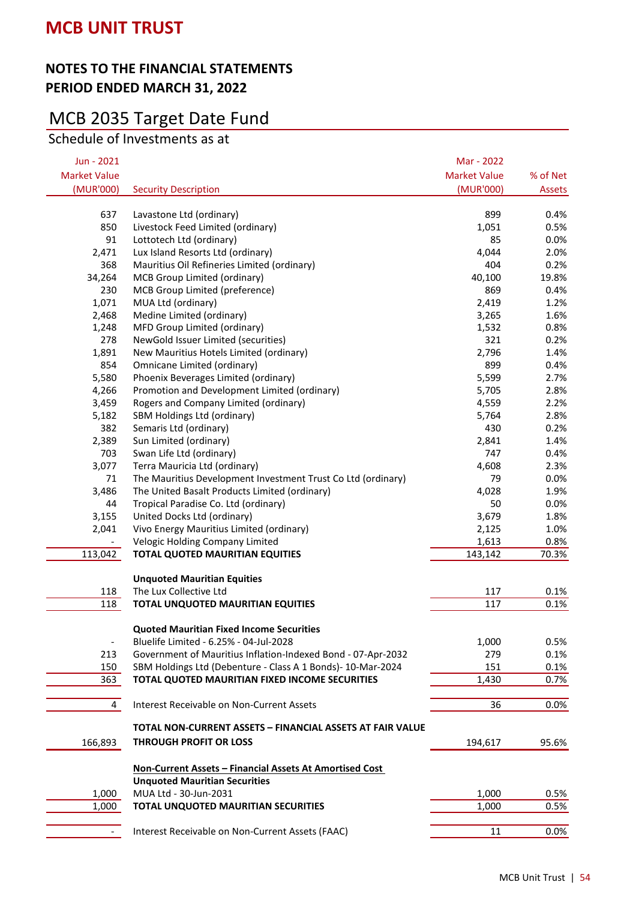# MCB UNIT TRUST

## NOTES TO THE FINANCIAL STATEMENTS
## PERIOD ENDED MARCH 31, 2022

## MCB 2035 Target Date Fund

### Schedule of Investments as at

| Jun - 2021 Market Value (MUR'000) | Security Description | Mar - 2022 Market Value (MUR'000) | % of Net Assets |
|---|---|---|---|
| 637 | Lavastone Ltd (ordinary) | 899 | 0.4% |
| 850 | Livestock Feed Limited (ordinary) | 1,051 | 0.5% |
| 91 | Lottotech Ltd (ordinary) | 85 | 0.0% |
| 2,471 | Lux Island Resorts Ltd (ordinary) | 4,044 | 2.0% |
| 368 | Mauritius Oil Refineries Limited (ordinary) | 404 | 0.2% |
| 34,264 | MCB Group Limited (ordinary) | 40,100 | 19.8% |
| 230 | MCB Group Limited (preference) | 869 | 0.4% |
| 1,071 | MUA Ltd (ordinary) | 2,419 | 1.2% |
| 2,468 | Medine Limited (ordinary) | 3,265 | 1.6% |
| 1,248 | MFD Group Limited (ordinary) | 1,532 | 0.8% |
| 278 | NewGold Issuer Limited (securities) | 321 | 0.2% |
| 1,891 | New Mauritius Hotels Limited (ordinary) | 2,796 | 1.4% |
| 854 | Omnicane Limited (ordinary) | 899 | 0.4% |
| 5,580 | Phoenix Beverages Limited (ordinary) | 5,599 | 2.7% |
| 4,266 | Promotion and Development Limited (ordinary) | 5,705 | 2.8% |
| 3,459 | Rogers and Company Limited (ordinary) | 4,559 | 2.2% |
| 5,182 | SBM Holdings Ltd (ordinary) | 5,764 | 2.8% |
| 382 | Semaris Ltd (ordinary) | 430 | 0.2% |
| 2,389 | Sun Limited (ordinary) | 2,841 | 1.4% |
| 703 | Swan Life Ltd (ordinary) | 747 | 0.4% |
| 3,077 | Terra Mauricia Ltd (ordinary) | 4,608 | 2.3% |
| 71 | The Mauritius Development Investment Trust Co Ltd (ordinary) | 79 | 0.0% |
| 3,486 | The United Basalt Products Limited (ordinary) | 4,028 | 1.9% |
| 44 | Tropical Paradise Co. Ltd (ordinary) | 50 | 0.0% |
| 3,155 | United Docks Ltd (ordinary) | 3,679 | 1.8% |
| 2,041 | Vivo Energy Mauritius Limited (ordinary) | 2,125 | 1.0% |
| - | Velogic Holding Company Limited | 1,613 | 0.8% |
| 113,042 | **TOTAL QUOTED MAURITIAN EQUITIES** | 143,142 | 70.3% |
| | **Unquoted Mauritian Equities** | | |
| 118 | The Lux Collective Ltd | 117 | 0.1% |
| 118 | **TOTAL UNQUOTED MAURITIAN EQUITIES** | 117 | 0.1% |
| | **Quoted Mauritian Fixed Income Securities** | | |
| - | Bluelife Limited - 6.25% - 04-Jul-2028 | 1,000 | 0.5% |
| 213 | Government of Mauritius Inflation-Indexed Bond - 07-Apr-2032 | 279 | 0.1% |
| 150 | SBM Holdings Ltd (Debenture - Class A 1 Bonds)- 10-Mar-2024 | 151 | 0.1% |
| 363 | **TOTAL QUOTED MAURITIAN FIXED INCOME SECURITIES** | 1,430 | 0.7% |
| 4 | Interest Receivable on Non-Current Assets | 36 | 0.0% |
| 166,893 | **TOTAL NON-CURRENT ASSETS – FINANCIAL ASSETS AT FAIR VALUE THROUGH PROFIT OR LOSS** | 194,617 | 95.6% |
| | **Non-Current Assets – Financial Assets At Amortised Cost** | | |
| | **Unquoted Mauritian Securities** | | |
| 1,000 | MUA Ltd - 30-Jun-2031 | 1,000 | 0.5% |
| 1,000 | **TOTAL UNQUOTED MAURITIAN SECURITIES** | 1,000 | 0.5% |
| - | Interest Receivable on Non-Current Assets (FAAC) | 11 | 0.0% |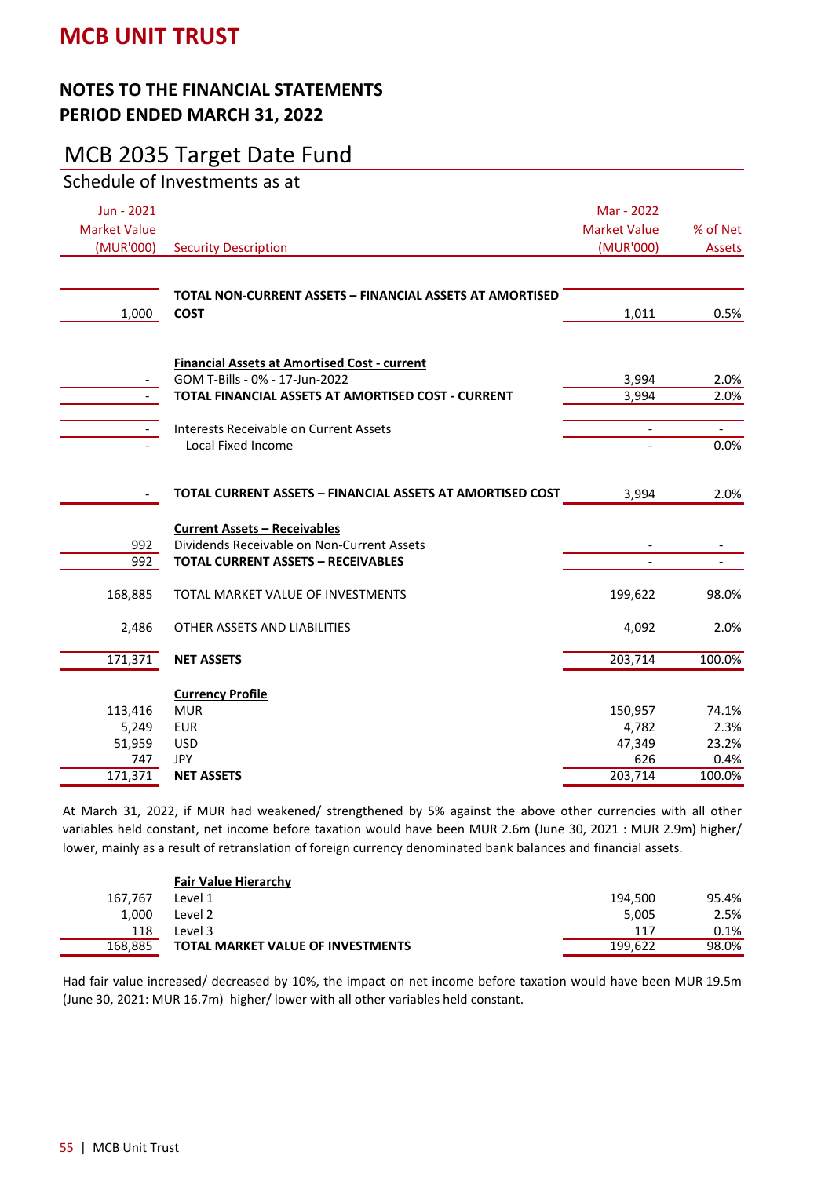# MCB UNIT TRUST

## NOTES TO THE FINANCIAL STATEMENTS
## PERIOD ENDED MARCH 31, 2022

## MCB 2035 Target Date Fund

### Schedule of Investments as at

| Jun - 2021 Market Value (MUR'000) | Security Description | Mar - 2022 Market Value (MUR'000) | % of Net Assets |
|---|---|---|---|
| 1,000 | **TOTAL NON-CURRENT ASSETS – FINANCIAL ASSETS AT AMORTISED COST** | 1,011 | 0.5% |
| | **Financial Assets at Amortised Cost - current** | | |
| - | GOM T-Bills - 0% - 17-Jun-2022 | 3,994 | 2.0% |
| - | **TOTAL FINANCIAL ASSETS AT AMORTISED COST - CURRENT** | 3,994 | 2.0% |
| - | Interests Receivable on Current Assets | - | - |
| - | Local Fixed Income | - | 0.0% |
| - | **TOTAL CURRENT ASSETS – FINANCIAL ASSETS AT AMORTISED COST** | 3,994 | 2.0% |
| | **Current Assets – Receivables** | | |
| 992 | Dividends Receivable on Non-Current Assets | - | - |
| 992 | **TOTAL CURRENT ASSETS – RECEIVABLES** | - | - |
| 168,885 | TOTAL MARKET VALUE OF INVESTMENTS | 199,622 | 98.0% |
| 2,486 | OTHER ASSETS AND LIABILITIES | 4,092 | 2.0% |
| 171,371 | **NET ASSETS** | 203,714 | 100.0% |

| Jun - 2021 | **Currency Profile** | Mar - 2022 | % |
|---|---|---|---|
| 113,416 | MUR | 150,957 | 74.1% |
| 5,249 | EUR | 4,782 | 2.3% |
| 51,959 | USD | 47,349 | 23.2% |
| 747 | JPY | 626 | 0.4% |
| 171,371 | **NET ASSETS** | 203,714 | 100.0% |

At March 31, 2022, if MUR had weakened/ strengthened by 5% against the above other currencies with all other variables held constant, net income before taxation would have been MUR 2.6m (June 30, 2021 : MUR 2.9m) higher/ lower, mainly as a result of retranslation of foreign currency denominated bank balances and financial assets.

| Jun - 2021 | **Fair Value Hierarchy** | Mar - 2022 | % |
|---|---|---|---|
| 167,767 | Level 1 | 194,500 | 95.4% |
| 1,000 | Level 2 | 5,005 | 2.5% |
| 118 | Level 3 | 117 | 0.1% |
| 168,885 | **TOTAL MARKET VALUE OF INVESTMENTS** | 199,622 | 98.0% |

Had fair value increased/ decreased by 10%, the impact on net income before taxation would have been MUR 19.5m (June 30, 2021: MUR 16.7m) higher/ lower with all other variables held constant.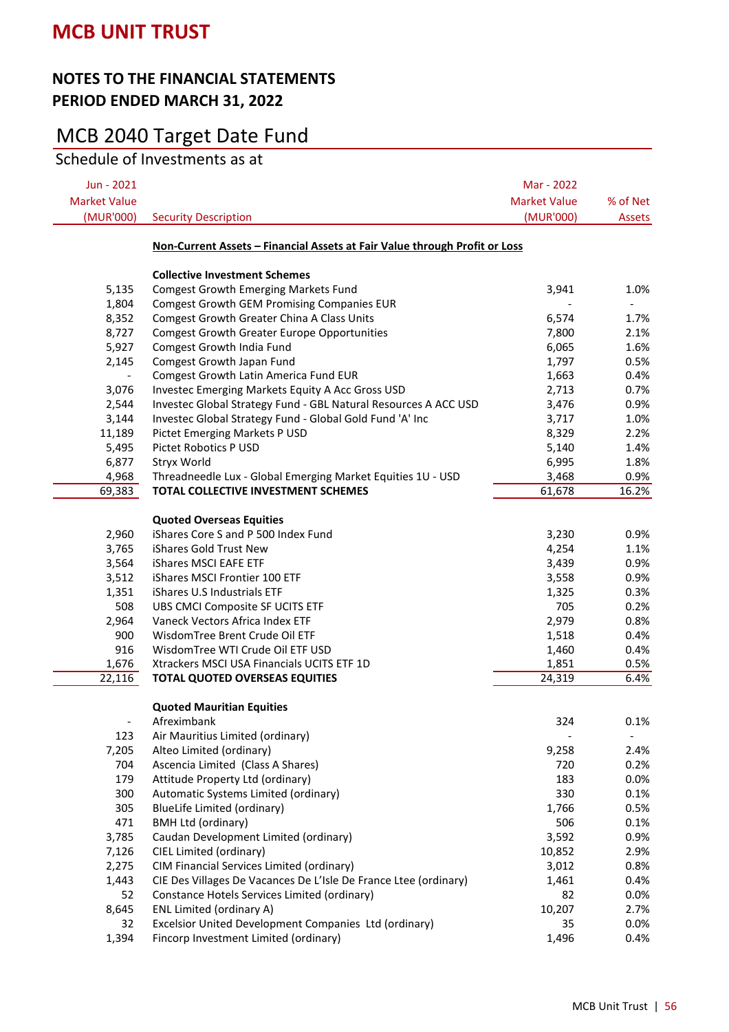# MCB UNIT TRUST

## NOTES TO THE FINANCIAL STATEMENTS
## PERIOD ENDED MARCH 31, 2022

## MCB 2040 Target Date Fund

### Schedule of Investments as at

| Jun - 2021 Market Value (MUR'000) | Security Description | Mar - 2022 Market Value (MUR'000) | % of Net Assets |
|---|---|---|---|
| | **Non-Current Assets – Financial Assets at Fair Value through Profit or Loss** | | |
| | **Collective Investment Schemes** | | |
| 5,135 | Comgest Growth Emerging Markets Fund | 3,941 | 1.0% |
| 1,804 | Comgest Growth GEM Promising Companies EUR | - | - |
| 8,352 | Comgest Growth Greater China A Class Units | 6,574 | 1.7% |
| 8,727 | Comgest Growth Greater Europe Opportunities | 7,800 | 2.1% |
| 5,927 | Comgest Growth India Fund | 6,065 | 1.6% |
| 2,145 | Comgest Growth Japan Fund | 1,797 | 0.5% |
| - | Comgest Growth Latin America Fund EUR | 1,663 | 0.4% |
| 3,076 | Investec Emerging Markets Equity A Acc Gross USD | 2,713 | 0.7% |
| 2,544 | Investec Global Strategy Fund - GBL Natural Resources A ACC USD | 3,476 | 0.9% |
| 3,144 | Investec Global Strategy Fund - Global Gold Fund 'A' Inc | 3,717 | 1.0% |
| 11,189 | Pictet Emerging Markets P USD | 8,329 | 2.2% |
| 5,495 | Pictet Robotics P USD | 5,140 | 1.4% |
| 6,877 | Stryx World | 6,995 | 1.8% |
| 4,968 | Threadneedle Lux - Global Emerging Market Equities 1U - USD | 3,468 | 0.9% |
| 69,383 | **TOTAL COLLECTIVE INVESTMENT SCHEMES** | 61,678 | 16.2% |
| | **Quoted Overseas Equities** | | |
| 2,960 | iShares Core S and P 500 Index Fund | 3,230 | 0.9% |
| 3,765 | iShares Gold Trust New | 4,254 | 1.1% |
| 3,564 | iShares MSCI EAFE ETF | 3,439 | 0.9% |
| 3,512 | iShares MSCI Frontier 100 ETF | 3,558 | 0.9% |
| 1,351 | iShares U.S Industrials ETF | 1,325 | 0.3% |
| 508 | UBS CMCI Composite SF UCITS ETF | 705 | 0.2% |
| 2,964 | Vaneck Vectors Africa Index ETF | 2,979 | 0.8% |
| 900 | WisdomTree Brent Crude Oil ETF | 1,518 | 0.4% |
| 916 | WisdomTree WTI Crude Oil ETF USD | 1,460 | 0.4% |
| 1,676 | Xtrackers MSCI USA Financials UCITS ETF 1D | 1,851 | 0.5% |
| 22,116 | **TOTAL QUOTED OVERSEAS EQUITIES** | 24,319 | 6.4% |
| | **Quoted Mauritian Equities** | | |
| - | Afreximbank | 324 | 0.1% |
| 123 | Air Mauritius Limited (ordinary) | - | - |
| 7,205 | Alteo Limited (ordinary) | 9,258 | 2.4% |
| 704 | Ascencia Limited (Class A Shares) | 720 | 0.2% |
| 179 | Attitude Property Ltd (ordinary) | 183 | 0.0% |
| 300 | Automatic Systems Limited (ordinary) | 330 | 0.1% |
| 305 | BlueLife Limited (ordinary) | 1,766 | 0.5% |
| 471 | BMH Ltd (ordinary) | 506 | 0.1% |
| 3,785 | Caudan Development Limited (ordinary) | 3,592 | 0.9% |
| 7,126 | CIEL Limited (ordinary) | 10,852 | 2.9% |
| 2,275 | CIM Financial Services Limited (ordinary) | 3,012 | 0.8% |
| 1,443 | CIE Des Villages De Vacances De L'Isle De France Ltee (ordinary) | 1,461 | 0.4% |
| 52 | Constance Hotels Services Limited (ordinary) | 82 | 0.0% |
| 8,645 | ENL Limited (ordinary A) | 10,207 | 2.7% |
| 32 | Excelsior United Development Companies Ltd (ordinary) | 35 | 0.0% |
| 1,394 | Fincorp Investment Limited (ordinary) | 1,496 | 0.4% |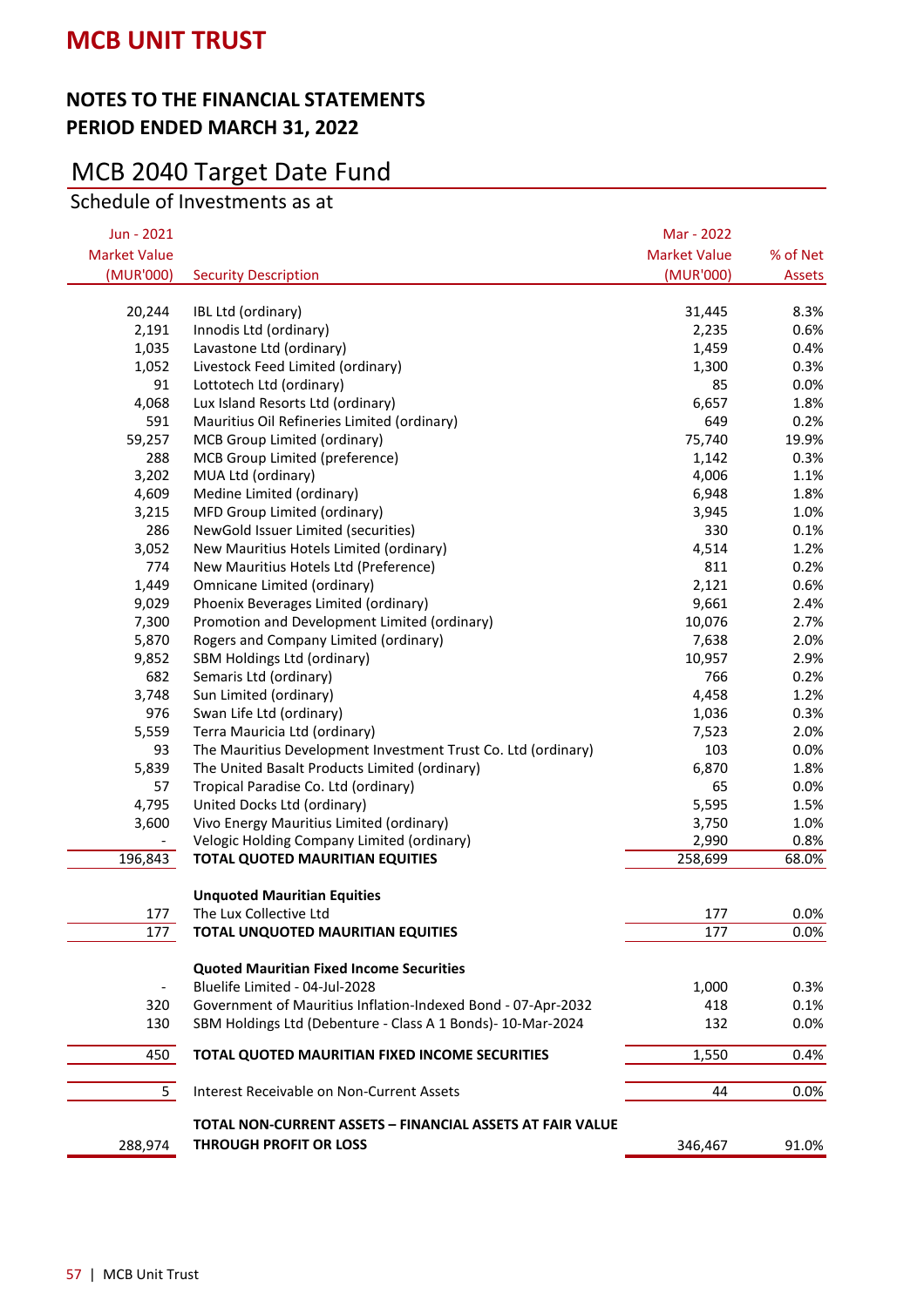# MCB UNIT TRUST

## NOTES TO THE FINANCIAL STATEMENTS
## PERIOD ENDED MARCH 31, 2022

## MCB 2040 Target Date Fund

### Schedule of Investments as at

| Jun - 2021 Market Value (MUR'000) | Security Description | Mar - 2022 Market Value (MUR'000) | % of Net Assets |
|---|---|---|---|
| 20,244 | IBL Ltd (ordinary) | 31,445 | 8.3% |
| 2,191 | Innodis Ltd (ordinary) | 2,235 | 0.6% |
| 1,035 | Lavastone Ltd (ordinary) | 1,459 | 0.4% |
| 1,052 | Livestock Feed Limited (ordinary) | 1,300 | 0.3% |
| 91 | Lottotech Ltd (ordinary) | 85 | 0.0% |
| 4,068 | Lux Island Resorts Ltd (ordinary) | 6,657 | 1.8% |
| 591 | Mauritius Oil Refineries Limited (ordinary) | 649 | 0.2% |
| 59,257 | MCB Group Limited (ordinary) | 75,740 | 19.9% |
| 288 | MCB Group Limited (preference) | 1,142 | 0.3% |
| 3,202 | MUA Ltd (ordinary) | 4,006 | 1.1% |
| 4,609 | Medine Limited (ordinary) | 6,948 | 1.8% |
| 3,215 | MFD Group Limited (ordinary) | 3,945 | 1.0% |
| 286 | NewGold Issuer Limited (securities) | 330 | 0.1% |
| 3,052 | New Mauritius Hotels Limited (ordinary) | 4,514 | 1.2% |
| 774 | New Mauritius Hotels Ltd (Preference) | 811 | 0.2% |
| 1,449 | Omnicane Limited (ordinary) | 2,121 | 0.6% |
| 9,029 | Phoenix Beverages Limited (ordinary) | 9,661 | 2.4% |
| 7,300 | Promotion and Development Limited (ordinary) | 10,076 | 2.7% |
| 5,870 | Rogers and Company Limited (ordinary) | 7,638 | 2.0% |
| 9,852 | SBM Holdings Ltd (ordinary) | 10,957 | 2.9% |
| 682 | Semaris Ltd (ordinary) | 766 | 0.2% |
| 3,748 | Sun Limited (ordinary) | 4,458 | 1.2% |
| 976 | Swan Life Ltd (ordinary) | 1,036 | 0.3% |
| 5,559 | Terra Mauricia Ltd (ordinary) | 7,523 | 2.0% |
| 93 | The Mauritius Development Investment Trust Co. Ltd (ordinary) | 103 | 0.0% |
| 5,839 | The United Basalt Products Limited (ordinary) | 6,870 | 1.8% |
| 57 | Tropical Paradise Co. Ltd (ordinary) | 65 | 0.0% |
| 4,795 | United Docks Ltd (ordinary) | 5,595 | 1.5% |
| 3,600 | Vivo Energy Mauritius Limited (ordinary) | 3,750 | 1.0% |
| - | Velogic Holding Company Limited (ordinary) | 2,990 | 0.8% |
| 196,843 | **TOTAL QUOTED MAURITIAN EQUITIES** | 258,699 | 68.0% |
| | **Unquoted Mauritian Equities** | | |
| 177 | The Lux Collective Ltd | 177 | 0.0% |
| 177 | **TOTAL UNQUOTED MAURITIAN EQUITIES** | 177 | 0.0% |
| | **Quoted Mauritian Fixed Income Securities** | | |
| - | Bluelife Limited - 04-Jul-2028 | 1,000 | 0.3% |
| 320 | Government of Mauritius Inflation-Indexed Bond - 07-Apr-2032 | 418 | 0.1% |
| 130 | SBM Holdings Ltd (Debenture - Class A 1 Bonds)- 10-Mar-2024 | 132 | 0.0% |
| 450 | **TOTAL QUOTED MAURITIAN FIXED INCOME SECURITIES** | 1,550 | 0.4% |
| 5 | Interest Receivable on Non-Current Assets | 44 | 0.0% |
| 288,974 | **TOTAL NON-CURRENT ASSETS – FINANCIAL ASSETS AT FAIR VALUE THROUGH PROFIT OR LOSS** | 346,467 | 91.0% |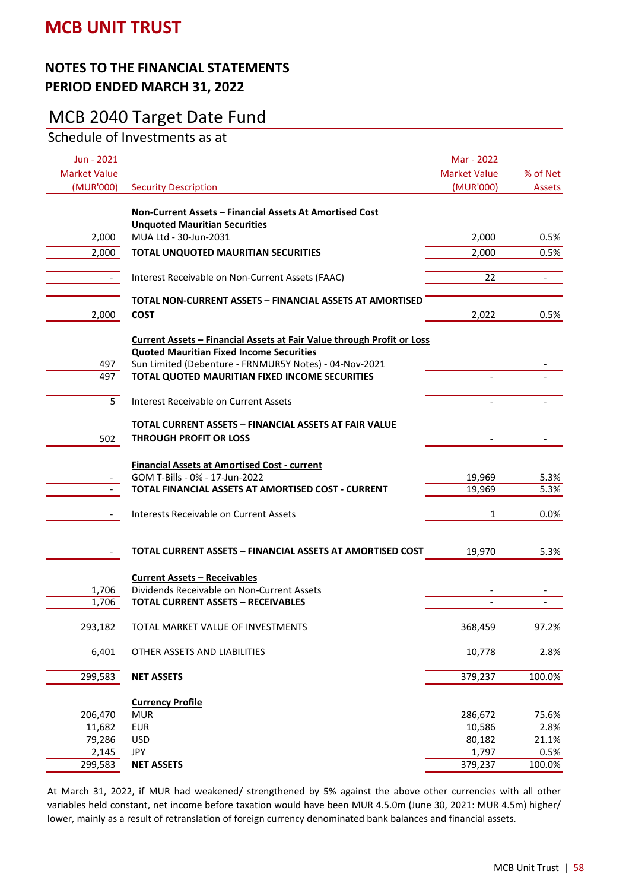# MCB UNIT TRUST

## NOTES TO THE FINANCIAL STATEMENTS
## PERIOD ENDED MARCH 31, 2022

## MCB 2040 Target Date Fund

### Schedule of Investments as at

| Jun - 2021 Market Value (MUR'000) | Security Description | Mar - 2022 Market Value (MUR'000) | % of Net Assets |
|---|---|---|---|
| | **Non-Current Assets – Financial Assets At Amortised Cost** | | |
| | **Unquoted Mauritian Securities** | | |
| 2,000 | MUA Ltd - 30-Jun-2031 | 2,000 | 0.5% |
| 2,000 | **TOTAL UNQUOTED MAURITIAN SECURITIES** | 2,000 | 0.5% |
| - | Interest Receivable on Non-Current Assets (FAAC) | 22 | - |
| 2,000 | **TOTAL NON-CURRENT ASSETS – FINANCIAL ASSETS AT AMORTISED COST** | 2,022 | 0.5% |
| | **Current Assets – Financial Assets at Fair Value through Profit or Loss** | | |
| | **Quoted Mauritian Fixed Income Securities** | | |
| 497 | Sun Limited (Debenture - FRNMUR5Y Notes) - 04-Nov-2021 | | - |
| 497 | **TOTAL QUOTED MAURITIAN FIXED INCOME SECURITIES** | - | - |
| 5 | Interest Receivable on Current Assets | - | - |
| 502 | **TOTAL CURRENT ASSETS – FINANCIAL ASSETS AT FAIR VALUE THROUGH PROFIT OR LOSS** | - | - |
| | **Financial Assets at Amortised Cost - current** | | |
| - | GOM T-Bills - 0% - 17-Jun-2022 | 19,969 | 5.3% |
| - | **TOTAL FINANCIAL ASSETS AT AMORTISED COST - CURRENT** | 19,969 | 5.3% |
| - | Interests Receivable on Current Assets | 1 | 0.0% |
| - | **TOTAL CURRENT ASSETS – FINANCIAL ASSETS AT AMORTISED COST** | 19,970 | 5.3% |
| | **Current Assets – Receivables** | | |
| 1,706 | Dividends Receivable on Non-Current Assets | - | - |
| 1,706 | **TOTAL CURRENT ASSETS – RECEIVABLES** | - | - |
| 293,182 | TOTAL MARKET VALUE OF INVESTMENTS | 368,459 | 97.2% |
| 6,401 | OTHER ASSETS AND LIABILITIES | 10,778 | 2.8% |
| 299,583 | **NET ASSETS** | 379,237 | 100.0% |
| | **Currency Profile** | | |
| 206,470 | MUR | 286,672 | 75.6% |
| 11,682 | EUR | 10,586 | 2.8% |
| 79,286 | USD | 80,182 | 21.1% |
| 2,145 | JPY | 1,797 | 0.5% |
| 299,583 | **NET ASSETS** | 379,237 | 100.0% |

At March 31, 2022, if MUR had weakened/ strengthened by 5% against the above other currencies with all other variables held constant, net income before taxation would have been MUR 4.5.0m (June 30, 2021: MUR 4.5m) higher/ lower, mainly as a result of retranslation of foreign currency denominated bank balances and financial assets.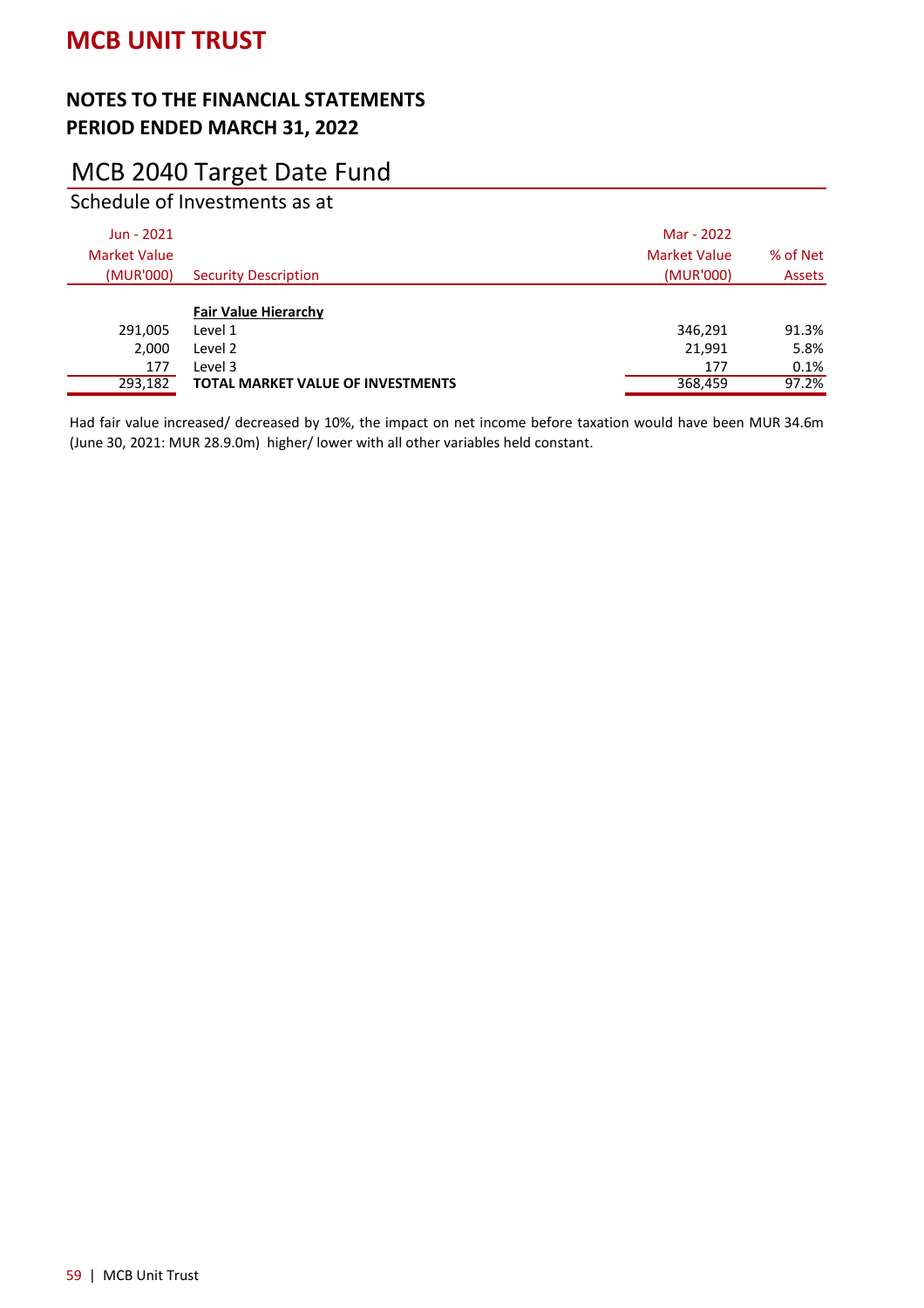# MCB UNIT TRUST

## NOTES TO THE FINANCIAL STATEMENTS
## PERIOD ENDED MARCH 31, 2022

### MCB 2040 Target Date Fund

Schedule of Investments as at

| Jun - 2021 Market Value (MUR'000) | Security Description | Mar - 2022 Market Value (MUR'000) | % of Net Assets |
|---|---|---|---|
| | **Fair Value Hierarchy** | | |
| 291,005 | Level 1 | 346,291 | 91.3% |
| 2,000 | Level 2 | 21,991 | 5.8% |
| 177 | Level 3 | 177 | 0.1% |
| 293,182 | **TOTAL MARKET VALUE OF INVESTMENTS** | 368,459 | 97.2% |

Had fair value increased/ decreased by 10%, the impact on net income before taxation would have been MUR 34.6m (June 30, 2021: MUR 28.9.0m) higher/ lower with all other variables held constant.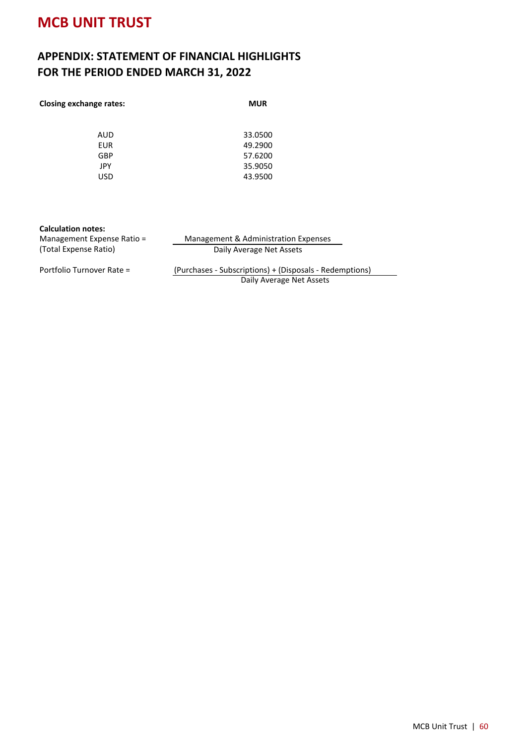# MCB UNIT TRUST

## APPENDIX: STATEMENT OF FINANCIAL HIGHLIGHTS
## FOR THE PERIOD ENDED MARCH 31, 2022

| **Closing exchange rates:** | **MUR** |
|---|---|
| AUD | 33.0500 |
| EUR | 49.2900 |
| GBP | 57.6200 |
| JPY | 35.9050 |
| USD | 43.9500 |

**Calculation notes:**

Management Expense Ratio (Total Expense Ratio) =

$$\frac{\text{Management \& Administration Expenses}}{\text{Daily Average Net Assets}}$$

Portfolio Turnover Rate =

$$\frac{\text{(Purchases - Subscriptions) + (Disposals - Redemptions)}}{\text{Daily Average Net Assets}}$$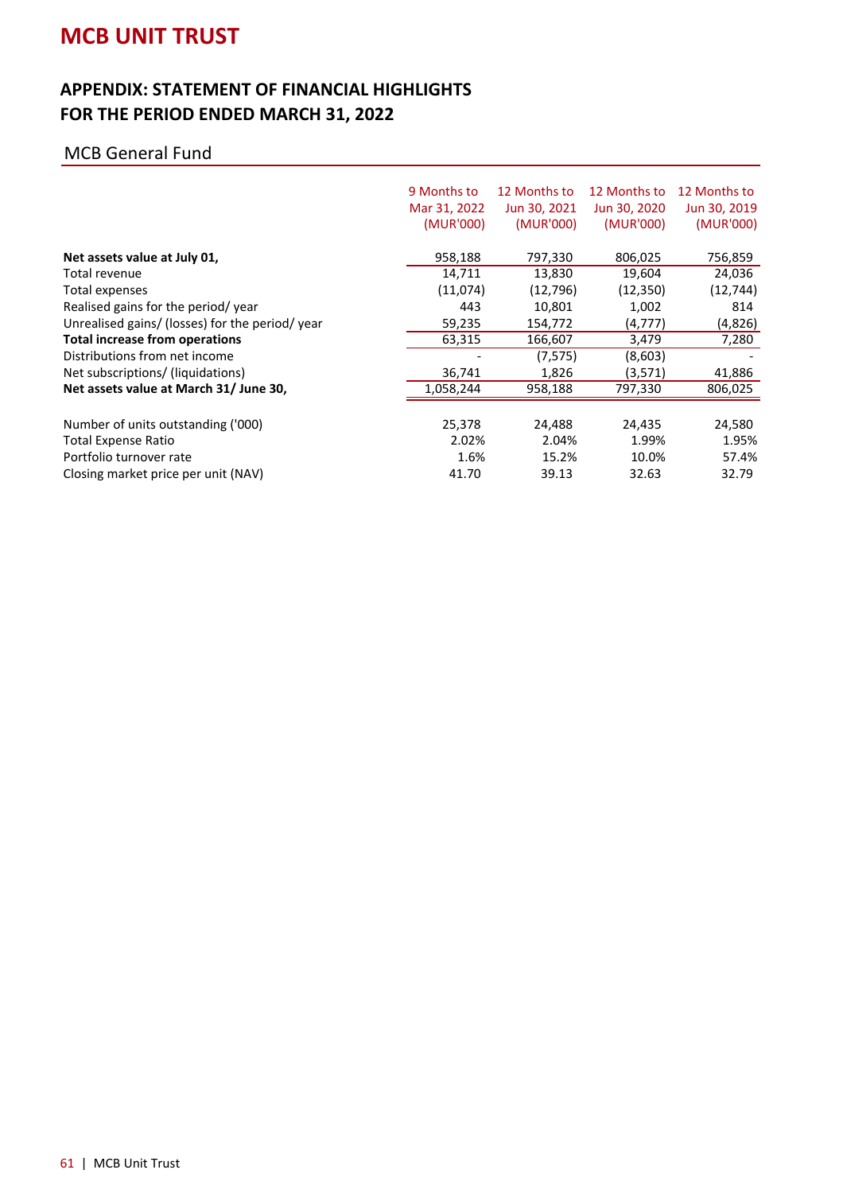# MCB UNIT TRUST

## APPENDIX: STATEMENT OF FINANCIAL HIGHLIGHTS FOR THE PERIOD ENDED MARCH 31, 2022

### MCB General Fund

| | 9 Months to Mar 31, 2022 (MUR'000) | 12 Months to Jun 30, 2021 (MUR'000) | 12 Months to Jun 30, 2020 (MUR'000) | 12 Months to Jun 30, 2019 (MUR'000) |
|---|---|---|---|---|
| **Net assets value at July 01,** | 958,188 | 797,330 | 806,025 | 756,859 |
| Total revenue | 14,711 | 13,830 | 19,604 | 24,036 |
| Total expenses | (11,074) | (12,796) | (12,350) | (12,744) |
| Realised gains for the period/ year | 443 | 10,801 | 1,002 | 814 |
| Unrealised gains/ (losses) for the period/ year | 59,235 | 154,772 | (4,777) | (4,826) |
| **Total increase from operations** | 63,315 | 166,607 | 3,479 | 7,280 |
| Distributions from net income | - | (7,575) | (8,603) | - |
| Net subscriptions/ (liquidations) | 36,741 | 1,826 | (3,571) | 41,886 |
| **Net assets value at March 31/ June 30,** | 1,058,244 | 958,188 | 797,330 | 806,025 |
| | | | | |
| Number of units outstanding ('000) | 25,378 | 24,488 | 24,435 | 24,580 |
| Total Expense Ratio | 2.02% | 2.04% | 1.99% | 1.95% |
| Portfolio turnover rate | 1.6% | 15.2% | 10.0% | 57.4% |
| Closing market price per unit (NAV) | 41.70 | 39.13 | 32.63 | 32.79 |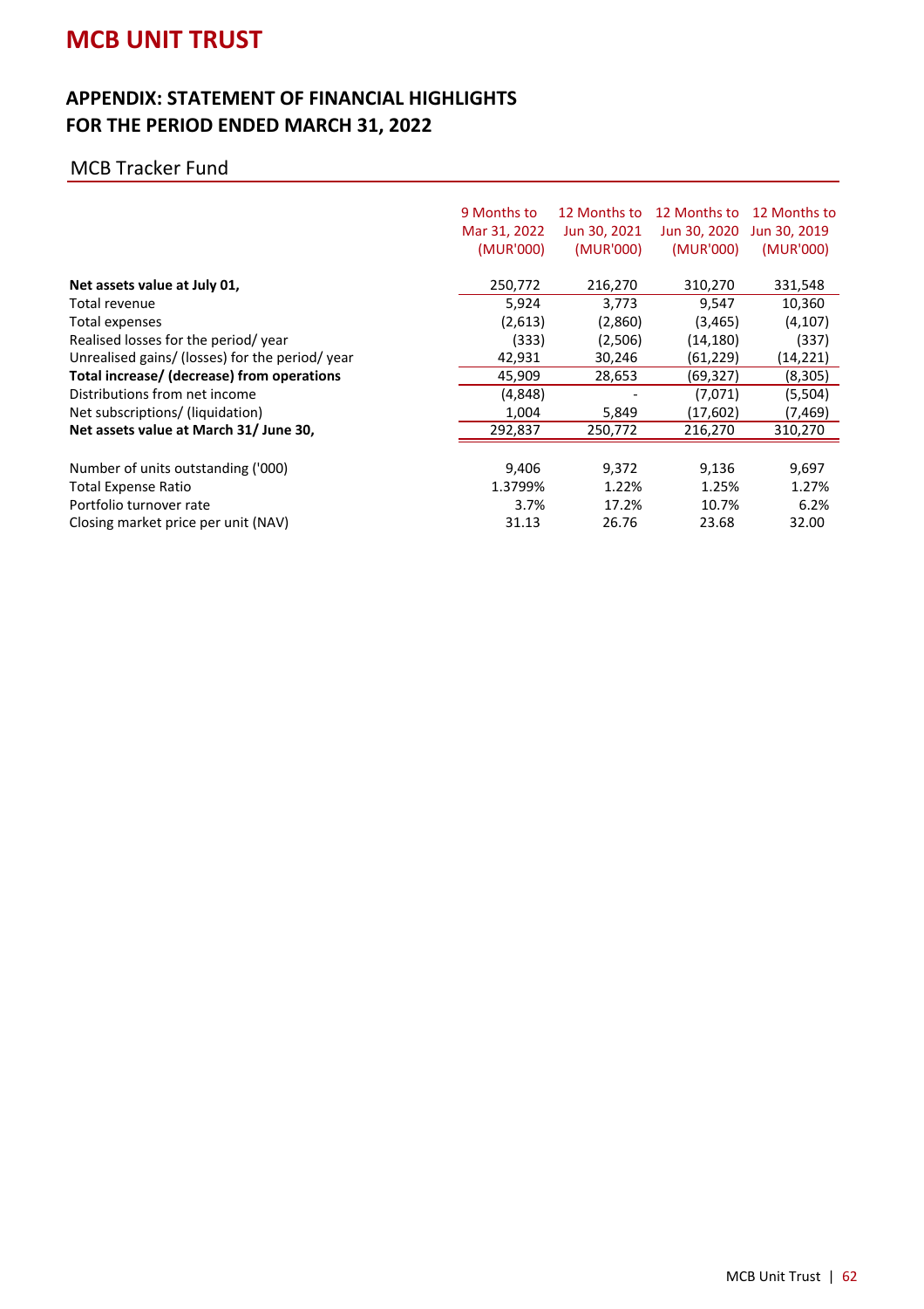# MCB UNIT TRUST

## APPENDIX: STATEMENT OF FINANCIAL HIGHLIGHTS FOR THE PERIOD ENDED MARCH 31, 2022

### MCB Tracker Fund

| | 9 Months to Mar 31, 2022 (MUR'000) | 12 Months to Jun 30, 2021 (MUR'000) | 12 Months to Jun 30, 2020 (MUR'000) | 12 Months to Jun 30, 2019 (MUR'000) |
|---|---|---|---|---|
| **Net assets value at July 01,** | 250,772 | 216,270 | 310,270 | 331,548 |
| Total revenue | 5,924 | 3,773 | 9,547 | 10,360 |
| Total expenses | (2,613) | (2,860) | (3,465) | (4,107) |
| Realised losses for the period/ year | (333) | (2,506) | (14,180) | (337) |
| Unrealised gains/ (losses) for the period/ year | 42,931 | 30,246 | (61,229) | (14,221) |
| **Total increase/ (decrease) from operations** | 45,909 | 28,653 | (69,327) | (8,305) |
| Distributions from net income | (4,848) | - | (7,071) | (5,504) |
| Net subscriptions/ (liquidation) | 1,004 | 5,849 | (17,602) | (7,469) |
| **Net assets value at March 31/ June 30,** | 292,837 | 250,772 | 216,270 | 310,270 |
| | | | | |
| Number of units outstanding ('000) | 9,406 | 9,372 | 9,136 | 9,697 |
| Total Expense Ratio | 1.3799% | 1.22% | 1.25% | 1.27% |
| Portfolio turnover rate | 3.7% | 17.2% | 10.7% | 6.2% |
| Closing market price per unit (NAV) | 31.13 | 26.76 | 23.68 | 32.00 |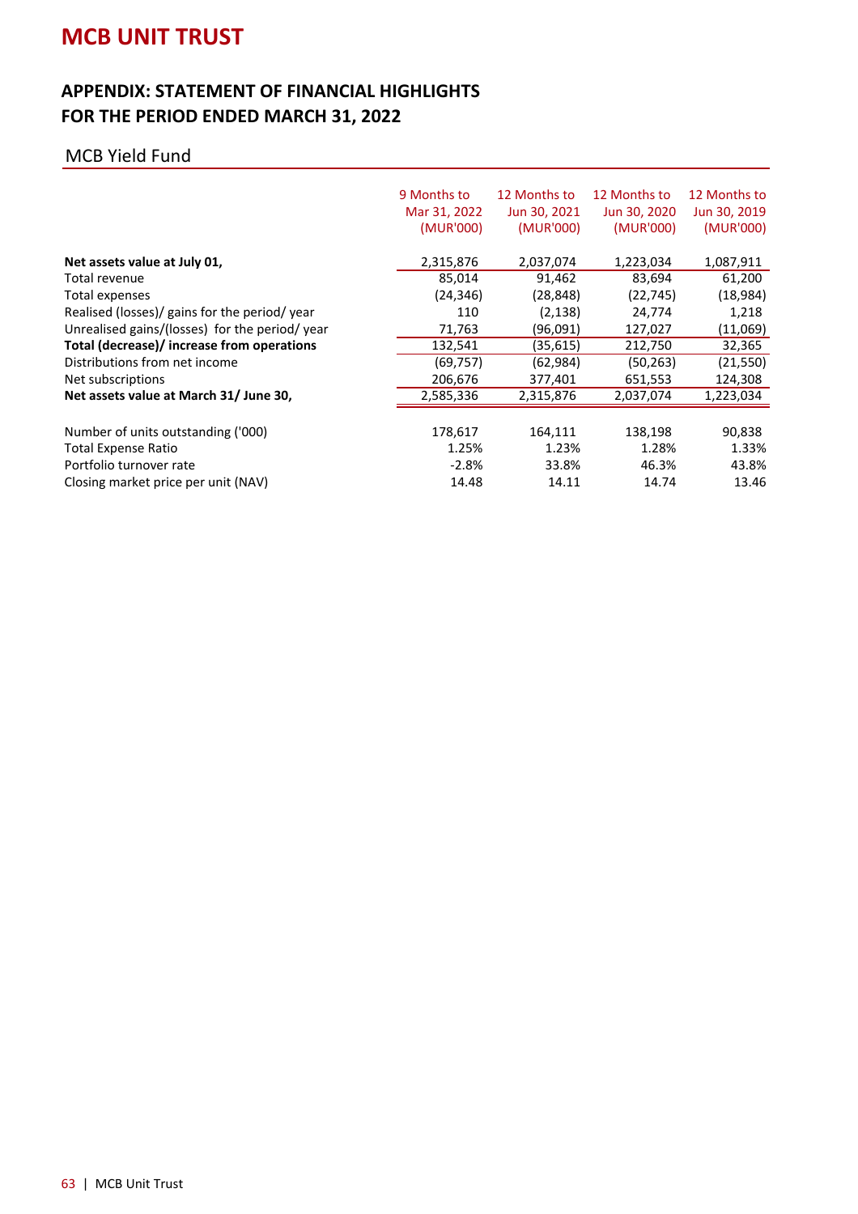# MCB UNIT TRUST

## APPENDIX: STATEMENT OF FINANCIAL HIGHLIGHTS FOR THE PERIOD ENDED MARCH 31, 2022

### MCB Yield Fund

| | 9 Months to Mar 31, 2022 (MUR'000) | 12 Months to Jun 30, 2021 (MUR'000) | 12 Months to Jun 30, 2020 (MUR'000) | 12 Months to Jun 30, 2019 (MUR'000) |
|---|---|---|---|---|
| **Net assets value at July 01,** | 2,315,876 | 2,037,074 | 1,223,034 | 1,087,911 |
| Total revenue | 85,014 | 91,462 | 83,694 | 61,200 |
| Total expenses | (24,346) | (28,848) | (22,745) | (18,984) |
| Realised (losses)/ gains for the period/ year | 110 | (2,138) | 24,774 | 1,218 |
| Unrealised gains/(losses) for the period/ year | 71,763 | (96,091) | 127,027 | (11,069) |
| **Total (decrease)/ increase from operations** | 132,541 | (35,615) | 212,750 | 32,365 |
| Distributions from net income | (69,757) | (62,984) | (50,263) | (21,550) |
| Net subscriptions | 206,676 | 377,401 | 651,553 | 124,308 |
| **Net assets value at March 31/ June 30,** | 2,585,336 | 2,315,876 | 2,037,074 | 1,223,034 |
| | | | | |
| Number of units outstanding ('000) | 178,617 | 164,111 | 138,198 | 90,838 |
| Total Expense Ratio | 1.25% | 1.23% | 1.28% | 1.33% |
| Portfolio turnover rate | -2.8% | 33.8% | 46.3% | 43.8% |
| Closing market price per unit (NAV) | 14.48 | 14.11 | 14.74 | 13.46 |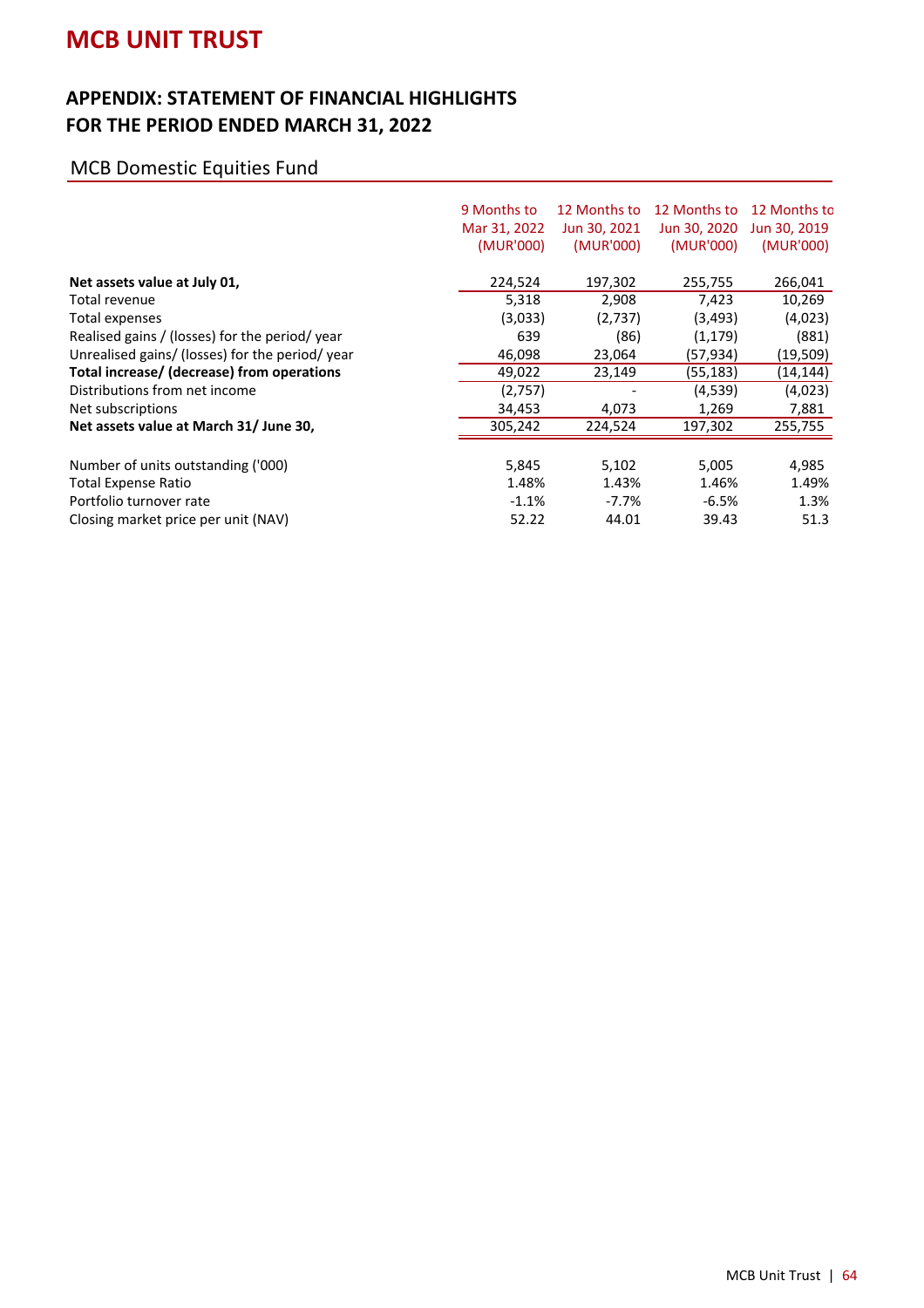# MCB UNIT TRUST

## APPENDIX: STATEMENT OF FINANCIAL HIGHLIGHTS FOR THE PERIOD ENDED MARCH 31, 2022

### MCB Domestic Equities Fund

| | 9 Months to Mar 31, 2022 (MUR'000) | 12 Months to Jun 30, 2021 (MUR'000) | 12 Months to Jun 30, 2020 (MUR'000) | 12 Months to Jun 30, 2019 (MUR'000) |
|---|---|---|---|---|
| **Net assets value at July 01,** | 224,524 | 197,302 | 255,755 | 266,041 |
| Total revenue | 5,318 | 2,908 | 7,423 | 10,269 |
| Total expenses | (3,033) | (2,737) | (3,493) | (4,023) |
| Realised gains / (losses) for the period/ year | 639 | (86) | (1,179) | (881) |
| Unrealised gains/ (losses) for the period/ year | 46,098 | 23,064 | (57,934) | (19,509) |
| **Total increase/ (decrease) from operations** | 49,022 | 23,149 | (55,183) | (14,144) |
| Distributions from net income | (2,757) | - | (4,539) | (4,023) |
| Net subscriptions | 34,453 | 4,073 | 1,269 | 7,881 |
| **Net assets value at March 31/ June 30,** | 305,242 | 224,524 | 197,302 | 255,755 |
| | | | | |
| Number of units outstanding ('000) | 5,845 | 5,102 | 5,005 | 4,985 |
| Total Expense Ratio | 1.48% | 1.43% | 1.46% | 1.49% |
| Portfolio turnover rate | -1.1% | -7.7% | -6.5% | 1.3% |
| Closing market price per unit (NAV) | 52.22 | 44.01 | 39.43 | 51.3 |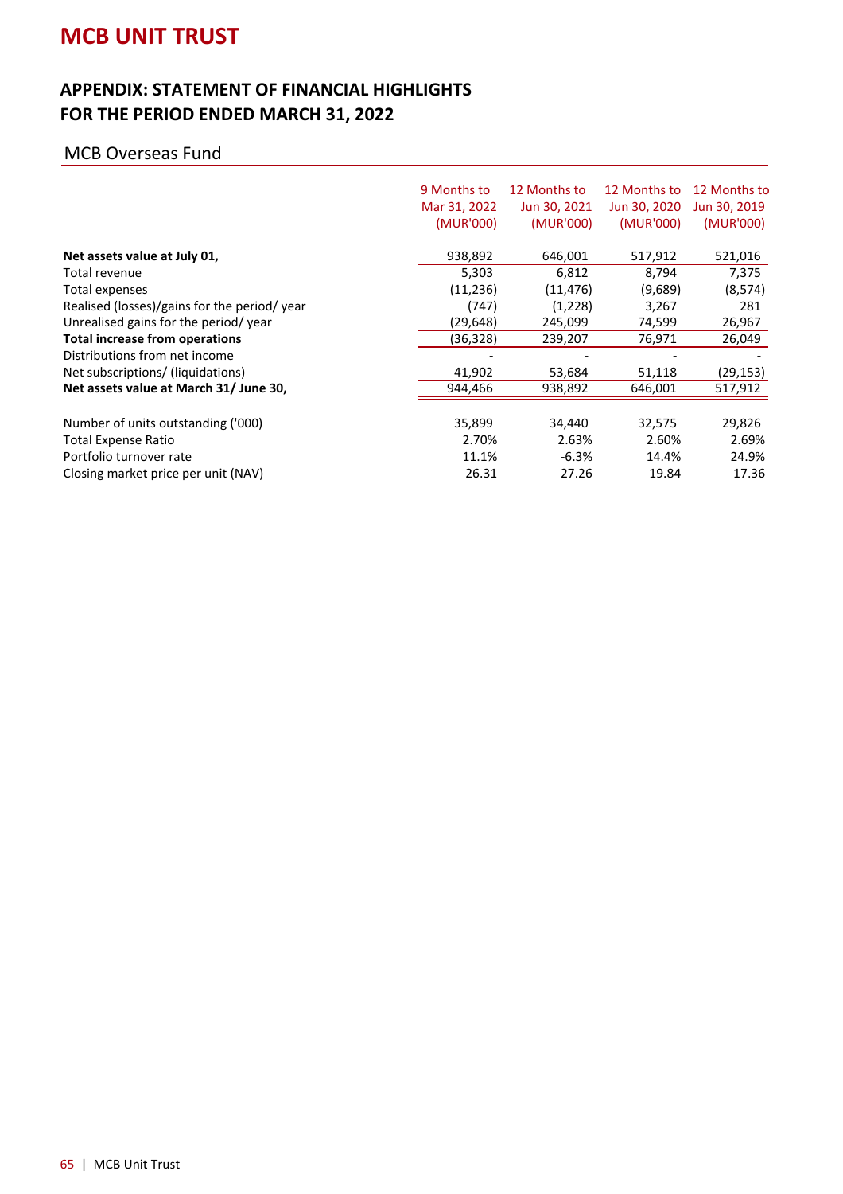# MCB UNIT TRUST

## APPENDIX: STATEMENT OF FINANCIAL HIGHLIGHTS FOR THE PERIOD ENDED MARCH 31, 2022

### MCB Overseas Fund

| | 9 Months to Mar 31, 2022 (MUR'000) | 12 Months to Jun 30, 2021 (MUR'000) | 12 Months to Jun 30, 2020 (MUR'000) | 12 Months to Jun 30, 2019 (MUR'000) |
|---|---|---|---|---|
| **Net assets value at July 01,** | 938,892 | 646,001 | 517,912 | 521,016 |
| Total revenue | 5,303 | 6,812 | 8,794 | 7,375 |
| Total expenses | (11,236) | (11,476) | (9,689) | (8,574) |
| Realised (losses)/gains for the period/ year | (747) | (1,228) | 3,267 | 281 |
| Unrealised gains for the period/ year | (29,648) | 245,099 | 74,599 | 26,967 |
| **Total increase from operations** | (36,328) | 239,207 | 76,971 | 26,049 |
| Distributions from net income | - | - | - | - |
| Net subscriptions/ (liquidations) | 41,902 | 53,684 | 51,118 | (29,153) |
| **Net assets value at March 31/ June 30,** | 944,466 | 938,892 | 646,001 | 517,912 |
| | | | | |
| Number of units outstanding ('000) | 35,899 | 34,440 | 32,575 | 29,826 |
| Total Expense Ratio | 2.70% | 2.63% | 2.60% | 2.69% |
| Portfolio turnover rate | 11.1% | -6.3% | 14.4% | 24.9% |
| Closing market price per unit (NAV) | 26.31 | 27.26 | 19.84 | 17.36 |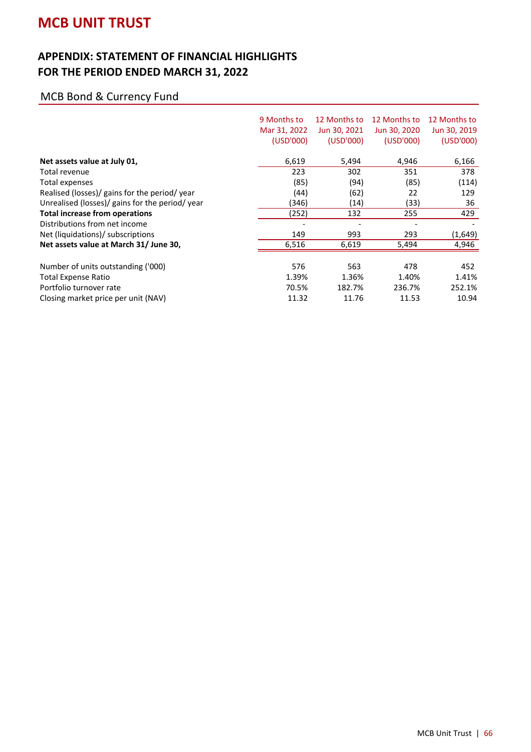# MCB UNIT TRUST

## APPENDIX: STATEMENT OF FINANCIAL HIGHLIGHTS
## FOR THE PERIOD ENDED MARCH 31, 2022

### MCB Bond & Currency Fund

| | 9 Months to Mar 31, 2022 (USD'000) | 12 Months to Jun 30, 2021 (USD'000) | 12 Months to Jun 30, 2020 (USD'000) | 12 Months to Jun 30, 2019 (USD'000) |
|---|---|---|---|---|
| **Net assets value at July 01,** | 6,619 | 5,494 | 4,946 | 6,166 |
| Total revenue | 223 | 302 | 351 | 378 |
| Total expenses | (85) | (94) | (85) | (114) |
| Realised (losses)/ gains for the period/ year | (44) | (62) | 22 | 129 |
| Unrealised (losses)/ gains for the period/ year | (346) | (14) | (33) | 36 |
| **Total increase from operations** | (252) | 132 | 255 | 429 |
| Distributions from net income | - | - | - | - |
| Net (liquidations)/ subscriptions | 149 | 993 | 293 | (1,649) |
| **Net assets value at March 31/ June 30,** | 6,516 | 6,619 | 5,494 | 4,946 |
| | | | | |
| Number of units outstanding ('000) | 576 | 563 | 478 | 452 |
| Total Expense Ratio | 1.39% | 1.36% | 1.40% | 1.41% |
| Portfolio turnover rate | 70.5% | 182.7% | 236.7% | 252.1% |
| Closing market price per unit (NAV) | 11.32 | 11.76 | 11.53 | 10.94 |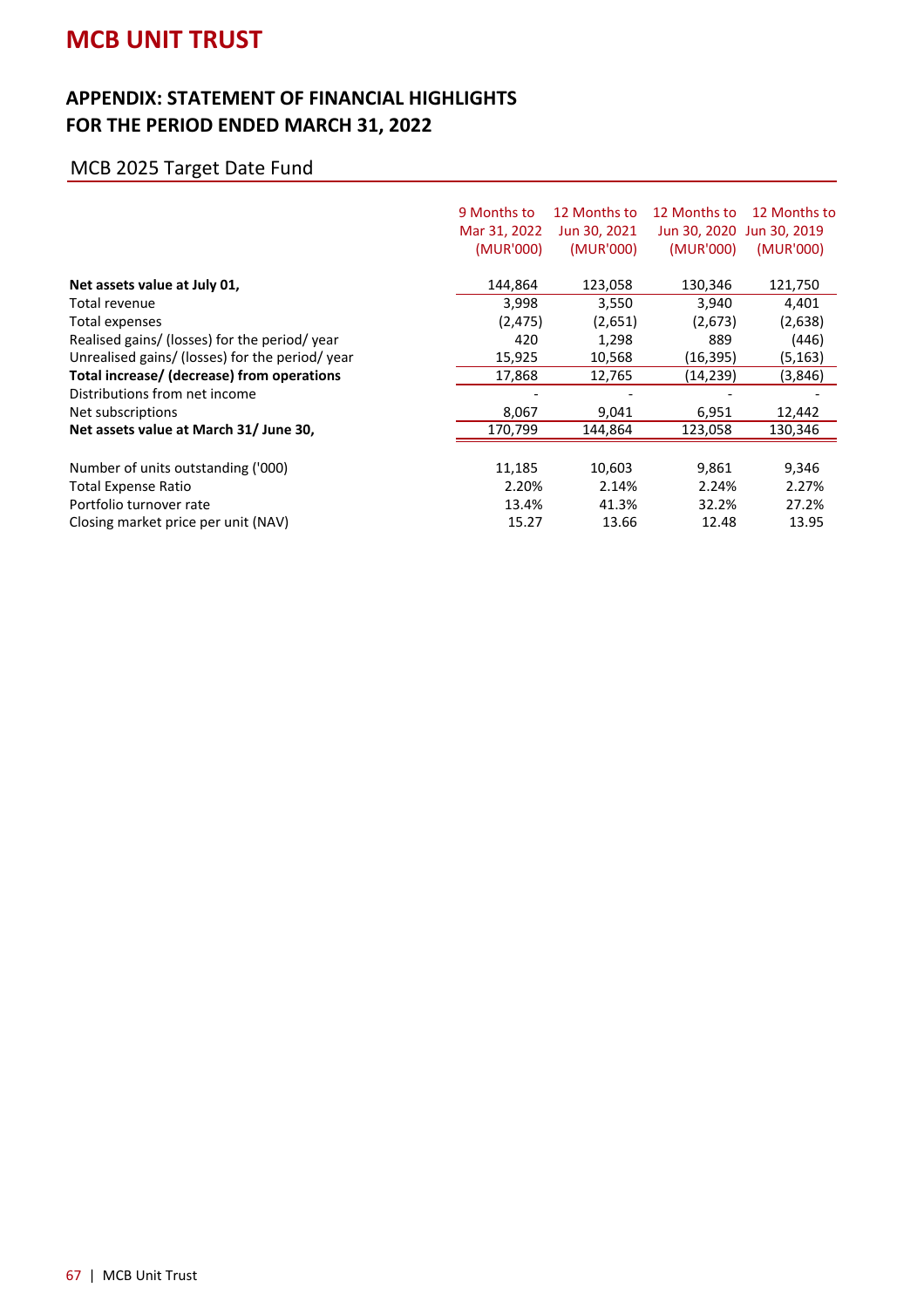# MCB UNIT TRUST

## APPENDIX: STATEMENT OF FINANCIAL HIGHLIGHTS FOR THE PERIOD ENDED MARCH 31, 2022

### MCB 2025 Target Date Fund

| | 9 Months to Mar 31, 2022 (MUR'000) | 12 Months to Jun 30, 2021 (MUR'000) | 12 Months to Jun 30, 2020 (MUR'000) | 12 Months to Jun 30, 2019 (MUR'000) |
|---|---|---|---|---|
| **Net assets value at July 01,** | 144,864 | 123,058 | 130,346 | 121,750 |
| Total revenue | 3,998 | 3,550 | 3,940 | 4,401 |
| Total expenses | (2,475) | (2,651) | (2,673) | (2,638) |
| Realised gains/ (losses) for the period/ year | 420 | 1,298 | 889 | (446) |
| Unrealised gains/ (losses) for the period/ year | 15,925 | 10,568 | (16,395) | (5,163) |
| **Total increase/ (decrease) from operations** | 17,868 | 12,765 | (14,239) | (3,846) |
| Distributions from net income | - | - | - | - |
| Net subscriptions | 8,067 | 9,041 | 6,951 | 12,442 |
| **Net assets value at March 31/ June 30,** | 170,799 | 144,864 | 123,058 | 130,346 |
| | | | | |
| Number of units outstanding ('000) | 11,185 | 10,603 | 9,861 | 9,346 |
| Total Expense Ratio | 2.20% | 2.14% | 2.24% | 2.27% |
| Portfolio turnover rate | 13.4% | 41.3% | 32.2% | 27.2% |
| Closing market price per unit (NAV) | 15.27 | 13.66 | 12.48 | 13.95 |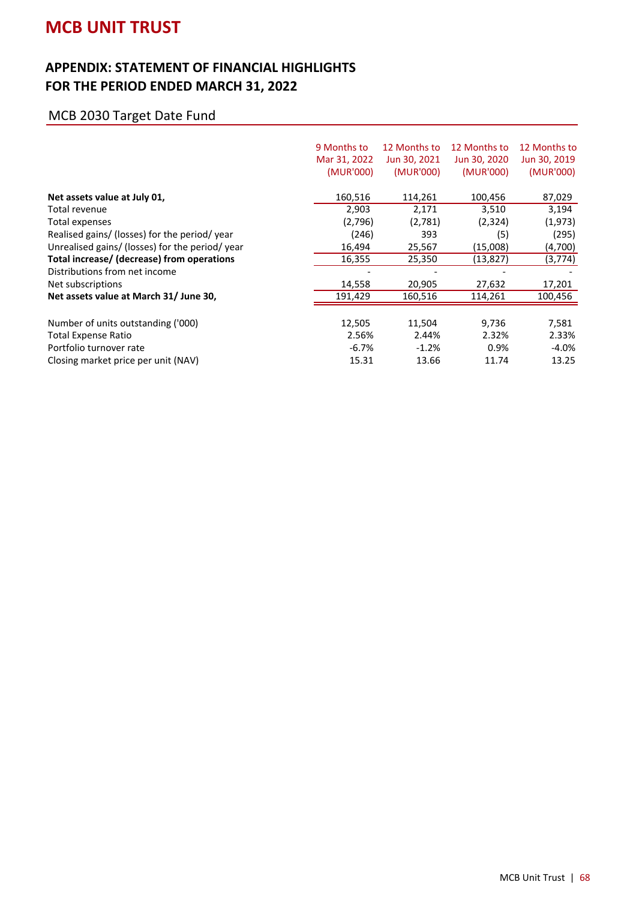# MCB UNIT TRUST

## APPENDIX: STATEMENT OF FINANCIAL HIGHLIGHTS FOR THE PERIOD ENDED MARCH 31, 2022

### MCB 2030 Target Date Fund

| | 9 Months to Mar 31, 2022 (MUR'000) | 12 Months to Jun 30, 2021 (MUR'000) | 12 Months to Jun 30, 2020 (MUR'000) | 12 Months to Jun 30, 2019 (MUR'000) |
|---|---|---|---|---|
| **Net assets value at July 01,** | 160,516 | 114,261 | 100,456 | 87,029 |
| Total revenue | 2,903 | 2,171 | 3,510 | 3,194 |
| Total expenses | (2,796) | (2,781) | (2,324) | (1,973) |
| Realised gains/ (losses) for the period/ year | (246) | 393 | (5) | (295) |
| Unrealised gains/ (losses) for the period/ year | 16,494 | 25,567 | (15,008) | (4,700) |
| **Total increase/ (decrease) from operations** | 16,355 | 25,350 | (13,827) | (3,774) |
| Distributions from net income | - | - | - | - |
| Net subscriptions | 14,558 | 20,905 | 27,632 | 17,201 |
| **Net assets value at March 31/ June 30,** | 191,429 | 160,516 | 114,261 | 100,456 |
| | | | | |
| Number of units outstanding ('000) | 12,505 | 11,504 | 9,736 | 7,581 |
| Total Expense Ratio | 2.56% | 2.44% | 2.32% | 2.33% |
| Portfolio turnover rate | -6.7% | -1.2% | 0.9% | -4.0% |
| Closing market price per unit (NAV) | 15.31 | 13.66 | 11.74 | 13.25 |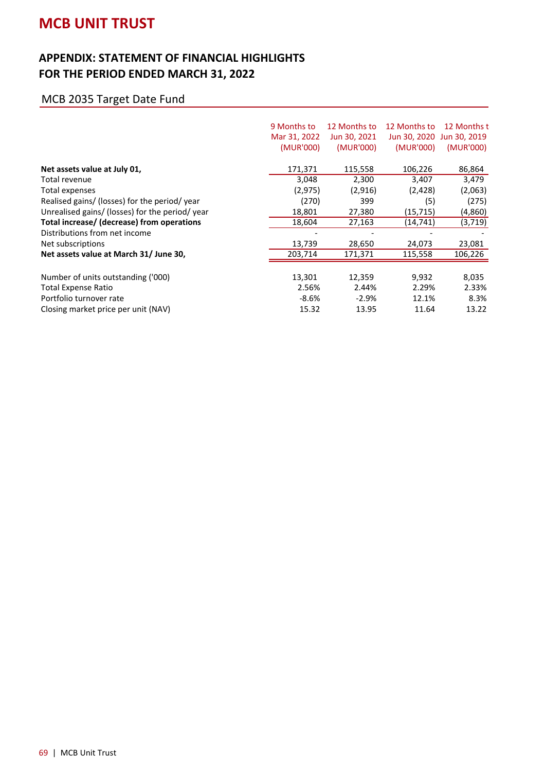# MCB UNIT TRUST

## APPENDIX: STATEMENT OF FINANCIAL HIGHLIGHTS FOR THE PERIOD ENDED MARCH 31, 2022

### MCB 2035 Target Date Fund

| | 9 Months to Mar 31, 2022 (MUR'000) | 12 Months to Jun 30, 2021 (MUR'000) | 12 Months to Jun 30, 2020 (MUR'000) | 12 Months t Jun 30, 2019 (MUR'000) |
|---|---|---|---|---|
| **Net assets value at July 01,** | 171,371 | 115,558 | 106,226 | 86,864 |
| Total revenue | 3,048 | 2,300 | 3,407 | 3,479 |
| Total expenses | (2,975) | (2,916) | (2,428) | (2,063) |
| Realised gains/ (losses) for the period/ year | (270) | 399 | (5) | (275) |
| Unrealised gains/ (losses) for the period/ year | 18,801 | 27,380 | (15,715) | (4,860) |
| **Total increase/ (decrease) from operations** | 18,604 | 27,163 | (14,741) | (3,719) |
| Distributions from net income | - | - | - | - |
| Net subscriptions | 13,739 | 28,650 | 24,073 | 23,081 |
| **Net assets value at March 31/ June 30,** | 203,714 | 171,371 | 115,558 | 106,226 |
| | | | | |
| Number of units outstanding ('000) | 13,301 | 12,359 | 9,932 | 8,035 |
| Total Expense Ratio | 2.56% | 2.44% | 2.29% | 2.33% |
| Portfolio turnover rate | -8.6% | -2.9% | 12.1% | 8.3% |
| Closing market price per unit (NAV) | 15.32 | 13.95 | 11.64 | 13.22 |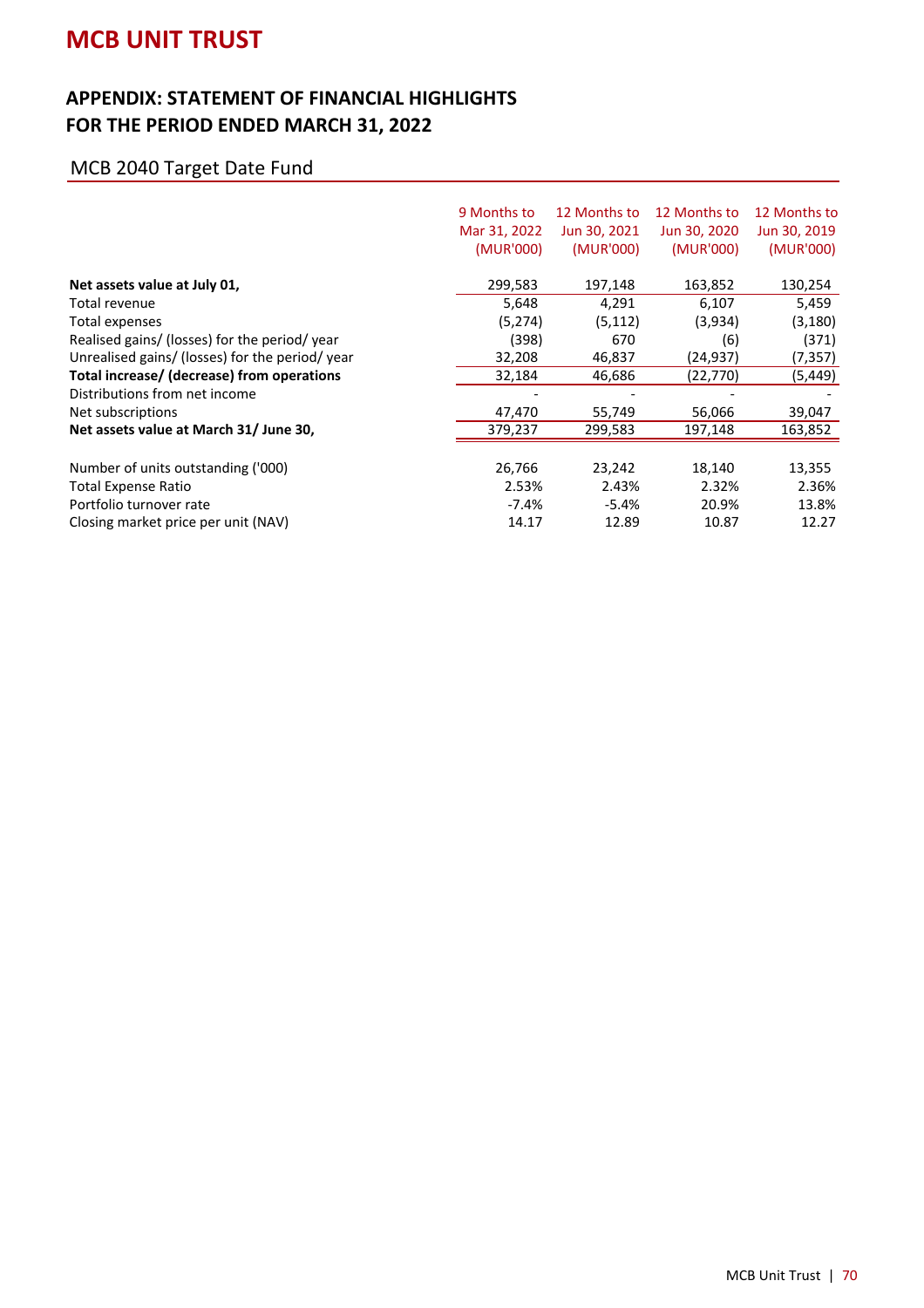# MCB UNIT TRUST

## APPENDIX: STATEMENT OF FINANCIAL HIGHLIGHTS FOR THE PERIOD ENDED MARCH 31, 2022

### MCB 2040 Target Date Fund

| | 9 Months to Mar 31, 2022 (MUR'000) | 12 Months to Jun 30, 2021 (MUR'000) | 12 Months to Jun 30, 2020 (MUR'000) | 12 Months to Jun 30, 2019 (MUR'000) |
|---|---|---|---|---|
| **Net assets value at July 01,** | 299,583 | 197,148 | 163,852 | 130,254 |
| Total revenue | 5,648 | 4,291 | 6,107 | 5,459 |
| Total expenses | (5,274) | (5,112) | (3,934) | (3,180) |
| Realised gains/ (losses) for the period/ year | (398) | 670 | (6) | (371) |
| Unrealised gains/ (losses) for the period/ year | 32,208 | 46,837 | (24,937) | (7,357) |
| **Total increase/ (decrease) from operations** | 32,184 | 46,686 | (22,770) | (5,449) |
| Distributions from net income | - | - | - | - |
| Net subscriptions | 47,470 | 55,749 | 56,066 | 39,047 |
| **Net assets value at March 31/ June 30,** | 379,237 | 299,583 | 197,148 | 163,852 |
| | | | | |
| Number of units outstanding ('000) | 26,766 | 23,242 | 18,140 | 13,355 |
| Total Expense Ratio | 2.53% | 2.43% | 2.32% | 2.36% |
| Portfolio turnover rate | -7.4% | -5.4% | 20.9% | 13.8% |
| Closing market price per unit (NAV) | 14.17 | 12.89 | 10.87 | 12.27 |